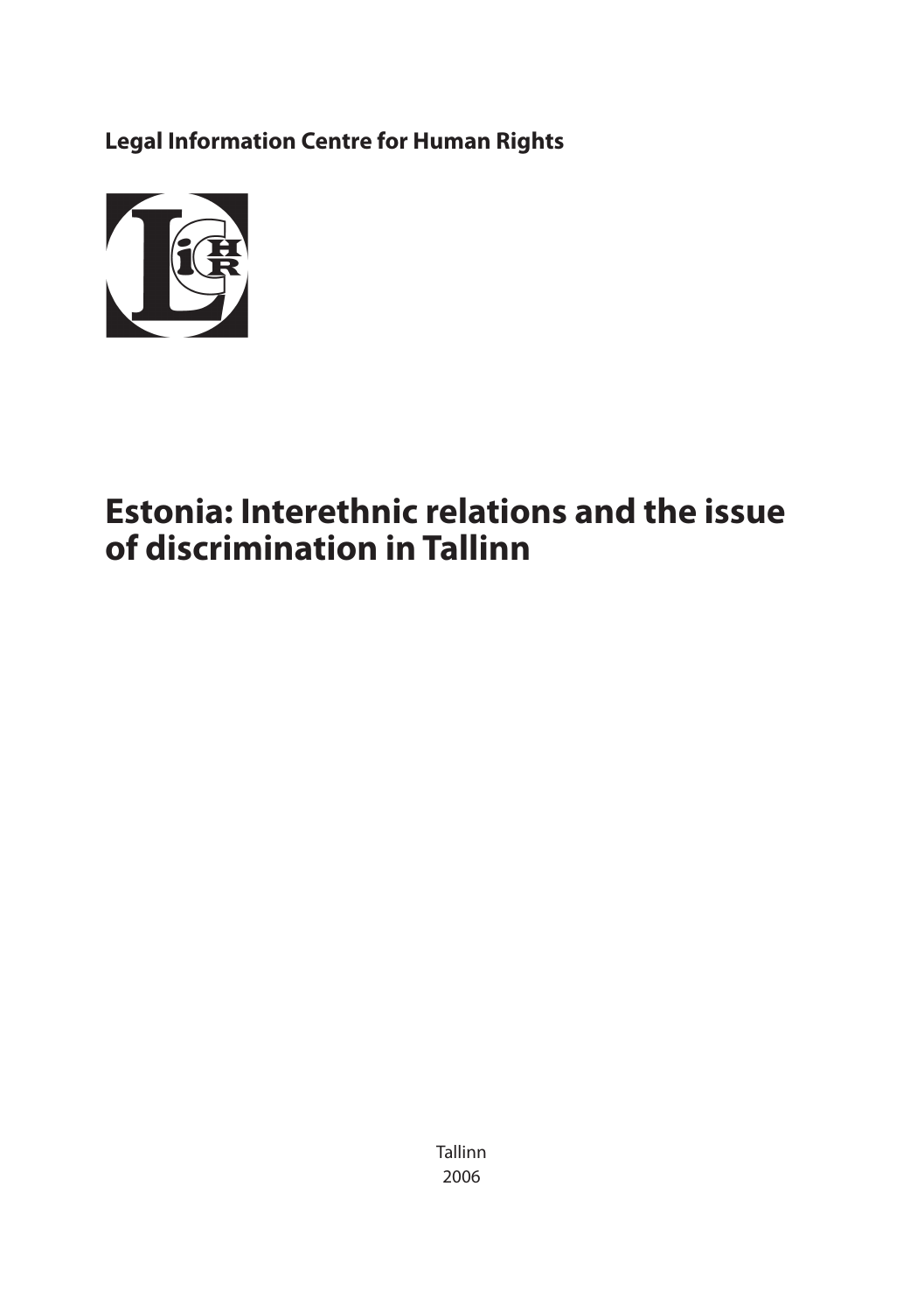**Legal Information Centre for Human Rights**

# Estonia: Interethnic relations and the issue of discrimination in Tallinn

Tallinn
2006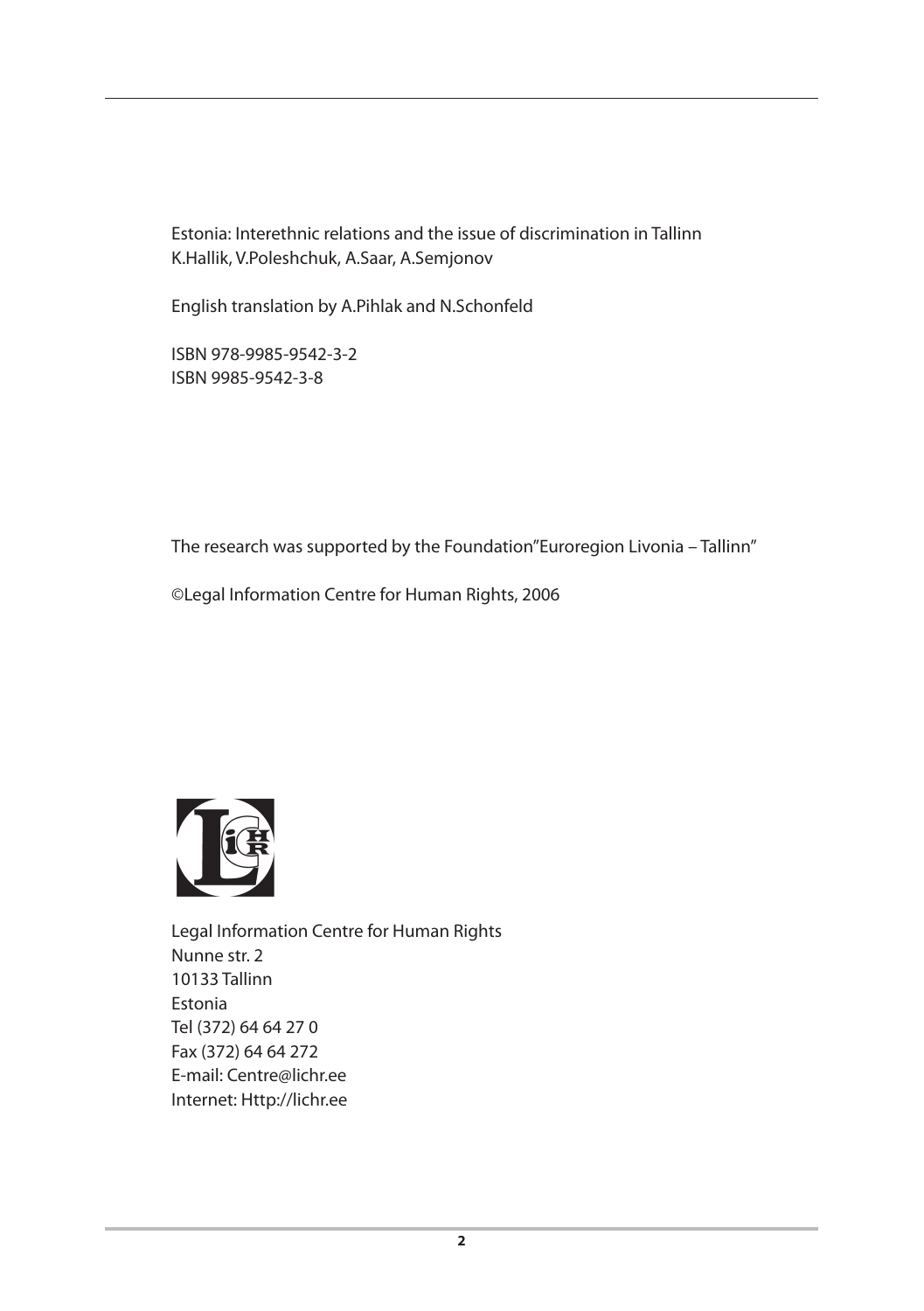Estonia: Interethnic relations and the issue of discrimination in Tallinn
K.Hallik, V.Poleshchuk, A.Saar, A.Semjonov

English translation by A.Pihlak and N.Schonfeld

ISBN 978-9985-9542-3-2
ISBN 9985-9542-3-8

The research was supported by the Foundation"Euroregion Livonia – Tallinn"

©Legal Information Centre for Human Rights, 2006

Legal Information Centre for Human Rights
Nunne str. 2
10133 Tallinn
Estonia
Tel (372) 64 64 27 0
Fax (372) 64 64 272
E-mail: Centre@lichr.ee
Internet: Http://lichr.ee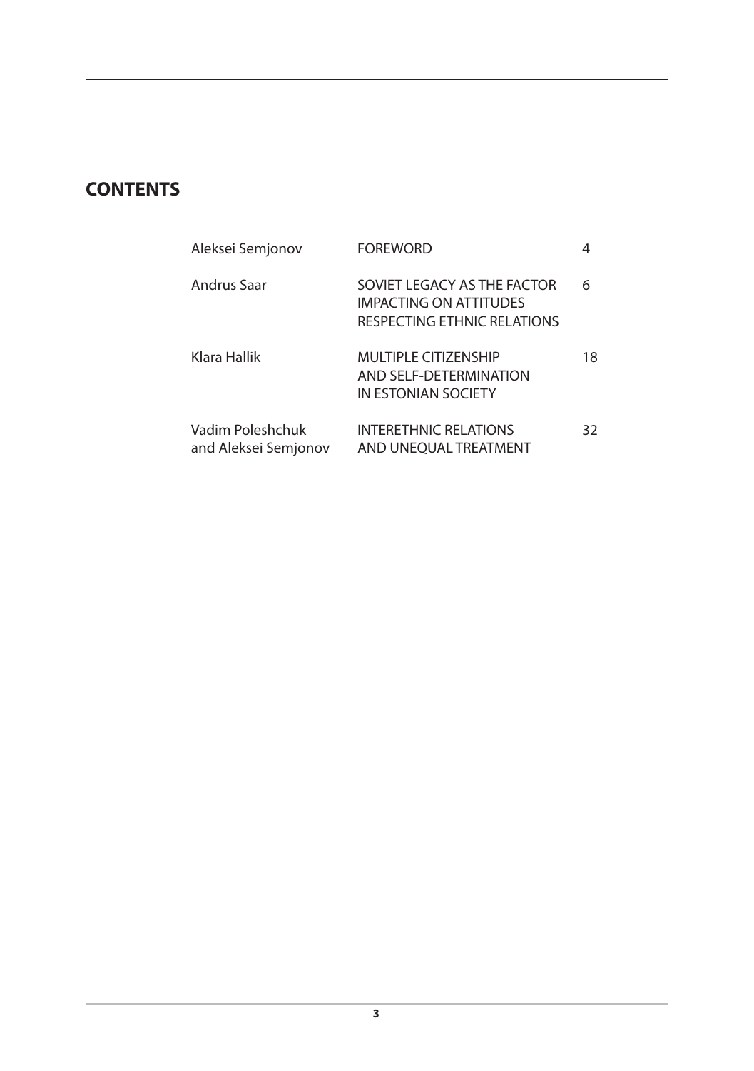## CONTENTS

| | | |
|---|---|---|
| Aleksei Semjonov | FOREWORD | 4 |
| Andrus Saar | SOVIET LEGACY AS THE FACTOR IMPACTING ON ATTITUDES RESPECTING ETHNIC RELATIONS | 6 |
| Klara Hallik | MULTIPLE CITIZENSHIP AND SELF-DETERMINATION IN ESTONIAN SOCIETY | 18 |
| Vadim Poleshchuk and Aleksei Semjonov | INTERETHNIC RELATIONS AND UNEQUAL TREATMENT | 32 |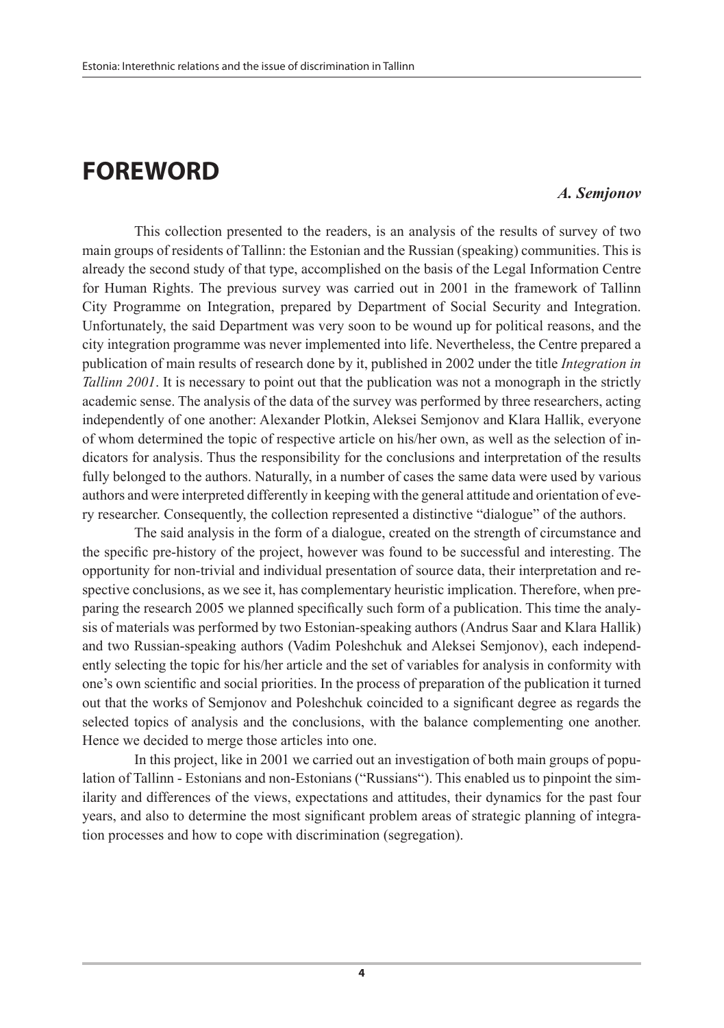# FOREWORD

***A. Semjonov***

This collection presented to the readers, is an analysis of the results of survey of two main groups of residents of Tallinn: the Estonian and the Russian (speaking) communities. This is already the second study of that type, accomplished on the basis of the Legal Information Centre for Human Rights. The previous survey was carried out in 2001 in the framework of Tallinn City Programme on Integration, prepared by Department of Social Security and Integration. Unfortunately, the said Department was very soon to be wound up for political reasons, and the city integration programme was never implemented into life. Nevertheless, the Centre prepared a publication of main results of research done by it, published in 2002 under the title *Integration in Tallinn 2001*. It is necessary to point out that the publication was not a monograph in the strictly academic sense. The analysis of the data of the survey was performed by three researchers, acting independently of one another: Alexander Plotkin, Aleksei Semjonov and Klara Hallik, everyone of whom determined the topic of respective article on his/her own, as well as the selection of indicators for analysis. Thus the responsibility for the conclusions and interpretation of the results fully belonged to the authors. Naturally, in a number of cases the same data were used by various authors and were interpreted differently in keeping with the general attitude and orientation of every researcher. Consequently, the collection represented a distinctive "dialogue" of the authors.

The said analysis in the form of a dialogue, created on the strength of circumstance and the specific pre-history of the project, however was found to be successful and interesting. The opportunity for non-trivial and individual presentation of source data, their interpretation and respective conclusions, as we see it, has complementary heuristic implication. Therefore, when preparing the research 2005 we planned specifically such form of a publication. This time the analysis of materials was performed by two Estonian-speaking authors (Andrus Saar and Klara Hallik) and two Russian-speaking authors (Vadim Poleshchuk and Aleksei Semjonov), each independently selecting the topic for his/her article and the set of variables for analysis in conformity with one's own scientific and social priorities. In the process of preparation of the publication it turned out that the works of Semjonov and Poleshchuk coincided to a significant degree as regards the selected topics of analysis and the conclusions, with the balance complementing one another. Hence we decided to merge those articles into one.

In this project, like in 2001 we carried out an investigation of both main groups of population of Tallinn - Estonians and non-Estonians ("Russians"). This enabled us to pinpoint the similarity and differences of the views, expectations and attitudes, their dynamics for the past four years, and also to determine the most significant problem areas of strategic planning of integration processes and how to cope with discrimination (segregation).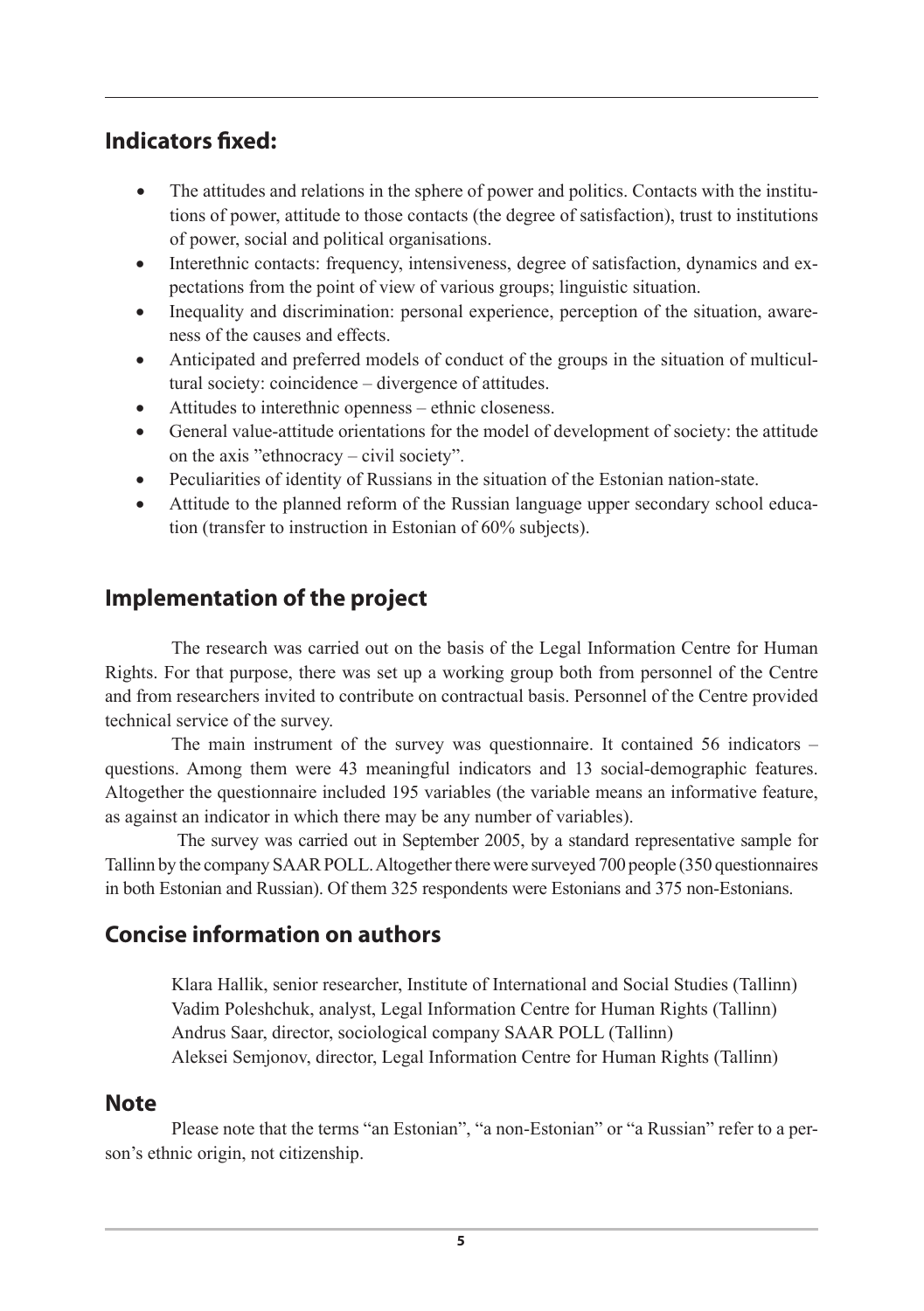## Indicators fixed:

- The attitudes and relations in the sphere of power and politics. Contacts with the institutions of power, attitude to those contacts (the degree of satisfaction), trust to institutions of power, social and political organisations.
- Interethnic contacts: frequency, intensiveness, degree of satisfaction, dynamics and expectations from the point of view of various groups; linguistic situation.
- Inequality and discrimination: personal experience, perception of the situation, awareness of the causes and effects.
- Anticipated and preferred models of conduct of the groups in the situation of multicultural society: coincidence – divergence of attitudes.
- Attitudes to interethnic openness – ethnic closeness.
- General value-attitude orientations for the model of development of society: the attitude on the axis "ethnocracy – civil society".
- Peculiarities of identity of Russians in the situation of the Estonian nation-state.
- Attitude to the planned reform of the Russian language upper secondary school education (transfer to instruction in Estonian of 60% subjects).

## Implementation of the project

The research was carried out on the basis of the Legal Information Centre for Human Rights. For that purpose, there was set up a working group both from personnel of the Centre and from researchers invited to contribute on contractual basis. Personnel of the Centre provided technical service of the survey.

The main instrument of the survey was questionnaire. It contained 56 indicators – questions. Among them were 43 meaningful indicators and 13 social-demographic features. Altogether the questionnaire included 195 variables (the variable means an informative feature, as against an indicator in which there may be any number of variables).

The survey was carried out in September 2005, by a standard representative sample for Tallinn by the company SAAR POLL. Altogether there were surveyed 700 people (350 questionnaires in both Estonian and Russian). Of them 325 respondents were Estonians and 375 non-Estonians.

## Concise information on authors

Klara Hallik, senior researcher, Institute of International and Social Studies (Tallinn)
Vadim Poleshchuk, analyst, Legal Information Centre for Human Rights (Tallinn)
Andrus Saar, director, sociological company SAAR POLL (Tallinn)
Aleksei Semjonov, director, Legal Information Centre for Human Rights (Tallinn)

## Note

Please note that the terms "an Estonian", "a non-Estonian" or "a Russian" refer to a person's ethnic origin, not citizenship.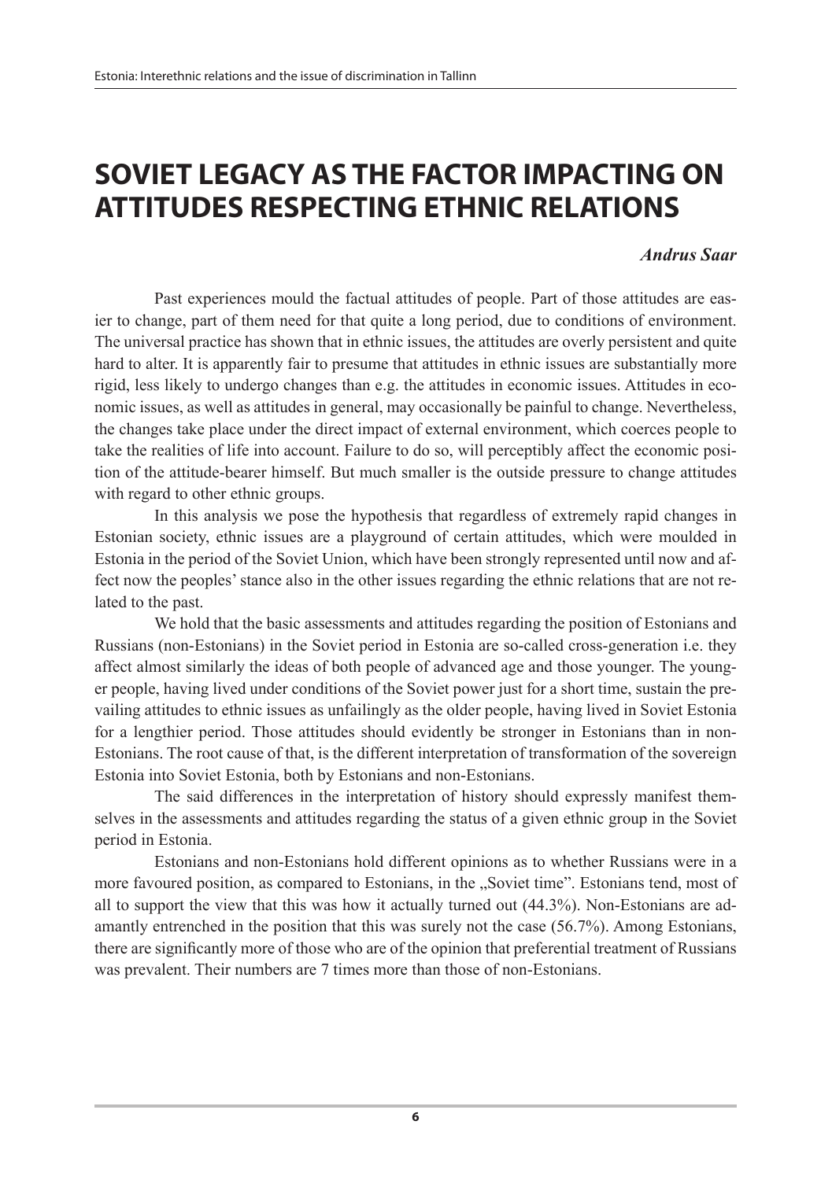# SOVIET LEGACY AS THE FACTOR IMPACTING ON ATTITUDES RESPECTING ETHNIC RELATIONS

***Andrus Saar***

Past experiences mould the factual attitudes of people. Part of those attitudes are easier to change, part of them need for that quite a long period, due to conditions of environment. The universal practice has shown that in ethnic issues, the attitudes are overly persistent and quite hard to alter. It is apparently fair to presume that attitudes in ethnic issues are substantially more rigid, less likely to undergo changes than e.g. the attitudes in economic issues. Attitudes in economic issues, as well as attitudes in general, may occasionally be painful to change. Nevertheless, the changes take place under the direct impact of external environment, which coerces people to take the realities of life into account. Failure to do so, will perceptibly affect the economic position of the attitude-bearer himself. But much smaller is the outside pressure to change attitudes with regard to other ethnic groups.

In this analysis we pose the hypothesis that regardless of extremely rapid changes in Estonian society, ethnic issues are a playground of certain attitudes, which were moulded in Estonia in the period of the Soviet Union, which have been strongly represented until now and affect now the peoples' stance also in the other issues regarding the ethnic relations that are not related to the past.

We hold that the basic assessments and attitudes regarding the position of Estonians and Russians (non-Estonians) in the Soviet period in Estonia are so-called cross-generation i.e. they affect almost similarly the ideas of both people of advanced age and those younger. The younger people, having lived under conditions of the Soviet power just for a short time, sustain the prevailing attitudes to ethnic issues as unfailingly as the older people, having lived in Soviet Estonia for a lengthier period. Those attitudes should evidently be stronger in Estonians than in non-Estonians. The root cause of that, is the different interpretation of transformation of the sovereign Estonia into Soviet Estonia, both by Estonians and non-Estonians.

The said differences in the interpretation of history should expressly manifest themselves in the assessments and attitudes regarding the status of a given ethnic group in the Soviet period in Estonia.

Estonians and non-Estonians hold different opinions as to whether Russians were in a more favoured position, as compared to Estonians, in the „Soviet time". Estonians tend, most of all to support the view that this was how it actually turned out (44.3%). Non-Estonians are adamantly entrenched in the position that this was surely not the case (56.7%). Among Estonians, there are significantly more of those who are of the opinion that preferential treatment of Russians was prevalent. Their numbers are 7 times more than those of non-Estonians.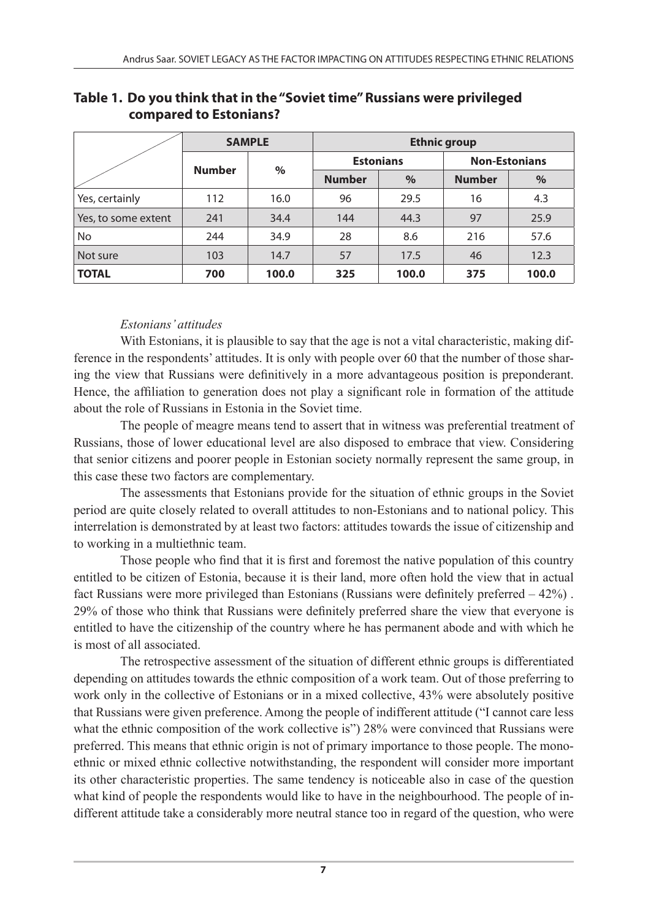**Table 1. Do you think that in the "Soviet time" Russians were privileged compared to Estonians?**

| | SAMPLE | | Ethnic group | | | |
|---|---|---|---|---|---|---|
| | | | Estonians | | Non-Estonians | |
| | Number | % | Number | % | Number | % |
| Yes, certainly | 112 | 16.0 | 96 | 29.5 | 16 | 4.3 |
| Yes, to some extent | 241 | 34.4 | 144 | 44.3 | 97 | 25.9 |
| No | 244 | 34.9 | 28 | 8.6 | 216 | 57.6 |
| Not sure | 103 | 14.7 | 57 | 17.5 | 46 | 12.3 |
| **TOTAL** | **700** | **100.0** | **325** | **100.0** | **375** | **100.0** |

*Estonians' attitudes*

With Estonians, it is plausible to say that the age is not a vital characteristic, making difference in the respondents' attitudes. It is only with people over 60 that the number of those sharing the view that Russians were definitively in a more advantageous position is preponderant. Hence, the affiliation to generation does not play a significant role in formation of the attitude about the role of Russians in Estonia in the Soviet time.

The people of meagre means tend to assert that in witness was preferential treatment of Russians, those of lower educational level are also disposed to embrace that view. Considering that senior citizens and poorer people in Estonian society normally represent the same group, in this case these two factors are complementary.

The assessments that Estonians provide for the situation of ethnic groups in the Soviet period are quite closely related to overall attitudes to non-Estonians and to national policy. This interrelation is demonstrated by at least two factors: attitudes towards the issue of citizenship and to working in a multiethnic team.

Those people who find that it is first and foremost the native population of this country entitled to be citizen of Estonia, because it is their land, more often hold the view that in actual fact Russians were more privileged than Estonians (Russians were definitely preferred – 42%) . 29% of those who think that Russians were definitely preferred share the view that everyone is entitled to have the citizenship of the country where he has permanent abode and with which he is most of all associated.

The retrospective assessment of the situation of different ethnic groups is differentiated depending on attitudes towards the ethnic composition of a work team. Out of those preferring to work only in the collective of Estonians or in a mixed collective, 43% were absolutely positive that Russians were given preference. Among the people of indifferent attitude ("I cannot care less what the ethnic composition of the work collective is") 28% were convinced that Russians were preferred. This means that ethnic origin is not of primary importance to those people. The mono-ethnic or mixed ethnic collective notwithstanding, the respondent will consider more important its other characteristic properties. The same tendency is noticeable also in case of the question what kind of people the respondents would like to have in the neighbourhood. The people of indifferent attitude take a considerably more neutral stance too in regard of the question, who were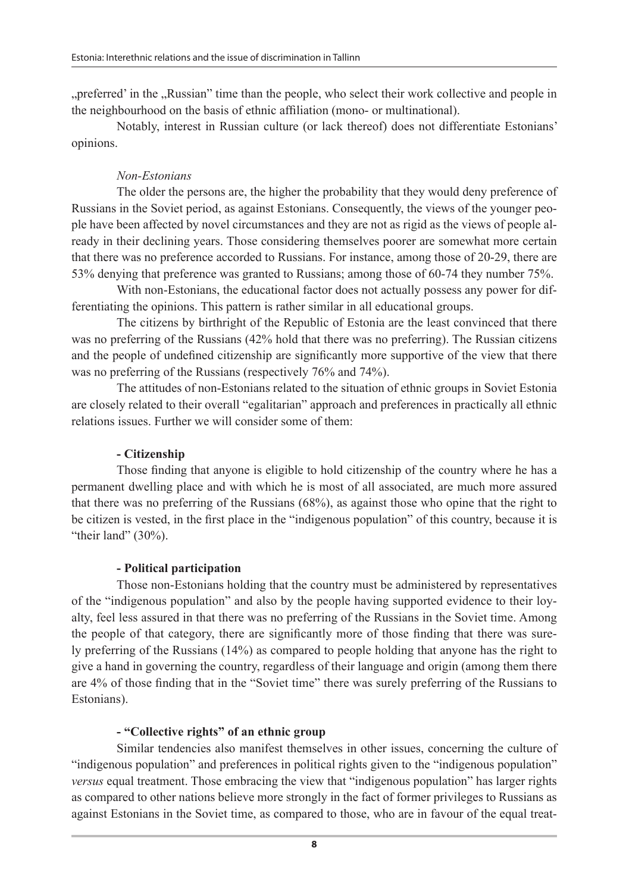„preferred' in the „Russian" time than the people, who select their work collective and people in the neighbourhood on the basis of ethnic affiliation (mono- or multinational).

Notably, interest in Russian culture (or lack thereof) does not differentiate Estonians' opinions.

*Non-Estonians*

The older the persons are, the higher the probability that they would deny preference of Russians in the Soviet period, as against Estonians. Consequently, the views of the younger people have been affected by novel circumstances and they are not as rigid as the views of people already in their declining years. Those considering themselves poorer are somewhat more certain that there was no preference accorded to Russians. For instance, among those of 20-29, there are 53% denying that preference was granted to Russians; among those of 60-74 they number 75%.

With non-Estonians, the educational factor does not actually possess any power for differentiating the opinions. This pattern is rather similar in all educational groups.

The citizens by birthright of the Republic of Estonia are the least convinced that there was no preferring of the Russians (42% hold that there was no preferring). The Russian citizens and the people of undefined citizenship are significantly more supportive of the view that there was no preferring of the Russians (respectively 76% and 74%).

The attitudes of non-Estonians related to the situation of ethnic groups in Soviet Estonia are closely related to their overall "egalitarian" approach and preferences in practically all ethnic relations issues. Further we will consider some of them:

**- Citizenship**

Those finding that anyone is eligible to hold citizenship of the country where he has a permanent dwelling place and with which he is most of all associated, are much more assured that there was no preferring of the Russians (68%), as against those who opine that the right to be citizen is vested, in the first place in the "indigenous population" of this country, because it is "their land" (30%).

**- Political participation**

Those non-Estonians holding that the country must be administered by representatives of the "indigenous population" and also by the people having supported evidence to their loyalty, feel less assured in that there was no preferring of the Russians in the Soviet time. Among the people of that category, there are significantly more of those finding that there was surely preferring of the Russians (14%) as compared to people holding that anyone has the right to give a hand in governing the country, regardless of their language and origin (among them there are 4% of those finding that in the "Soviet time" there was surely preferring of the Russians to Estonians).

**- "Collective rights" of an ethnic group**

Similar tendencies also manifest themselves in other issues, concerning the culture of "indigenous population" and preferences in political rights given to the "indigenous population" *versus* equal treatment. Those embracing the view that "indigenous population" has larger rights as compared to other nations believe more strongly in the fact of former privileges to Russians as against Estonians in the Soviet time, as compared to those, who are in favour of the equal treat-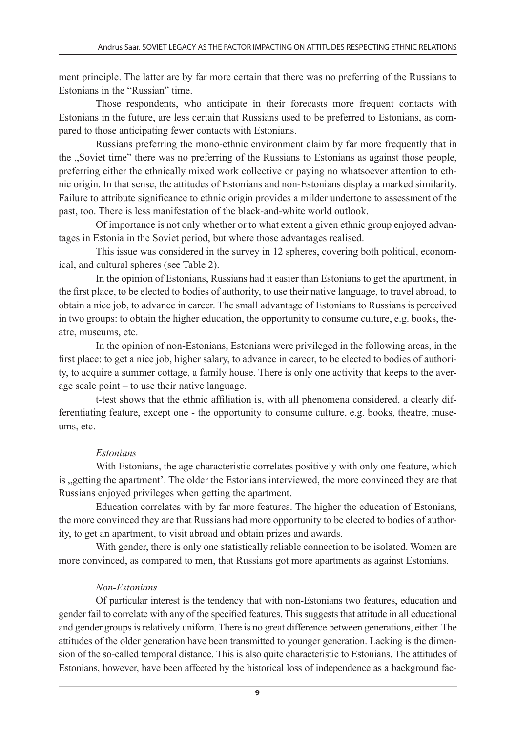ment principle. The latter are by far more certain that there was no preferring of the Russians to Estonians in the "Russian" time.

Those respondents, who anticipate in their forecasts more frequent contacts with Estonians in the future, are less certain that Russians used to be preferred to Estonians, as compared to those anticipating fewer contacts with Estonians.

Russians preferring the mono-ethnic environment claim by far more frequently that in the „Soviet time" there was no preferring of the Russians to Estonians as against those people, preferring either the ethnically mixed work collective or paying no whatsoever attention to ethnic origin. In that sense, the attitudes of Estonians and non-Estonians display a marked similarity. Failure to attribute significance to ethnic origin provides a milder undertone to assessment of the past, too. There is less manifestation of the black-and-white world outlook.

Of importance is not only whether or to what extent a given ethnic group enjoyed advantages in Estonia in the Soviet period, but where those advantages realised.

This issue was considered in the survey in 12 spheres, covering both political, economical, and cultural spheres (see Table 2).

In the opinion of Estonians, Russians had it easier than Estonians to get the apartment, in the first place, to be elected to bodies of authority, to use their native language, to travel abroad, to obtain a nice job, to advance in career. The small advantage of Estonians to Russians is perceived in two groups: to obtain the higher education, the opportunity to consume culture, e.g. books, theatre, museums, etc.

In the opinion of non-Estonians, Estonians were privileged in the following areas, in the first place: to get a nice job, higher salary, to advance in career, to be elected to bodies of authority, to acquire a summer cottage, a family house. There is only one activity that keeps to the average scale point – to use their native language.

t-test shows that the ethnic affiliation is, with all phenomena considered, a clearly differentiating feature, except one - the opportunity to consume culture, e.g. books, theatre, museums, etc.

*Estonians*

With Estonians, the age characteristic correlates positively with only one feature, which is „getting the apartment'. The older the Estonians interviewed, the more convinced they are that Russians enjoyed privileges when getting the apartment.

Education correlates with by far more features. The higher the education of Estonians, the more convinced they are that Russians had more opportunity to be elected to bodies of authority, to get an apartment, to visit abroad and obtain prizes and awards.

With gender, there is only one statistically reliable connection to be isolated. Women are more convinced, as compared to men, that Russians got more apartments as against Estonians.

*Non-Estonians*

Of particular interest is the tendency that with non-Estonians two features, education and gender fail to correlate with any of the specified features. This suggests that attitude in all educational and gender groups is relatively uniform. There is no great difference between generations, either. The attitudes of the older generation have been transmitted to younger generation. Lacking is the dimension of the so-called temporal distance. This is also quite characteristic to Estonians. The attitudes of Estonians, however, have been affected by the historical loss of independence as a background fac-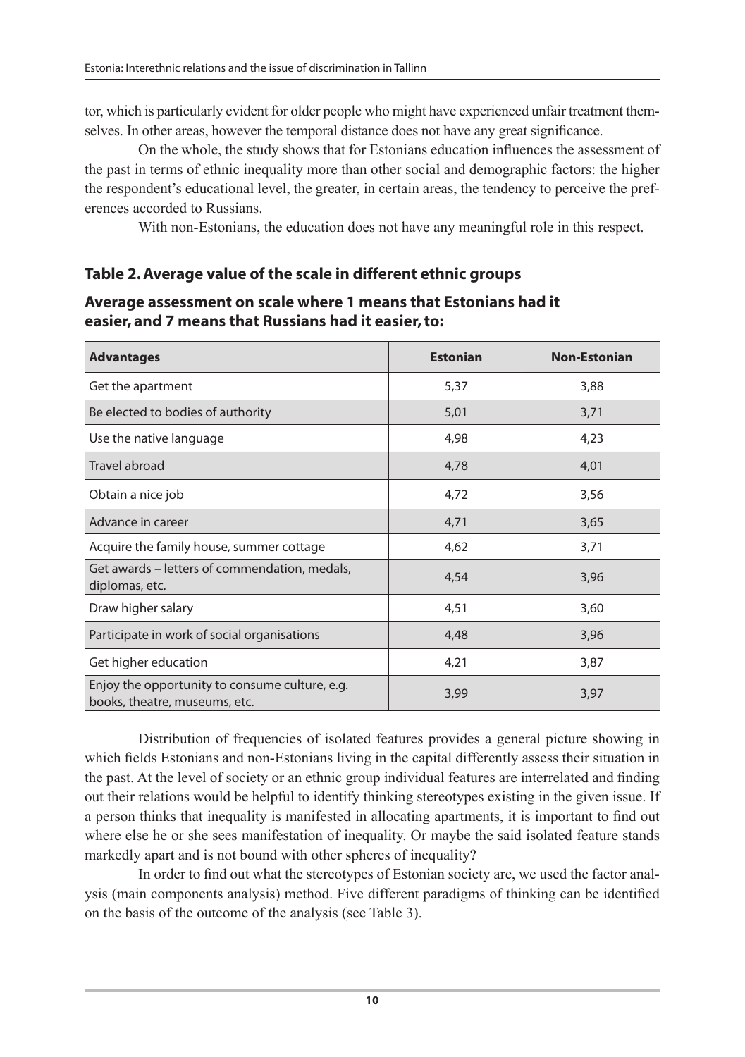tor, which is particularly evident for older people who might have experienced unfair treatment themselves. In other areas, however the temporal distance does not have any great significance.

On the whole, the study shows that for Estonians education influences the assessment of the past in terms of ethnic inequality more than other social and demographic factors: the higher the respondent's educational level, the greater, in certain areas, the tendency to perceive the preferences accorded to Russians.

With non-Estonians, the education does not have any meaningful role in this respect.

## Table 2. Average value of the scale in different ethnic groups

**Average assessment on scale where 1 means that Estonians had it easier, and 7 means that Russians had it easier, to:**

| Advantages | Estonian | Non-Estonian |
|---|---|---|
| Get the apartment | 5,37 | 3,88 |
| Be elected to bodies of authority | 5,01 | 3,71 |
| Use the native language | 4,98 | 4,23 |
| Travel abroad | 4,78 | 4,01 |
| Obtain a nice job | 4,72 | 3,56 |
| Advance in career | 4,71 | 3,65 |
| Acquire the family house, summer cottage | 4,62 | 3,71 |
| Get awards – letters of commendation, medals, diplomas, etc. | 4,54 | 3,96 |
| Draw higher salary | 4,51 | 3,60 |
| Participate in work of social organisations | 4,48 | 3,96 |
| Get higher education | 4,21 | 3,87 |
| Enjoy the opportunity to consume culture, e.g. books, theatre, museums, etc. | 3,99 | 3,97 |

Distribution of frequencies of isolated features provides a general picture showing in which fields Estonians and non-Estonians living in the capital differently assess their situation in the past. At the level of society or an ethnic group individual features are interrelated and finding out their relations would be helpful to identify thinking stereotypes existing in the given issue. If a person thinks that inequality is manifested in allocating apartments, it is important to find out where else he or she sees manifestation of inequality. Or maybe the said isolated feature stands markedly apart and is not bound with other spheres of inequality?

In order to find out what the stereotypes of Estonian society are, we used the factor analysis (main components analysis) method. Five different paradigms of thinking can be identified on the basis of the outcome of the analysis (see Table 3).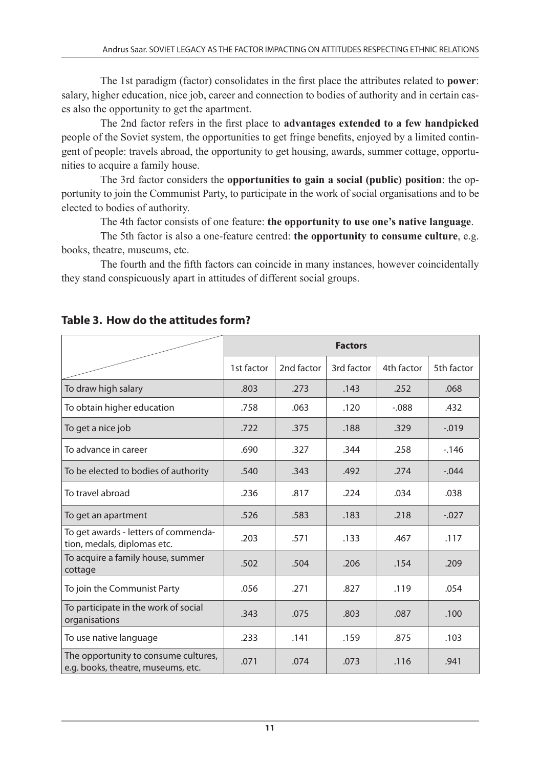The 1st paradigm (factor) consolidates in the first place the attributes related to **power**: salary, higher education, nice job, career and connection to bodies of authority and in certain cases also the opportunity to get the apartment.

The 2nd factor refers in the first place to **advantages extended to a few handpicked** people of the Soviet system, the opportunities to get fringe benefits, enjoyed by a limited contingent of people: travels abroad, the opportunity to get housing, awards, summer cottage, opportunities to acquire a family house.

The 3rd factor considers the **opportunities to gain a social (public) position**: the opportunity to join the Communist Party, to participate in the work of social organisations and to be elected to bodies of authority.

The 4th factor consists of one feature: **the opportunity to use one's native language**.

The 5th factor is also a one-feature centred: **the opportunity to consume culture**, e.g. books, theatre, museums, etc.

The fourth and the fifth factors can coincide in many instances, however coincidentally they stand conspicuously apart in attitudes of different social groups.

## Table 3. How do the attitudes form?

| | Factors | | | | |
|---|---|---|---|---|---|
| | 1st factor | 2nd factor | 3rd factor | 4th factor | 5th factor |
| To draw high salary | .803 | .273 | .143 | .252 | .068 |
| To obtain higher education | .758 | .063 | .120 | -.088 | .432 |
| To get a nice job | .722 | .375 | .188 | .329 | -.019 |
| To advance in career | .690 | .327 | .344 | .258 | -.146 |
| To be elected to bodies of authority | .540 | .343 | .492 | .274 | -.044 |
| To travel abroad | .236 | .817 | .224 | .034 | .038 |
| To get an apartment | .526 | .583 | .183 | .218 | -.027 |
| To get awards - letters of commendation, medals, diplomas etc. | .203 | .571 | .133 | .467 | .117 |
| To acquire a family house, summer cottage | .502 | .504 | .206 | .154 | .209 |
| To join the Communist Party | .056 | .271 | .827 | .119 | .054 |
| To participate in the work of social organisations | .343 | .075 | .803 | .087 | .100 |
| To use native language | .233 | .141 | .159 | .875 | .103 |
| The opportunity to consume cultures, e.g. books, theatre, museums, etc. | .071 | .074 | .073 | .116 | .941 |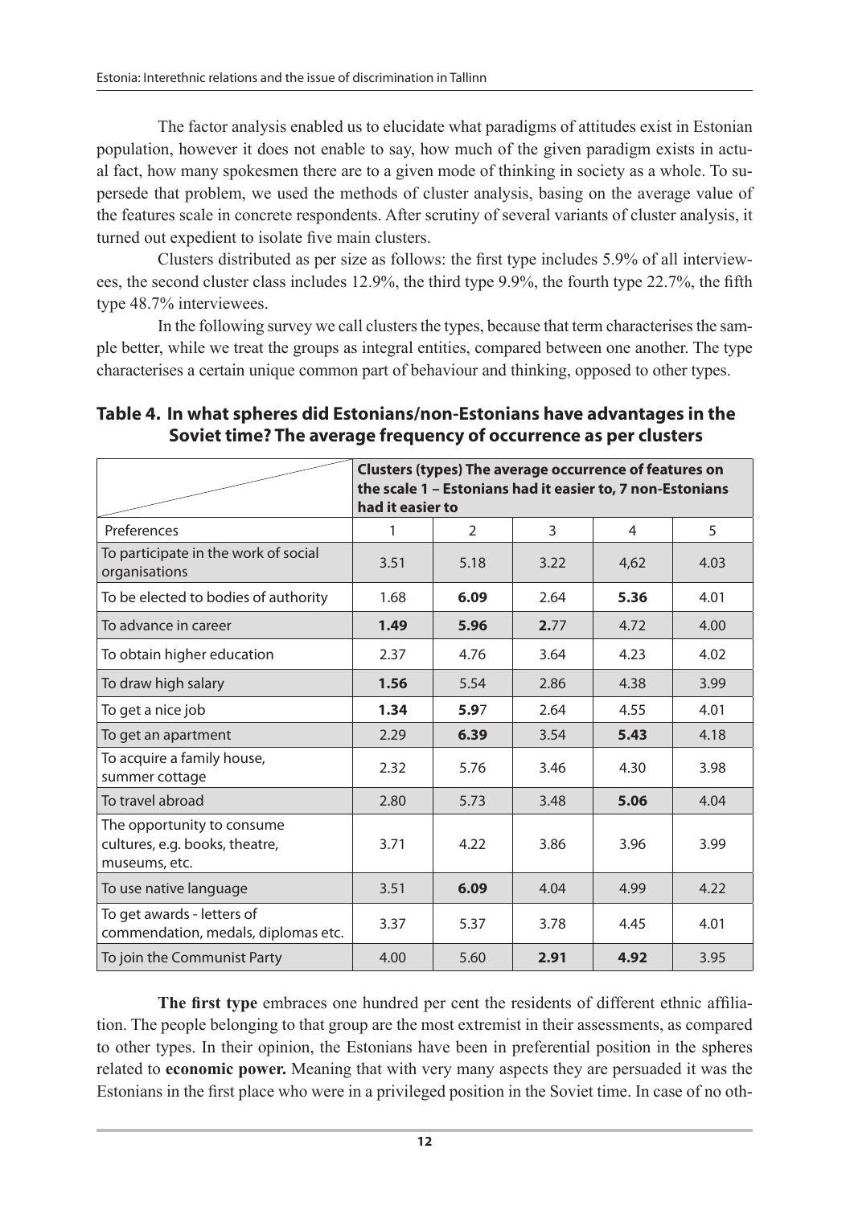The factor analysis enabled us to elucidate what paradigms of attitudes exist in Estonian population, however it does not enable to say, how much of the given paradigm exists in actual fact, how many spokesmen there are to a given mode of thinking in society as a whole. To supersede that problem, we used the methods of cluster analysis, basing on the average value of the features scale in concrete respondents. After scrutiny of several variants of cluster analysis, it turned out expedient to isolate five main clusters.

Clusters distributed as per size as follows: the first type includes 5.9% of all interviewees, the second cluster class includes 12.9%, the third type 9.9%, the fourth type 22.7%, the fifth type 48.7% interviewees.

In the following survey we call clusters the types, because that term characterises the sample better, while we treat the groups as integral entities, compared between one another. The type characterises a certain unique common part of behaviour and thinking, opposed to other types.

**Table 4. In what spheres did Estonians/non-Estonians have advantages in the Soviet time? The average frequency of occurrence as per clusters**

| | **Clusters (types) The average occurrence of features on the scale 1 – Estonians had it easier to, 7 non-Estonians had it easier to** | | | | |
|---|---|---|---|---|---|
| Preferences | 1 | 2 | 3 | 4 | 5 |
| To participate in the work of social organisations | 3.51 | 5.18 | 3.22 | 4,62 | 4.03 |
| To be elected to bodies of authority | 1.68 | **6.09** | 2.64 | **5.36** | 4.01 |
| To advance in career | **1.49** | **5.96** | **2.**77 | 4.72 | 4.00 |
| To obtain higher education | 2.37 | 4.76 | 3.64 | 4.23 | 4.02 |
| To draw high salary | **1.56** | 5.54 | 2.86 | 4.38 | 3.99 |
| To get a nice job | **1.34** | **5.9**7 | 2.64 | 4.55 | 4.01 |
| To get an apartment | 2.29 | **6.39** | 3.54 | **5.43** | 4.18 |
| To acquire a family house, summer cottage | 2.32 | 5.76 | 3.46 | 4.30 | 3.98 |
| To travel abroad | 2.80 | 5.73 | 3.48 | **5.06** | 4.04 |
| The opportunity to consume cultures, e.g. books, theatre, museums, etc. | 3.71 | 4.22 | 3.86 | 3.96 | 3.99 |
| To use native language | 3.51 | **6.09** | 4.04 | 4.99 | 4.22 |
| To get awards - letters of commendation, medals, diplomas etc. | 3.37 | 5.37 | 3.78 | 4.45 | 4.01 |
| To join the Communist Party | 4.00 | 5.60 | **2.91** | **4.92** | 3.95 |

**The first type** embraces one hundred per cent the residents of different ethnic affiliation. The people belonging to that group are the most extremist in their assessments, as compared to other types. In their opinion, the Estonians have been in preferential position in the spheres related to **economic power.** Meaning that with very many aspects they are persuaded it was the Estonians in the first place who were in a privileged position in the Soviet time. In case of no oth-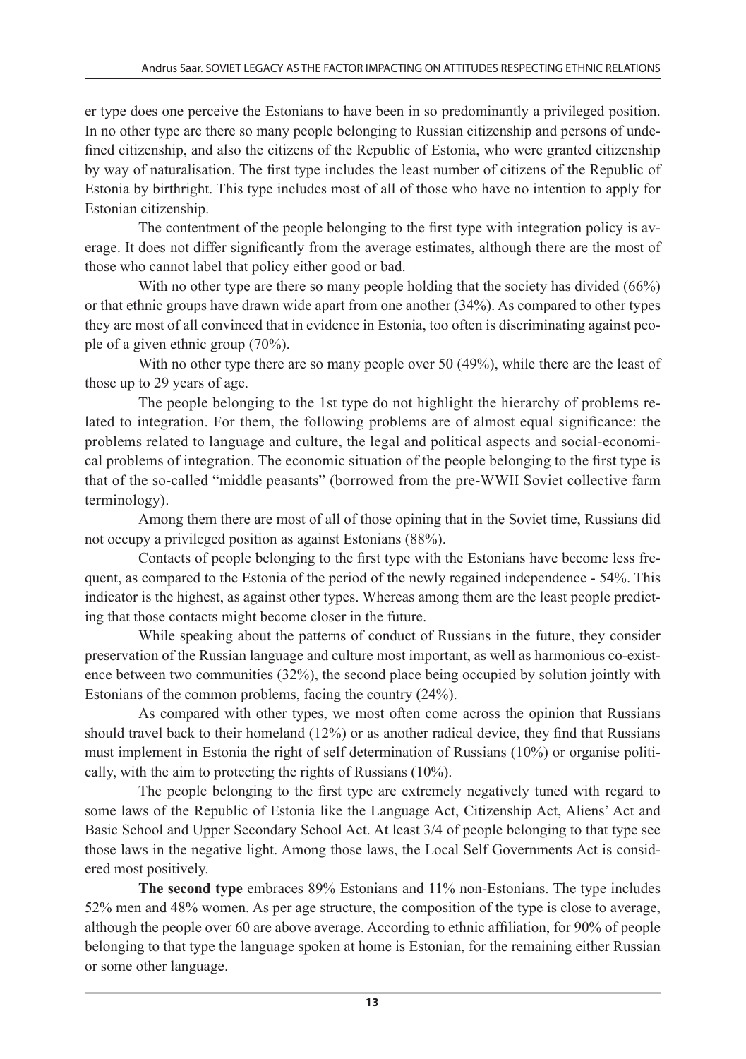er type does one perceive the Estonians to have been in so predominantly a privileged position. In no other type are there so many people belonging to Russian citizenship and persons of undefined citizenship, and also the citizens of the Republic of Estonia, who were granted citizenship by way of naturalisation. The first type includes the least number of citizens of the Republic of Estonia by birthright. This type includes most of all of those who have no intention to apply for Estonian citizenship.

The contentment of the people belonging to the first type with integration policy is average. It does not differ significantly from the average estimates, although there are the most of those who cannot label that policy either good or bad.

With no other type are there so many people holding that the society has divided (66%) or that ethnic groups have drawn wide apart from one another (34%). As compared to other types they are most of all convinced that in evidence in Estonia, too often is discriminating against people of a given ethnic group (70%).

With no other type there are so many people over 50 (49%), while there are the least of those up to 29 years of age.

The people belonging to the 1st type do not highlight the hierarchy of problems related to integration. For them, the following problems are of almost equal significance: the problems related to language and culture, the legal and political aspects and social-economical problems of integration. The economic situation of the people belonging to the first type is that of the so-called "middle peasants" (borrowed from the pre-WWII Soviet collective farm terminology).

Among them there are most of all of those opining that in the Soviet time, Russians did not occupy a privileged position as against Estonians (88%).

Contacts of people belonging to the first type with the Estonians have become less frequent, as compared to the Estonia of the period of the newly regained independence - 54%. This indicator is the highest, as against other types. Whereas among them are the least people predicting that those contacts might become closer in the future.

While speaking about the patterns of conduct of Russians in the future, they consider preservation of the Russian language and culture most important, as well as harmonious co-existence between two communities (32%), the second place being occupied by solution jointly with Estonians of the common problems, facing the country (24%).

As compared with other types, we most often come across the opinion that Russians should travel back to their homeland (12%) or as another radical device, they find that Russians must implement in Estonia the right of self determination of Russians (10%) or organise politically, with the aim to protecting the rights of Russians (10%).

The people belonging to the first type are extremely negatively tuned with regard to some laws of the Republic of Estonia like the Language Act, Citizenship Act, Aliens' Act and Basic School and Upper Secondary School Act. At least 3/4 of people belonging to that type see those laws in the negative light. Among those laws, the Local Self Governments Act is considered most positively.

**The second type** embraces 89% Estonians and 11% non-Estonians. The type includes 52% men and 48% women. As per age structure, the composition of the type is close to average, although the people over 60 are above average. According to ethnic affiliation, for 90% of people belonging to that type the language spoken at home is Estonian, for the remaining either Russian or some other language.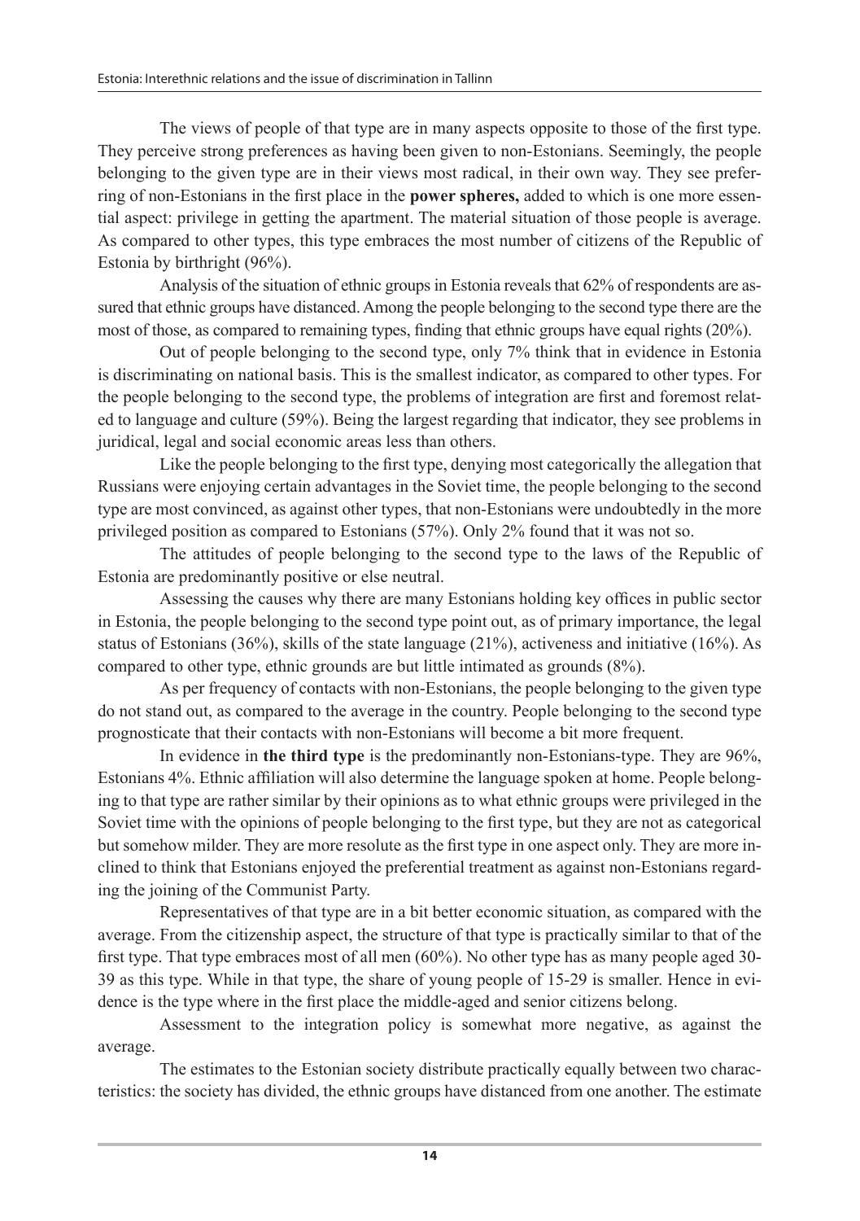The views of people of that type are in many aspects opposite to those of the first type. They perceive strong preferences as having been given to non-Estonians. Seemingly, the people belonging to the given type are in their views most radical, in their own way. They see preferring of non-Estonians in the first place in the **power spheres,** added to which is one more essential aspect: privilege in getting the apartment. The material situation of those people is average. As compared to other types, this type embraces the most number of citizens of the Republic of Estonia by birthright (96%).

Analysis of the situation of ethnic groups in Estonia reveals that 62% of respondents are assured that ethnic groups have distanced. Among the people belonging to the second type there are the most of those, as compared to remaining types, finding that ethnic groups have equal rights (20%).

Out of people belonging to the second type, only 7% think that in evidence in Estonia is discriminating on national basis. This is the smallest indicator, as compared to other types. For the people belonging to the second type, the problems of integration are first and foremost related to language and culture (59%). Being the largest regarding that indicator, they see problems in juridical, legal and social economic areas less than others.

Like the people belonging to the first type, denying most categorically the allegation that Russians were enjoying certain advantages in the Soviet time, the people belonging to the second type are most convinced, as against other types, that non-Estonians were undoubtedly in the more privileged position as compared to Estonians (57%). Only 2% found that it was not so.

The attitudes of people belonging to the second type to the laws of the Republic of Estonia are predominantly positive or else neutral.

Assessing the causes why there are many Estonians holding key offices in public sector in Estonia, the people belonging to the second type point out, as of primary importance, the legal status of Estonians (36%), skills of the state language (21%), activeness and initiative (16%). As compared to other type, ethnic grounds are but little intimated as grounds (8%).

As per frequency of contacts with non-Estonians, the people belonging to the given type do not stand out, as compared to the average in the country. People belonging to the second type prognosticate that their contacts with non-Estonians will become a bit more frequent.

In evidence in **the third type** is the predominantly non-Estonians-type. They are 96%, Estonians 4%. Ethnic affiliation will also determine the language spoken at home. People belonging to that type are rather similar by their opinions as to what ethnic groups were privileged in the Soviet time with the opinions of people belonging to the first type, but they are not as categorical but somehow milder. They are more resolute as the first type in one aspect only. They are more inclined to think that Estonians enjoyed the preferential treatment as against non-Estonians regarding the joining of the Communist Party.

Representatives of that type are in a bit better economic situation, as compared with the average. From the citizenship aspect, the structure of that type is practically similar to that of the first type. That type embraces most of all men (60%). No other type has as many people aged 30-39 as this type. While in that type, the share of young people of 15-29 is smaller. Hence in evidence is the type where in the first place the middle-aged and senior citizens belong.

Assessment to the integration policy is somewhat more negative, as against the average.

The estimates to the Estonian society distribute practically equally between two characteristics: the society has divided, the ethnic groups have distanced from one another. The estimate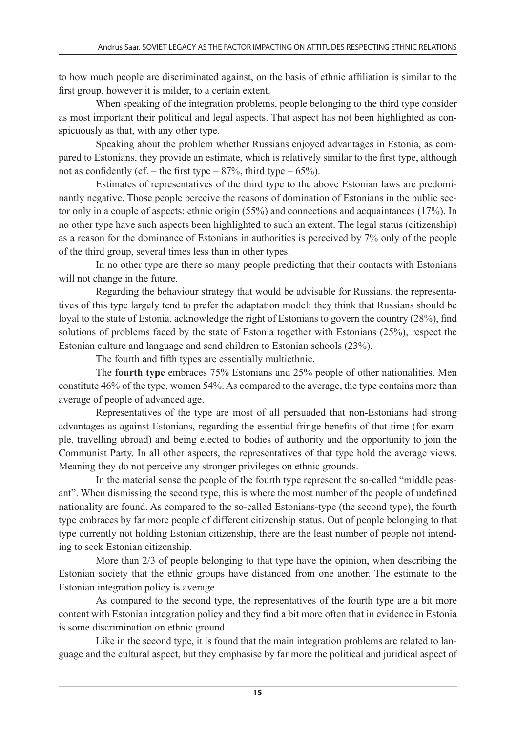to how much people are discriminated against, on the basis of ethnic affiliation is similar to the first group, however it is milder, to a certain extent.

When speaking of the integration problems, people belonging to the third type consider as most important their political and legal aspects. That aspect has not been highlighted as conspicuously as that, with any other type.

Speaking about the problem whether Russians enjoyed advantages in Estonia, as compared to Estonians, they provide an estimate, which is relatively similar to the first type, although not as confidently (cf. – the first type – 87%, third type – 65%).

Estimates of representatives of the third type to the above Estonian laws are predominantly negative. Those people perceive the reasons of domination of Estonians in the public sector only in a couple of aspects: ethnic origin (55%) and connections and acquaintances (17%). In no other type have such aspects been highlighted to such an extent. The legal status (citizenship) as a reason for the dominance of Estonians in authorities is perceived by 7% only of the people of the third group, several times less than in other types.

In no other type are there so many people predicting that their contacts with Estonians will not change in the future.

Regarding the behaviour strategy that would be advisable for Russians, the representatives of this type largely tend to prefer the adaptation model: they think that Russians should be loyal to the state of Estonia, acknowledge the right of Estonians to govern the country (28%), find solutions of problems faced by the state of Estonia together with Estonians (25%), respect the Estonian culture and language and send children to Estonian schools (23%).

The fourth and fifth types are essentially multiethnic.

The **fourth type** embraces 75% Estonians and 25% people of other nationalities. Men constitute 46% of the type, women 54%. As compared to the average, the type contains more than average of people of advanced age.

Representatives of the type are most of all persuaded that non-Estonians had strong advantages as against Estonians, regarding the essential fringe benefits of that time (for example, travelling abroad) and being elected to bodies of authority and the opportunity to join the Communist Party. In all other aspects, the representatives of that type hold the average views. Meaning they do not perceive any stronger privileges on ethnic grounds.

In the material sense the people of the fourth type represent the so-called "middle peasant". When dismissing the second type, this is where the most number of the people of undefined nationality are found. As compared to the so-called Estonians-type (the second type), the fourth type embraces by far more people of different citizenship status. Out of people belonging to that type currently not holding Estonian citizenship, there are the least number of people not intending to seek Estonian citizenship.

More than 2/3 of people belonging to that type have the opinion, when describing the Estonian society that the ethnic groups have distanced from one another. The estimate to the Estonian integration policy is average.

As compared to the second type, the representatives of the fourth type are a bit more content with Estonian integration policy and they find a bit more often that in evidence in Estonia is some discrimination on ethnic ground.

Like in the second type, it is found that the main integration problems are related to language and the cultural aspect, but they emphasise by far more the political and juridical aspect of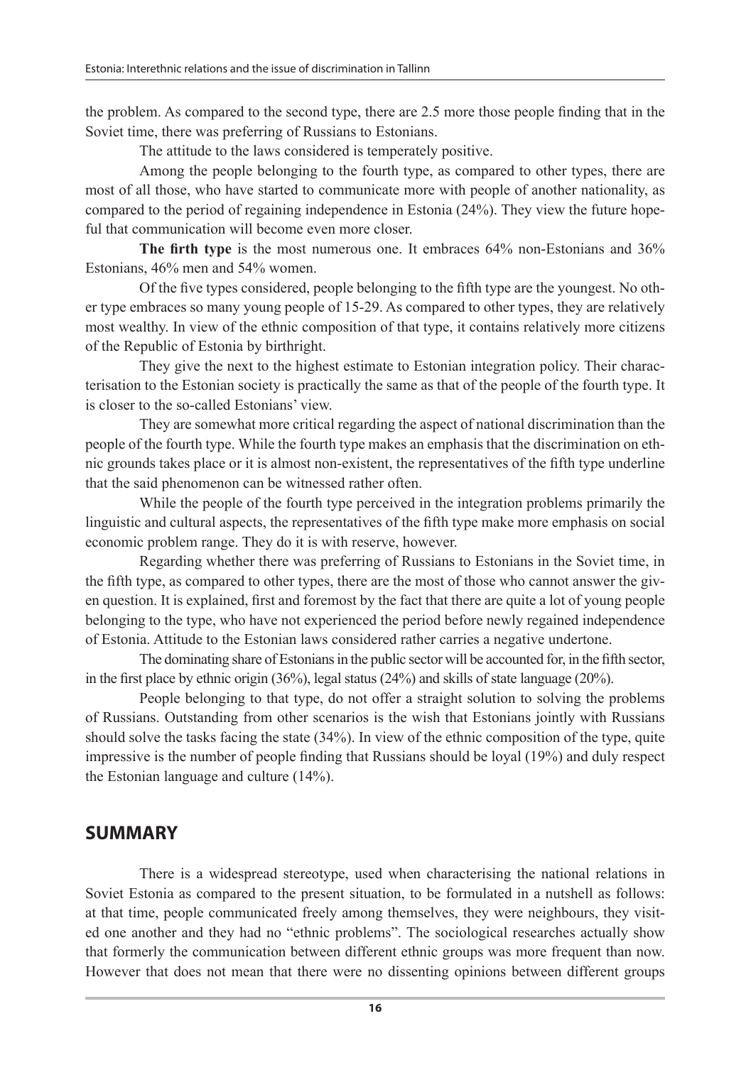the problem. As compared to the second type, there are 2.5 more those people finding that in the Soviet time, there was preferring of Russians to Estonians.

The attitude to the laws considered is temperately positive.

Among the people belonging to the fourth type, as compared to other types, there are most of all those, who have started to communicate more with people of another nationality, as compared to the period of regaining independence in Estonia (24%). They view the future hopeful that communication will become even more closer.

**The firth type** is the most numerous one. It embraces 64% non-Estonians and 36% Estonians, 46% men and 54% women.

Of the five types considered, people belonging to the fifth type are the youngest. No other type embraces so many young people of 15-29. As compared to other types, they are relatively most wealthy. In view of the ethnic composition of that type, it contains relatively more citizens of the Republic of Estonia by birthright.

They give the next to the highest estimate to Estonian integration policy. Their characterisation to the Estonian society is practically the same as that of the people of the fourth type. It is closer to the so-called Estonians' view.

They are somewhat more critical regarding the aspect of national discrimination than the people of the fourth type. While the fourth type makes an emphasis that the discrimination on ethnic grounds takes place or it is almost non-existent, the representatives of the fifth type underline that the said phenomenon can be witnessed rather often.

While the people of the fourth type perceived in the integration problems primarily the linguistic and cultural aspects, the representatives of the fifth type make more emphasis on social economic problem range. They do it is with reserve, however.

Regarding whether there was preferring of Russians to Estonians in the Soviet time, in the fifth type, as compared to other types, there are the most of those who cannot answer the given question. It is explained, first and foremost by the fact that there are quite a lot of young people belonging to the type, who have not experienced the period before newly regained independence of Estonia. Attitude to the Estonian laws considered rather carries a negative undertone.

The dominating share of Estonians in the public sector will be accounted for, in the fifth sector, in the first place by ethnic origin (36%), legal status (24%) and skills of state language (20%).

People belonging to that type, do not offer a straight solution to solving the problems of Russians. Outstanding from other scenarios is the wish that Estonians jointly with Russians should solve the tasks facing the state (34%). In view of the ethnic composition of the type, quite impressive is the number of people finding that Russians should be loyal (19%) and duly respect the Estonian language and culture (14%).

## SUMMARY

There is a widespread stereotype, used when characterising the national relations in Soviet Estonia as compared to the present situation, to be formulated in a nutshell as follows: at that time, people communicated freely among themselves, they were neighbours, they visited one another and they had no "ethnic problems". The sociological researches actually show that formerly the communication between different ethnic groups was more frequent than now. However that does not mean that there were no dissenting opinions between different groups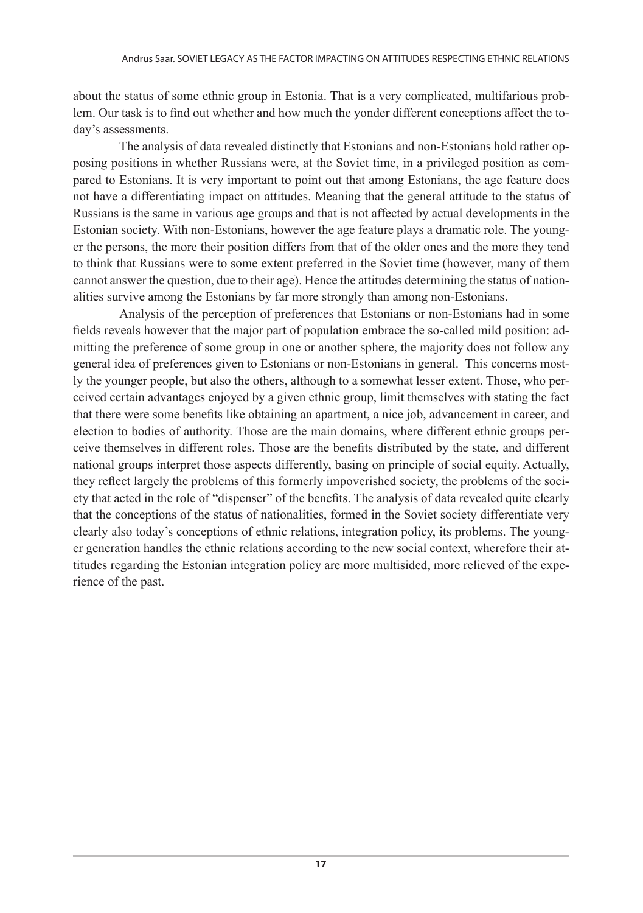about the status of some ethnic group in Estonia. That is a very complicated, multifarious problem. Our task is to find out whether and how much the yonder different conceptions affect the today's assessments.

The analysis of data revealed distinctly that Estonians and non-Estonians hold rather opposing positions in whether Russians were, at the Soviet time, in a privileged position as compared to Estonians. It is very important to point out that among Estonians, the age feature does not have a differentiating impact on attitudes. Meaning that the general attitude to the status of Russians is the same in various age groups and that is not affected by actual developments in the Estonian society. With non-Estonians, however the age feature plays a dramatic role. The younger the persons, the more their position differs from that of the older ones and the more they tend to think that Russians were to some extent preferred in the Soviet time (however, many of them cannot answer the question, due to their age). Hence the attitudes determining the status of nationalities survive among the Estonians by far more strongly than among non-Estonians.

Analysis of the perception of preferences that Estonians or non-Estonians had in some fields reveals however that the major part of population embrace the so-called mild position: admitting the preference of some group in one or another sphere, the majority does not follow any general idea of preferences given to Estonians or non-Estonians in general. This concerns mostly the younger people, but also the others, although to a somewhat lesser extent. Those, who perceived certain advantages enjoyed by a given ethnic group, limit themselves with stating the fact that there were some benefits like obtaining an apartment, a nice job, advancement in career, and election to bodies of authority. Those are the main domains, where different ethnic groups perceive themselves in different roles. Those are the benefits distributed by the state, and different national groups interpret those aspects differently, basing on principle of social equity. Actually, they reflect largely the problems of this formerly impoverished society, the problems of the society that acted in the role of "dispenser" of the benefits. The analysis of data revealed quite clearly that the conceptions of the status of nationalities, formed in the Soviet society differentiate very clearly also today's conceptions of ethnic relations, integration policy, its problems. The younger generation handles the ethnic relations according to the new social context, wherefore their attitudes regarding the Estonian integration policy are more multisided, more relieved of the experience of the past.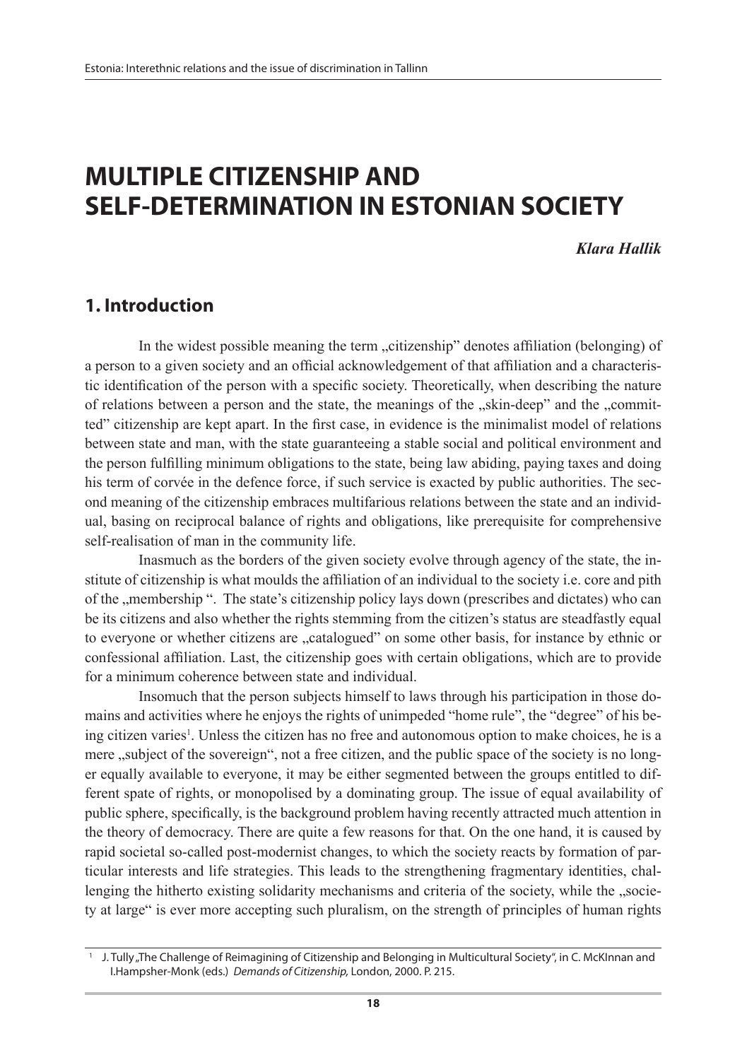# MULTIPLE CITIZENSHIP AND SELF-DETERMINATION IN ESTONIAN SOCIETY

***Klara Hallik***

## 1. Introduction

In the widest possible meaning the term „citizenship" denotes affiliation (belonging) of a person to a given society and an official acknowledgement of that affiliation and a characteristic identification of the person with a specific society. Theoretically, when describing the nature of relations between a person and the state, the meanings of the „skin-deep" and the „committed" citizenship are kept apart. In the first case, in evidence is the minimalist model of relations between state and man, with the state guaranteeing a stable social and political environment and the person fulfilling minimum obligations to the state, being law abiding, paying taxes and doing his term of corvée in the defence force, if such service is exacted by public authorities. The second meaning of the citizenship embraces multifarious relations between the state and an individual, basing on reciprocal balance of rights and obligations, like prerequisite for comprehensive self-realisation of man in the community life.

Inasmuch as the borders of the given society evolve through agency of the state, the institute of citizenship is what moulds the affiliation of an individual to the society i.e. core and pith of the „membership ". The state's citizenship policy lays down (prescribes and dictates) who can be its citizens and also whether the rights stemming from the citizen's status are steadfastly equal to everyone or whether citizens are „catalogued" on some other basis, for instance by ethnic or confessional affiliation. Last, the citizenship goes with certain obligations, which are to provide for a minimum coherence between state and individual.

Insomuch that the person subjects himself to laws through his participation in those domains and activities where he enjoys the rights of unimpeded "home rule", the "degree" of his being citizen varies[1]. Unless the citizen has no free and autonomous option to make choices, he is a mere „subject of the sovereign", not a free citizen, and the public space of the society is no longer equally available to everyone, it may be either segmented between the groups entitled to different spate of rights, or monopolised by a dominating group. The issue of equal availability of public sphere, specifically, is the background problem having recently attracted much attention in the theory of democracy. There are quite a few reasons for that. On the one hand, it is caused by rapid societal so-called post-modernist changes, to which the society reacts by formation of particular interests and life strategies. This leads to the strengthening fragmentary identities, challenging the hitherto existing solidarity mechanisms and criteria of the society, while the „society at large" is ever more accepting such pluralism, on the strength of principles of human rights

---

[1] J. Tully „The Challenge of Reimagining of Citizenship and Belonging in Multicultural Society", in C. McKInnan and I.Hampsher-Monk (eds.) *Demands of Citizenship,* London, 2000. P. 215.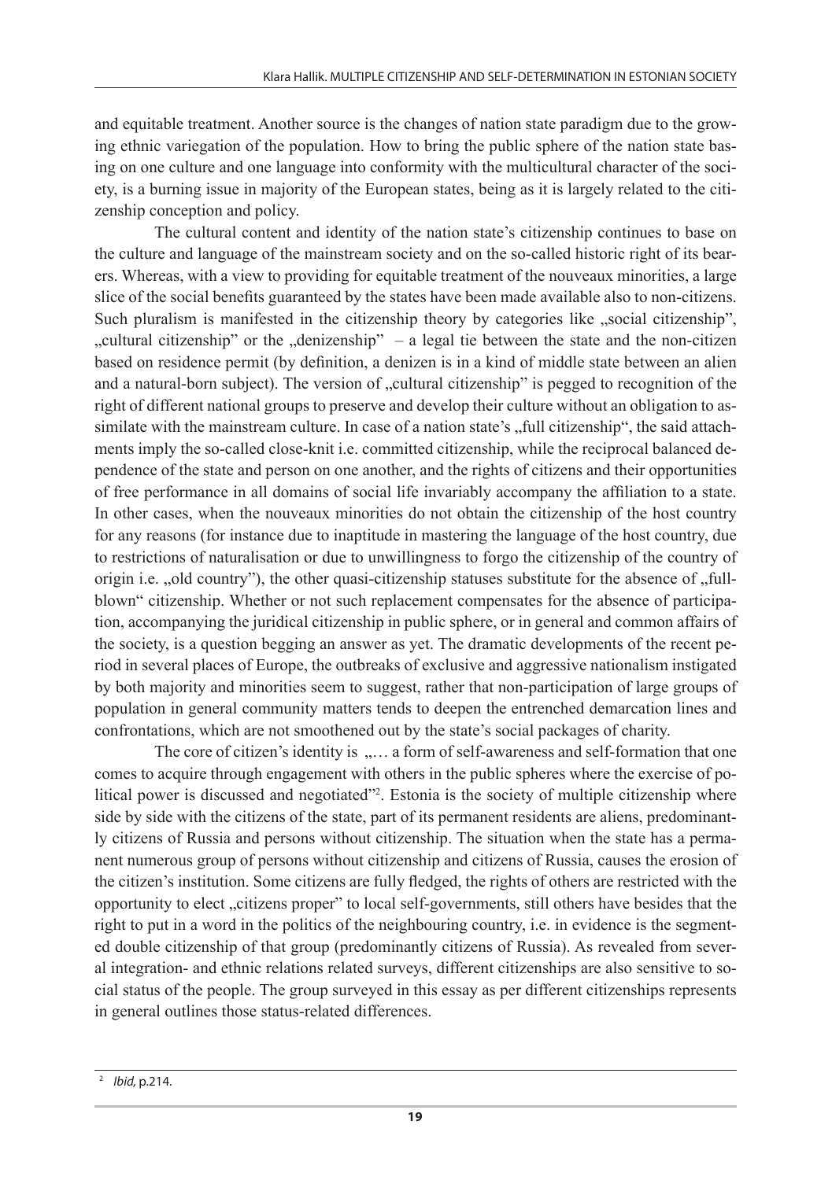and equitable treatment. Another source is the changes of nation state paradigm due to the growing ethnic variegation of the population. How to bring the public sphere of the nation state basing on one culture and one language into conformity with the multicultural character of the society, is a burning issue in majority of the European states, being as it is largely related to the citizenship conception and policy.

The cultural content and identity of the nation state's citizenship continues to base on the culture and language of the mainstream society and on the so-called historic right of its bearers. Whereas, with a view to providing for equitable treatment of the nouveaux minorities, a large slice of the social benefits guaranteed by the states have been made available also to non-citizens. Such pluralism is manifested in the citizenship theory by categories like „social citizenship", „cultural citizenship" or the „denizenship" – a legal tie between the state and the non-citizen based on residence permit (by definition, a denizen is in a kind of middle state between an alien and a natural-born subject). The version of „cultural citizenship" is pegged to recognition of the right of different national groups to preserve and develop their culture without an obligation to assimilate with the mainstream culture. In case of a nation state's „full citizenship", the said attachments imply the so-called close-knit i.e. committed citizenship, while the reciprocal balanced dependence of the state and person on one another, and the rights of citizens and their opportunities of free performance in all domains of social life invariably accompany the affiliation to a state. In other cases, when the nouveaux minorities do not obtain the citizenship of the host country for any reasons (for instance due to inaptitude in mastering the language of the host country, due to restrictions of naturalisation or due to unwillingness to forgo the citizenship of the country of origin i.e. „old country"), the other quasi-citizenship statuses substitute for the absence of „full-blown" citizenship. Whether or not such replacement compensates for the absence of participation, accompanying the juridical citizenship in public sphere, or in general and common affairs of the society, is a question begging an answer as yet. The dramatic developments of the recent period in several places of Europe, the outbreaks of exclusive and aggressive nationalism instigated by both majority and minorities seem to suggest, rather that non-participation of large groups of population in general community matters tends to deepen the entrenched demarcation lines and confrontations, which are not smoothened out by the state's social packages of charity.

The core of citizen's identity is „… a form of self-awareness and self-formation that one comes to acquire through engagement with others in the public spheres where the exercise of political power is discussed and negotiated"[2]. Estonia is the society of multiple citizenship where side by side with the citizens of the state, part of its permanent residents are aliens, predominantly citizens of Russia and persons without citizenship. The situation when the state has a permanent numerous group of persons without citizenship and citizens of Russia, causes the erosion of the citizen's institution. Some citizens are fully fledged, the rights of others are restricted with the opportunity to elect „citizens proper" to local self-governments, still others have besides that the right to put in a word in the politics of the neighbouring country, i.e. in evidence is the segmented double citizenship of that group (predominantly citizens of Russia). As revealed from several integration- and ethnic relations related surveys, different citizenships are also sensitive to social status of the people. The group surveyed in this essay as per different citizenships represents in general outlines those status-related differences.

---

[2] *Ibid,* p.214.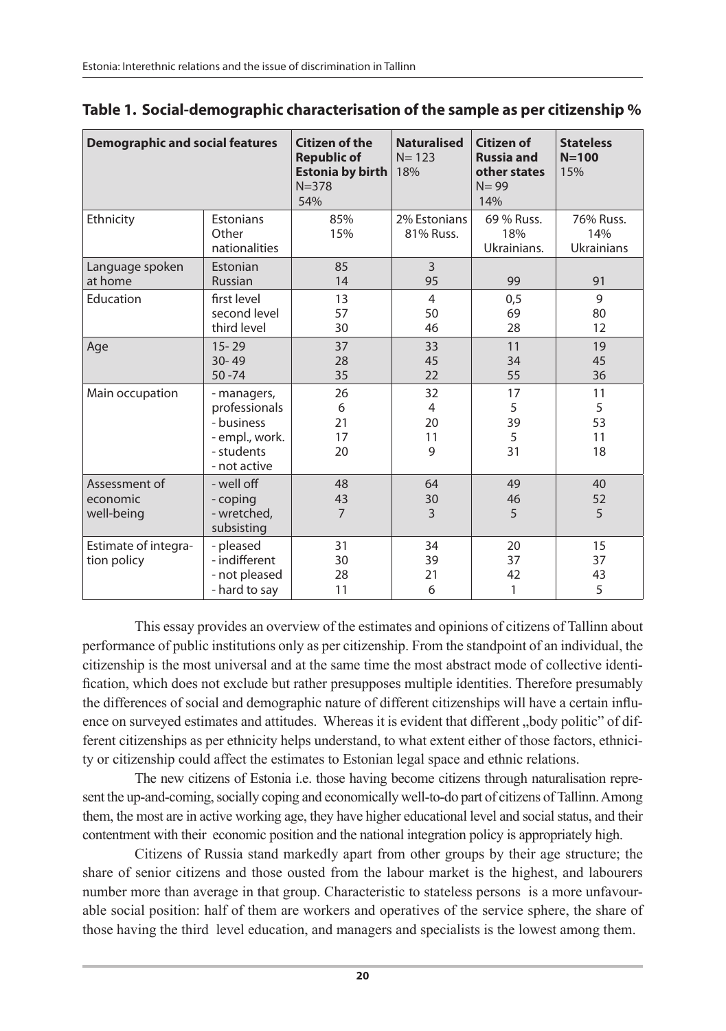## Table 1. Social-demographic characterisation of the sample as per citizenship %

| Demographic and social features | | Citizen of the Republic of Estonia by birth N=378 54% | Naturalised N= 123 18% | Citizen of Russia and other states N= 99 14% | Stateless N=100 15% |
|---|---|---|---|---|---|
| Ethnicity | Estonians<br>Other nationalities | 85%<br>15% | 2% Estonians<br>81% Russ. | 69 % Russ.<br>18% Ukrainians. | 76% Russ.<br>14% Ukrainians |
| Language spoken at home | Estonian<br>Russian | 85<br>14 | 3<br>95 | <br>99 | <br>91 |
| Education | first level<br>second level<br>third level | 13<br>57<br>30 | 4<br>50<br>46 | 0,5<br>69<br>28 | 9<br>80<br>12 |
| Age | 15- 29<br>30- 49<br>50 -74 | 37<br>28<br>35 | 33<br>45<br>22 | 11<br>34<br>55 | 19<br>45<br>36 |
| Main occupation | - managers, professionals<br>- business<br>- empl., work.<br>- students<br>- not active | 26<br>6<br>21<br>17<br>20 | 32<br>4<br>20<br>11<br>9 | 17<br>5<br>39<br>5<br>31 | 11<br>5<br>53<br>11<br>18 |
| Assessment of economic well-being | - well off<br>- coping<br>- wretched, subsisting | 48<br>43<br>7 | 64<br>30<br>3 | 49<br>46<br>5 | 40<br>52<br>5 |
| Estimate of integration policy | - pleased<br>- indifferent<br>- not pleased<br>- hard to say | 31<br>30<br>28<br>11 | 34<br>39<br>21<br>6 | 20<br>37<br>42<br>1 | 15<br>37<br>43<br>5 |

This essay provides an overview of the estimates and opinions of citizens of Tallinn about performance of public institutions only as per citizenship. From the standpoint of an individual, the citizenship is the most universal and at the same time the most abstract mode of collective identification, which does not exclude but rather presupposes multiple identities. Therefore presumably the differences of social and demographic nature of different citizenships will have a certain influence on surveyed estimates and attitudes. Whereas it is evident that different „body politic" of different citizenships as per ethnicity helps understand, to what extent either of those factors, ethnicity or citizenship could affect the estimates to Estonian legal space and ethnic relations.

The new citizens of Estonia i.e. those having become citizens through naturalisation represent the up-and-coming, socially coping and economically well-to-do part of citizens of Tallinn. Among them, the most are in active working age, they have higher educational level and social status, and their contentment with their economic position and the national integration policy is appropriately high.

Citizens of Russia stand markedly apart from other groups by their age structure; the share of senior citizens and those ousted from the labour market is the highest, and labourers number more than average in that group. Characteristic to stateless persons is a more unfavourable social position: half of them are workers and operatives of the service sphere, the share of those having the third level education, and managers and specialists is the lowest among them.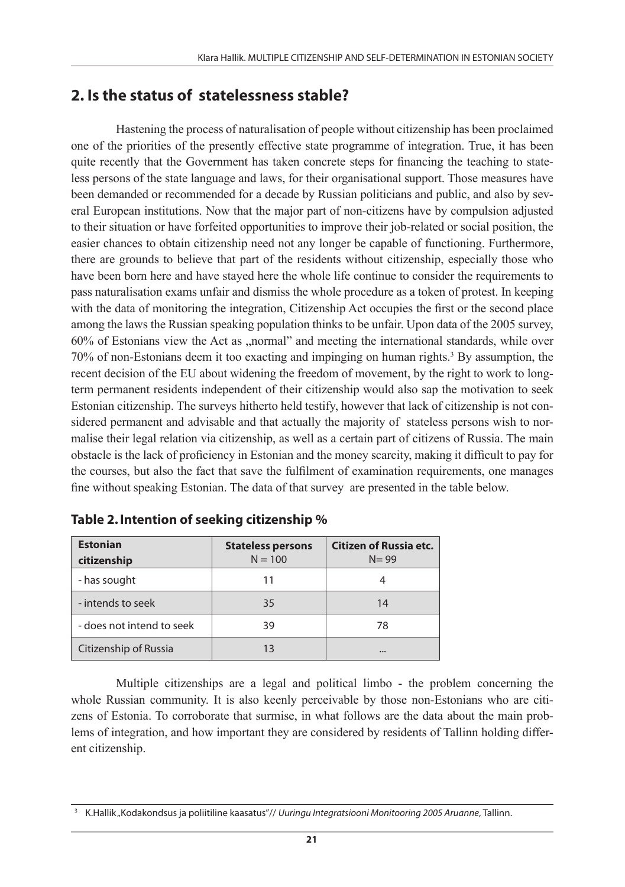## 2. Is the status of statelessness stable?

Hastening the process of naturalisation of people without citizenship has been proclaimed one of the priorities of the presently effective state programme of integration. True, it has been quite recently that the Government has taken concrete steps for financing the teaching to stateless persons of the state language and laws, for their organisational support. Those measures have been demanded or recommended for a decade by Russian politicians and public, and also by several European institutions. Now that the major part of non-citizens have by compulsion adjusted to their situation or have forfeited opportunities to improve their job-related or social position, the easier chances to obtain citizenship need not any longer be capable of functioning. Furthermore, there are grounds to believe that part of the residents without citizenship, especially those who have been born here and have stayed here the whole life continue to consider the requirements to pass naturalisation exams unfair and dismiss the whole procedure as a token of protest. In keeping with the data of monitoring the integration, Citizenship Act occupies the first or the second place among the laws the Russian speaking population thinks to be unfair. Upon data of the 2005 survey, 60% of Estonians view the Act as „normal" and meeting the international standards, while over 70% of non-Estonians deem it too exacting and impinging on human rights.[3] By assumption, the recent decision of the EU about widening the freedom of movement, by the right to work to long-term permanent residents independent of their citizenship would also sap the motivation to seek Estonian citizenship. The surveys hitherto held testify, however that lack of citizenship is not considered permanent and advisable and that actually the majority of stateless persons wish to normalise their legal relation via citizenship, as well as a certain part of citizens of Russia. The main obstacle is the lack of proficiency in Estonian and the money scarcity, making it difficult to pay for the courses, but also the fact that save the fulfilment of examination requirements, one manages fine without speaking Estonian. The data of that survey are presented in the table below.

**Table 2. Intention of seeking citizenship %**

| Estonian citizenship | Stateless persons N = 100 | Citizen of Russia etc. N= 99 |
|---|---|---|
| - has sought | 11 | 4 |
| - intends to seek | 35 | 14 |
| - does not intend to seek | 39 | 78 |
| Citizenship of Russia | 13 | ... |

Multiple citizenships are a legal and political limbo - the problem concerning the whole Russian community. It is also keenly perceivable by those non-Estonians who are citizens of Estonia. To corroborate that surmise, in what follows are the data about the main problems of integration, and how important they are considered by residents of Tallinn holding different citizenship.

[3] K.Hallik „Kodakondsus ja poliitiline kaasatus"// *Uuringu Integratsiooni Monitooring 2005 Aruanne*, Tallinn.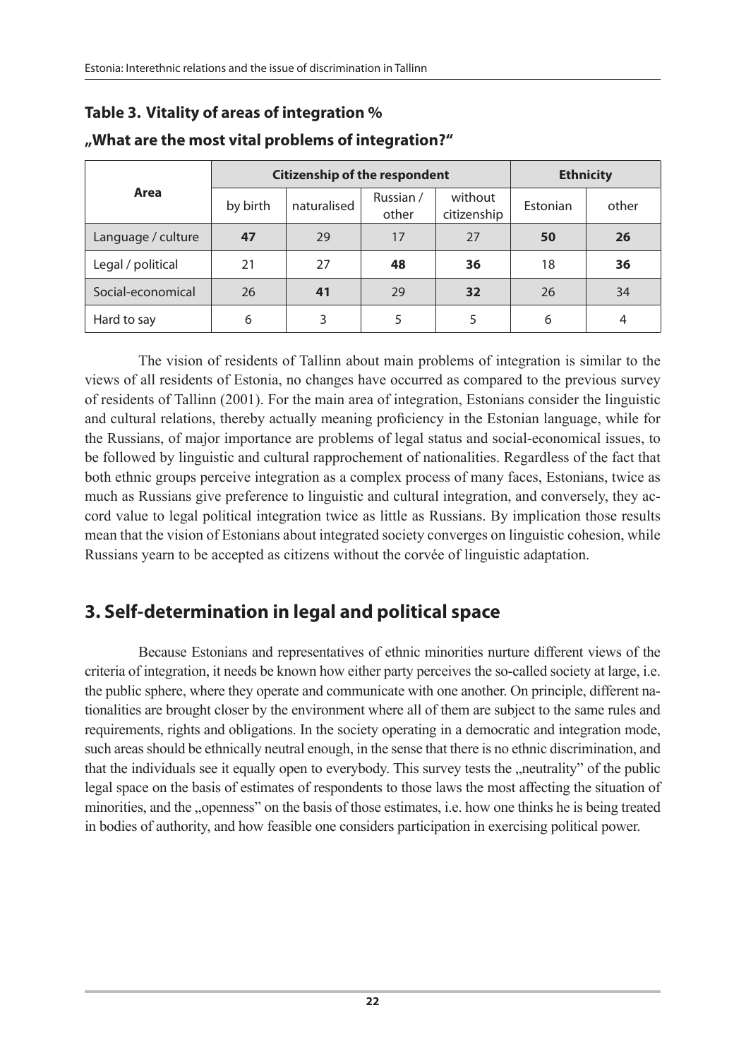**Table 3. Vitality of areas of integration %**

**„What are the most vital problems of integration?"**

| Area | Citizenship of the respondent | | | | Ethnicity | |
|---|---|---|---|---|---|---|
| | by birth | naturalised | Russian / other | without citizenship | Estonian | other |
| Language / culture | **47** | 29 | 17 | 27 | **50** | **26** |
| Legal / political | 21 | 27 | **48** | **36** | 18 | **36** |
| Social-economical | 26 | **41** | 29 | **32** | 26 | 34 |
| Hard to say | 6 | 3 | 5 | 5 | 6 | 4 |

The vision of residents of Tallinn about main problems of integration is similar to the views of all residents of Estonia, no changes have occurred as compared to the previous survey of residents of Tallinn (2001). For the main area of integration, Estonians consider the linguistic and cultural relations, thereby actually meaning proficiency in the Estonian language, while for the Russians, of major importance are problems of legal status and social-economical issues, to be followed by linguistic and cultural rapprochement of nationalities. Regardless of the fact that both ethnic groups perceive integration as a complex process of many faces, Estonians, twice as much as Russians give preference to linguistic and cultural integration, and conversely, they accord value to legal political integration twice as little as Russians. By implication those results mean that the vision of Estonians about integrated society converges on linguistic cohesion, while Russians yearn to be accepted as citizens without the corvée of linguistic adaptation.

## 3. Self-determination in legal and political space

Because Estonians and representatives of ethnic minorities nurture different views of the criteria of integration, it needs be known how either party perceives the so-called society at large, i.e. the public sphere, where they operate and communicate with one another. On principle, different nationalities are brought closer by the environment where all of them are subject to the same rules and requirements, rights and obligations. In the society operating in a democratic and integration mode, such areas should be ethnically neutral enough, in the sense that there is no ethnic discrimination, and that the individuals see it equally open to everybody. This survey tests the „neutrality" of the public legal space on the basis of estimates of respondents to those laws the most affecting the situation of minorities, and the „openness" on the basis of those estimates, i.e. how one thinks he is being treated in bodies of authority, and how feasible one considers participation in exercising political power.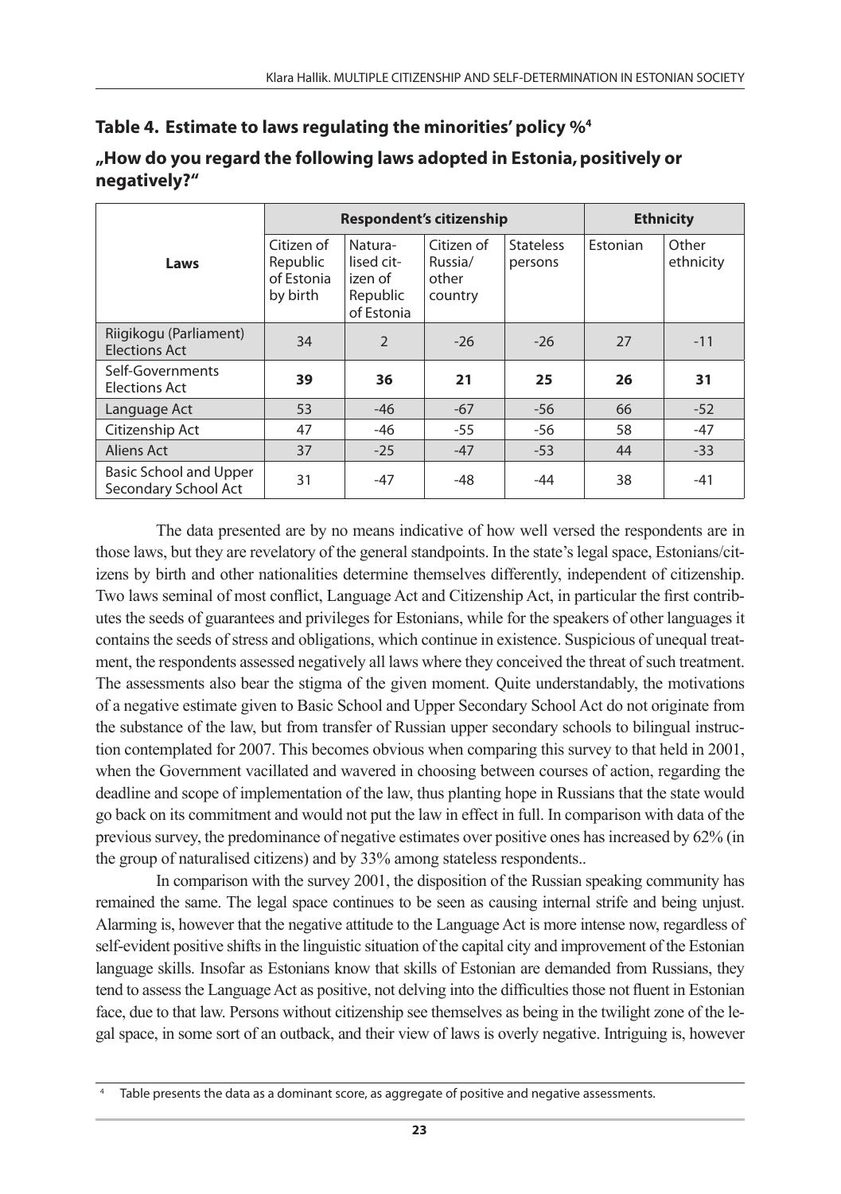## Table 4. Estimate to laws regulating the minorities' policy %[4]

### „How do you regard the following laws adopted in Estonia, positively or negatively?"

| Laws | Respondent's citizenship | | | | Ethnicity | |
|---|---|---|---|---|---|---|
| | Citizen of Republic of Estonia by birth | Naturalised citizen of Republic of Estonia | Citizen of Russia/ other country | Stateless persons | Estonian | Other ethnicity |
| Riigikogu (Parliament) Elections Act | 34 | 2 | -26 | -26 | 27 | -11 |
| Self-Governments Elections Act | **39** | **36** | **21** | **25** | **26** | **31** |
| Language Act | 53 | -46 | -67 | -56 | 66 | -52 |
| Citizenship Act | 47 | -46 | -55 | -56 | 58 | -47 |
| Aliens Act | 37 | -25 | -47 | -53 | 44 | -33 |
| Basic School and Upper Secondary School Act | 31 | -47 | -48 | -44 | 38 | -41 |

The data presented are by no means indicative of how well versed the respondents are in those laws, but they are revelatory of the general standpoints. In the state's legal space, Estonians/citizens by birth and other nationalities determine themselves differently, independent of citizenship. Two laws seminal of most conflict, Language Act and Citizenship Act, in particular the first contributes the seeds of guarantees and privileges for Estonians, while for the speakers of other languages it contains the seeds of stress and obligations, which continue in existence. Suspicious of unequal treatment, the respondents assessed negatively all laws where they conceived the threat of such treatment. The assessments also bear the stigma of the given moment. Quite understandably, the motivations of a negative estimate given to Basic School and Upper Secondary School Act do not originate from the substance of the law, but from transfer of Russian upper secondary schools to bilingual instruction contemplated for 2007. This becomes obvious when comparing this survey to that held in 2001, when the Government vacillated and wavered in choosing between courses of action, regarding the deadline and scope of implementation of the law, thus planting hope in Russians that the state would go back on its commitment and would not put the law in effect in full. In comparison with data of the previous survey, the predominance of negative estimates over positive ones has increased by 62% (in the group of naturalised citizens) and by 33% among stateless respondents..

In comparison with the survey 2001, the disposition of the Russian speaking community has remained the same. The legal space continues to be seen as causing internal strife and being unjust. Alarming is, however that the negative attitude to the Language Act is more intense now, regardless of self-evident positive shifts in the linguistic situation of the capital city and improvement of the Estonian language skills. Insofar as Estonians know that skills of Estonian are demanded from Russians, they tend to assess the Language Act as positive, not delving into the difficulties those not fluent in Estonian face, due to that law. Persons without citizenship see themselves as being in the twilight zone of the legal space, in some sort of an outback, and their view of laws is overly negative. Intriguing is, however

[4] Table presents the data as a dominant score, as aggregate of positive and negative assessments.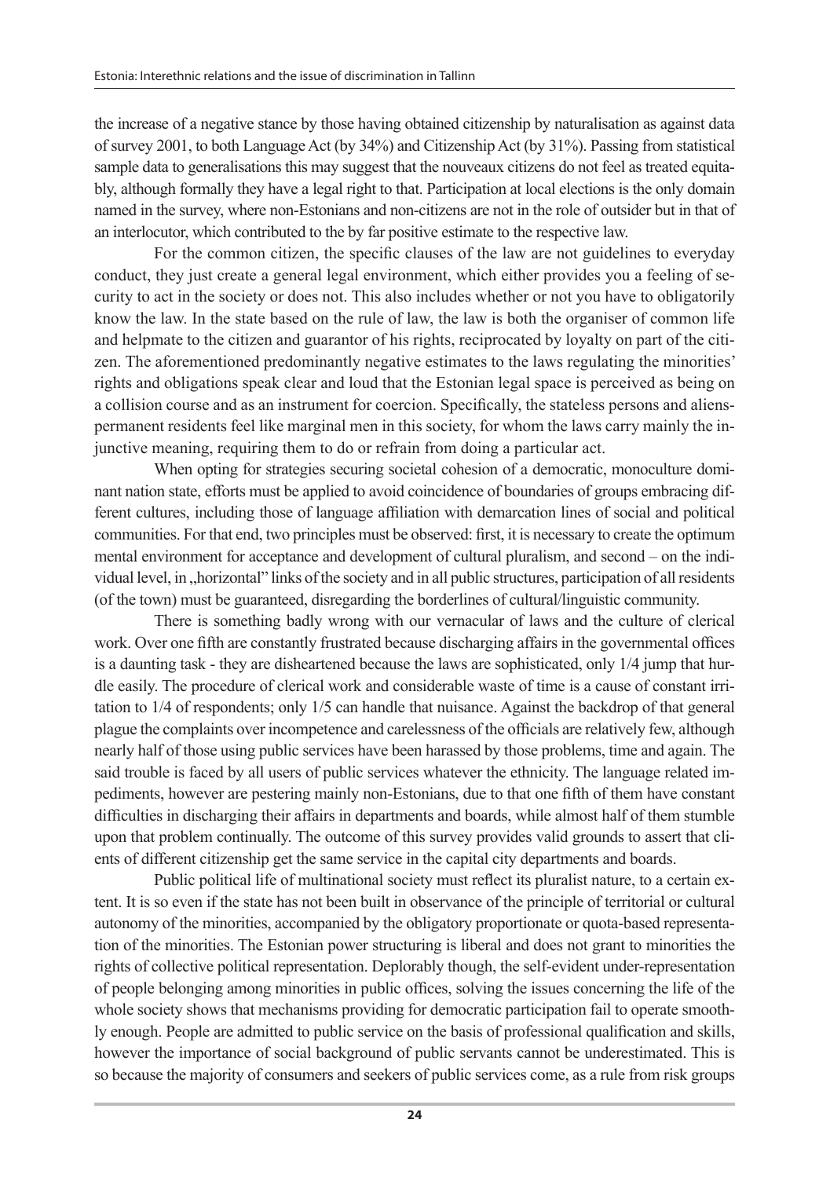the increase of a negative stance by those having obtained citizenship by naturalisation as against data of survey 2001, to both Language Act (by 34%) and Citizenship Act (by 31%). Passing from statistical sample data to generalisations this may suggest that the nouveaux citizens do not feel as treated equitably, although formally they have a legal right to that. Participation at local elections is the only domain named in the survey, where non-Estonians and non-citizens are not in the role of outsider but in that of an interlocutor, which contributed to the by far positive estimate to the respective law.

For the common citizen, the specific clauses of the law are not guidelines to everyday conduct, they just create a general legal environment, which either provides you a feeling of security to act in the society or does not. This also includes whether or not you have to obligatorily know the law. In the state based on the rule of law, the law is both the organiser of common life and helpmate to the citizen and guarantor of his rights, reciprocated by loyalty on part of the citizen. The aforementioned predominantly negative estimates to the laws regulating the minorities' rights and obligations speak clear and loud that the Estonian legal space is perceived as being on a collision course and as an instrument for coercion. Specifically, the stateless persons and aliens-permanent residents feel like marginal men in this society, for whom the laws carry mainly the injunctive meaning, requiring them to do or refrain from doing a particular act.

When opting for strategies securing societal cohesion of a democratic, monoculture dominant nation state, efforts must be applied to avoid coincidence of boundaries of groups embracing different cultures, including those of language affiliation with demarcation lines of social and political communities. For that end, two principles must be observed: first, it is necessary to create the optimum mental environment for acceptance and development of cultural pluralism, and second – on the individual level, in „horizontal" links of the society and in all public structures, participation of all residents (of the town) must be guaranteed, disregarding the borderlines of cultural/linguistic community.

There is something badly wrong with our vernacular of laws and the culture of clerical work. Over one fifth are constantly frustrated because discharging affairs in the governmental offices is a daunting task - they are disheartened because the laws are sophisticated, only 1/4 jump that hurdle easily. The procedure of clerical work and considerable waste of time is a cause of constant irritation to 1/4 of respondents; only 1/5 can handle that nuisance. Against the backdrop of that general plague the complaints over incompetence and carelessness of the officials are relatively few, although nearly half of those using public services have been harassed by those problems, time and again. The said trouble is faced by all users of public services whatever the ethnicity. The language related impediments, however are pestering mainly non-Estonians, due to that one fifth of them have constant difficulties in discharging their affairs in departments and boards, while almost half of them stumble upon that problem continually. The outcome of this survey provides valid grounds to assert that clients of different citizenship get the same service in the capital city departments and boards.

Public political life of multinational society must reflect its pluralist nature, to a certain extent. It is so even if the state has not been built in observance of the principle of territorial or cultural autonomy of the minorities, accompanied by the obligatory proportionate or quota-based representation of the minorities. The Estonian power structuring is liberal and does not grant to minorities the rights of collective political representation. Deplorably though, the self-evident under-representation of people belonging among minorities in public offices, solving the issues concerning the life of the whole society shows that mechanisms providing for democratic participation fail to operate smoothly enough. People are admitted to public service on the basis of professional qualification and skills, however the importance of social background of public servants cannot be underestimated. This is so because the majority of consumers and seekers of public services come, as a rule from risk groups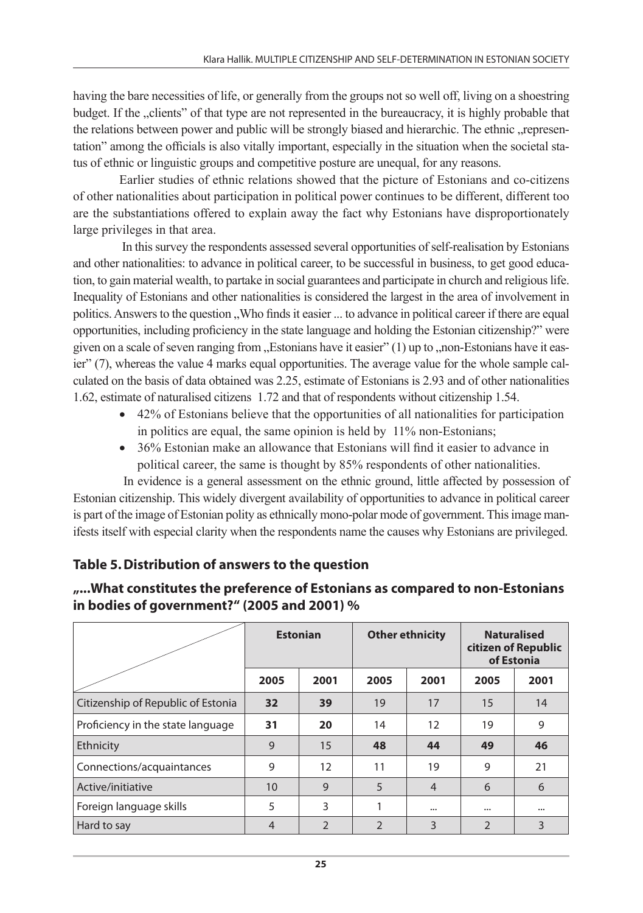having the bare necessities of life, or generally from the groups not so well off, living on a shoestring budget. If the „clients" of that type are not represented in the bureaucracy, it is highly probable that the relations between power and public will be strongly biased and hierarchic. The ethnic „representation" among the officials is also vitally important, especially in the situation when the societal status of ethnic or linguistic groups and competitive posture are unequal, for any reasons.

Earlier studies of ethnic relations showed that the picture of Estonians and co-citizens of other nationalities about participation in political power continues to be different, different too are the substantiations offered to explain away the fact why Estonians have disproportionately large privileges in that area.

In this survey the respondents assessed several opportunities of self-realisation by Estonians and other nationalities: to advance in political career, to be successful in business, to get good education, to gain material wealth, to partake in social guarantees and participate in church and religious life. Inequality of Estonians and other nationalities is considered the largest in the area of involvement in politics. Answers to the question „Who finds it easier ... to advance in political career if there are equal opportunities, including proficiency in the state language and holding the Estonian citizenship?" were given on a scale of seven ranging from „Estonians have it easier" (1) up to „non-Estonians have it easier" (7), whereas the value 4 marks equal opportunities. The average value for the whole sample calculated on the basis of data obtained was 2.25, estimate of Estonians is 2.93 and of other nationalities 1.62, estimate of naturalised citizens 1.72 and that of respondents without citizenship 1.54.

- 42% of Estonians believe that the opportunities of all nationalities for participation in politics are equal, the same opinion is held by 11% non-Estonians;
- 36% Estonian make an allowance that Estonians will find it easier to advance in political career, the same is thought by 85% respondents of other nationalities.

In evidence is a general assessment on the ethnic ground, little affected by possession of Estonian citizenship. This widely divergent availability of opportunities to advance in political career is part of the image of Estonian polity as ethnically mono-polar mode of government. This image manifests itself with especial clarity when the respondents name the causes why Estonians are privileged.

### Table 5. Distribution of answers to the question „...What constitutes the preference of Estonians as compared to non-Estonians in bodies of government?" (2005 and 2001) %

| | Estonian | | Other ethnicity | | Naturalised citizen of Republic of Estonia | |
|---|---|---|---|---|---|---|
| | 2005 | 2001 | 2005 | 2001 | 2005 | 2001 |
| Citizenship of Republic of Estonia | **32** | **39** | 19 | 17 | 15 | 14 |
| Proficiency in the state language | **31** | **20** | 14 | 12 | 19 | 9 |
| Ethnicity | 9 | 15 | **48** | **44** | **49** | **46** |
| Connections/acquaintances | 9 | 12 | 11 | 19 | 9 | 21 |
| Active/initiative | 10 | 9 | 5 | 4 | 6 | 6 |
| Foreign language skills | 5 | 3 | 1 | ... | ... | ... |
| Hard to say | 4 | 2 | 2 | 3 | 2 | 3 |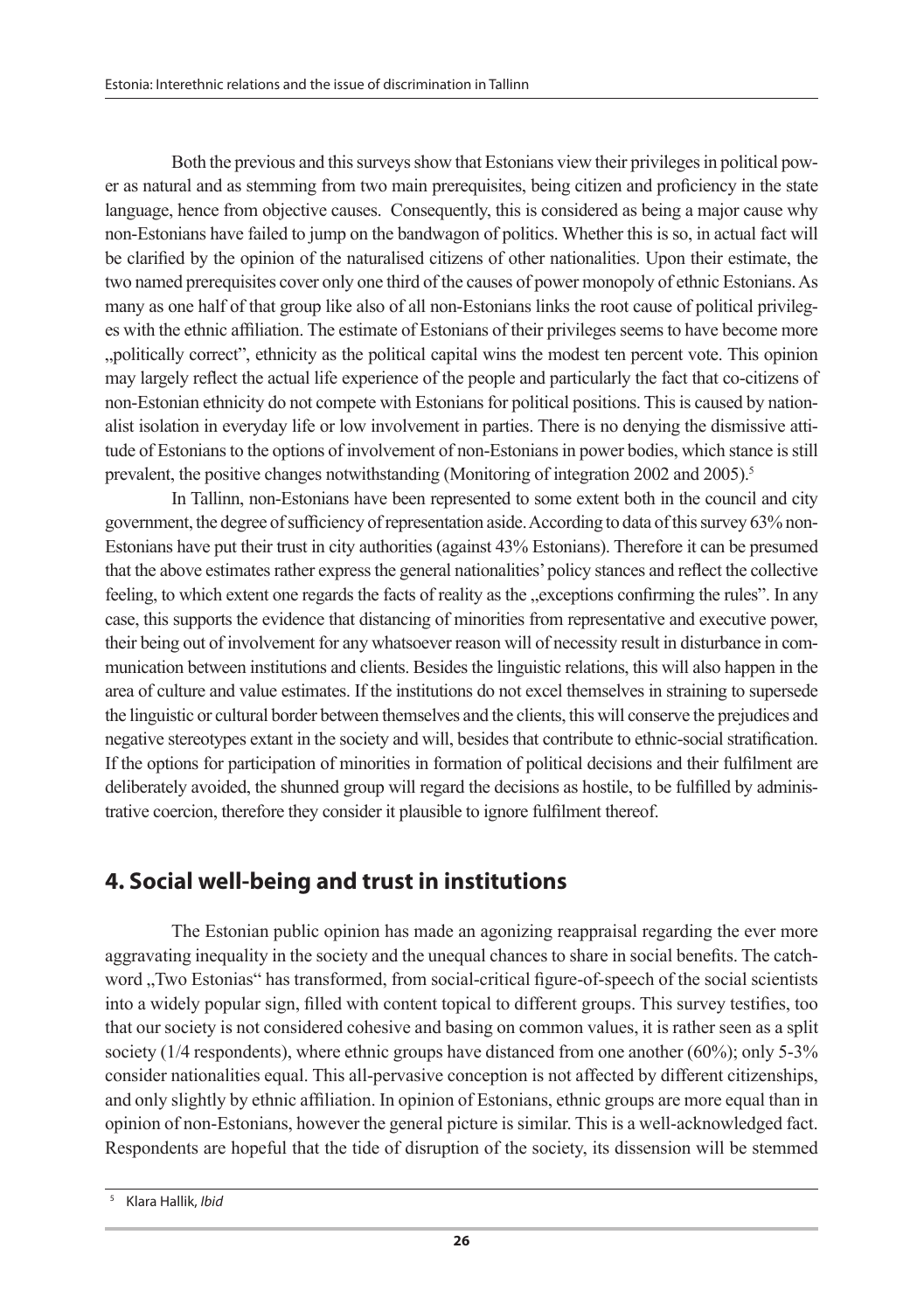Both the previous and this surveys show that Estonians view their privileges in political power as natural and as stemming from two main prerequisites, being citizen and proficiency in the state language, hence from objective causes. Consequently, this is considered as being a major cause why non-Estonians have failed to jump on the bandwagon of politics. Whether this is so, in actual fact will be clarified by the opinion of the naturalised citizens of other nationalities. Upon their estimate, the two named prerequisites cover only one third of the causes of power monopoly of ethnic Estonians. As many as one half of that group like also of all non-Estonians links the root cause of political privileges with the ethnic affiliation. The estimate of Estonians of their privileges seems to have become more „politically correct", ethnicity as the political capital wins the modest ten percent vote. This opinion may largely reflect the actual life experience of the people and particularly the fact that co-citizens of non-Estonian ethnicity do not compete with Estonians for political positions. This is caused by nationalist isolation in everyday life or low involvement in parties. There is no denying the dismissive attitude of Estonians to the options of involvement of non-Estonians in power bodies, which stance is still prevalent, the positive changes notwithstanding (Monitoring of integration 2002 and 2005).[5]

In Tallinn, non-Estonians have been represented to some extent both in the council and city government, the degree of sufficiency of representation aside. According to data of this survey 63% non-Estonians have put their trust in city authorities (against 43% Estonians). Therefore it can be presumed that the above estimates rather express the general nationalities' policy stances and reflect the collective feeling, to which extent one regards the facts of reality as the „exceptions confirming the rules". In any case, this supports the evidence that distancing of minorities from representative and executive power, their being out of involvement for any whatsoever reason will of necessity result in disturbance in communication between institutions and clients. Besides the linguistic relations, this will also happen in the area of culture and value estimates. If the institutions do not excel themselves in straining to supersede the linguistic or cultural border between themselves and the clients, this will conserve the prejudices and negative stereotypes extant in the society and will, besides that contribute to ethnic-social stratification. If the options for participation of minorities in formation of political decisions and their fulfilment are deliberately avoided, the shunned group will regard the decisions as hostile, to be fulfilled by administrative coercion, therefore they consider it plausible to ignore fulfilment thereof.

## 4. Social well-being and trust in institutions

The Estonian public opinion has made an agonizing reappraisal regarding the ever more aggravating inequality in the society and the unequal chances to share in social benefits. The catchword „Two Estonias" has transformed, from social-critical figure-of-speech of the social scientists into a widely popular sign, filled with content topical to different groups. This survey testifies, too that our society is not considered cohesive and basing on common values, it is rather seen as a split society (1/4 respondents), where ethnic groups have distanced from one another (60%); only 5-3% consider nationalities equal. This all-pervasive conception is not affected by different citizenships, and only slightly by ethnic affiliation. In opinion of Estonians, ethnic groups are more equal than in opinion of non-Estonians, however the general picture is similar. This is a well-acknowledged fact. Respondents are hopeful that the tide of disruption of the society, its dissension will be stemmed

[5] Klara Hallik, *Ibid*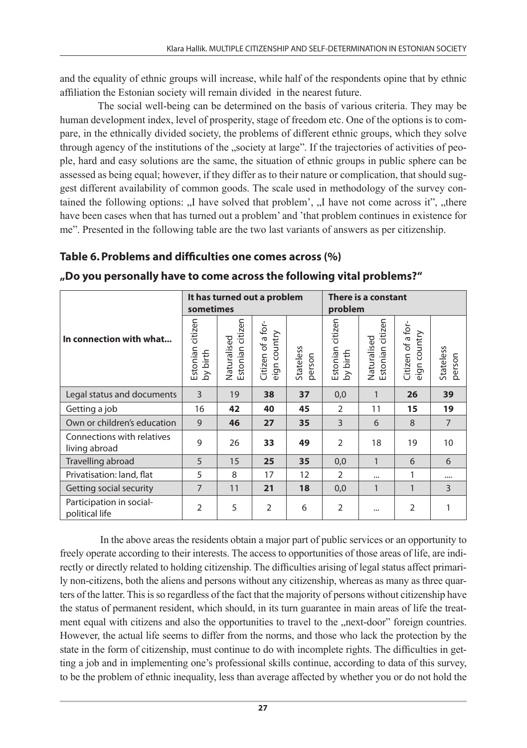and the equality of ethnic groups will increase, while half of the respondents opine that by ethnic affiliation the Estonian society will remain divided in the nearest future.

The social well-being can be determined on the basis of various criteria. They may be human development index, level of prosperity, stage of freedom etc. One of the options is to compare, in the ethnically divided society, the problems of different ethnic groups, which they solve through agency of the institutions of the „society at large". If the trajectories of activities of people, hard and easy solutions are the same, the situation of ethnic groups in public sphere can be assessed as being equal; however, if they differ as to their nature or complication, that should suggest different availability of common goods. The scale used in methodology of the survey contained the following options: „I have solved that problem', „I have not come across it", „there have been cases when that has turned out a problem' and 'that problem continues in existence for me". Presented in the following table are the two last variants of answers as per citizenship.

## Table 6. Problems and difficulties one comes across (%)

### „Do you personally have to come across the following vital problems?"

| In connection with what... | It has turned out a problem sometimes | | | | There is a constant problem | | | |
|---|---|---|---|---|---|---|---|---|
| | Estonian citizen by birth | Naturalised Estonian citizen | Citizen of a foreign country | Stateless person | Estonian citizen by birth | Naturalised Estonian citizen | Citizen of a foreign country | Stateless person |
| Legal status and documents | 3 | 19 | **38** | **37** | 0,0 | 1 | **26** | **39** |
| Getting a job | 16 | **42** | **40** | **45** | 2 | 11 | **15** | **19** |
| Own or children's education | 9 | **46** | **27** | **35** | 3 | 6 | 8 | 7 |
| Connections with relatives living abroad | 9 | 26 | **33** | **49** | 2 | 18 | 19 | 10 |
| Travelling abroad | 5 | 15 | **25** | **35** | 0,0 | 1 | 6 | 6 |
| Privatisation: land, flat | 5 | 8 | 17 | 12 | 2 | ... | 1 | .... |
| Getting social security | 7 | 11 | **21** | **18** | 0,0 | 1 | 1 | 3 |
| Participation in social-political life | 2 | 5 | 2 | 6 | 2 | ... | 2 | 1 |

In the above areas the residents obtain a major part of public services or an opportunity to freely operate according to their interests. The access to opportunities of those areas of life, are indirectly or directly related to holding citizenship. The difficulties arising of legal status affect primarily non-citizens, both the aliens and persons without any citizenship, whereas as many as three quarters of the latter. This is so regardless of the fact that the majority of persons without citizenship have the status of permanent resident, which should, in its turn guarantee in main areas of life the treatment equal with citizens and also the opportunities to travel to the „next-door" foreign countries. However, the actual life seems to differ from the norms, and those who lack the protection by the state in the form of citizenship, must continue to do with incomplete rights. The difficulties in getting a job and in implementing one's professional skills continue, according to data of this survey, to be the problem of ethnic inequality, less than average affected by whether you or do not hold the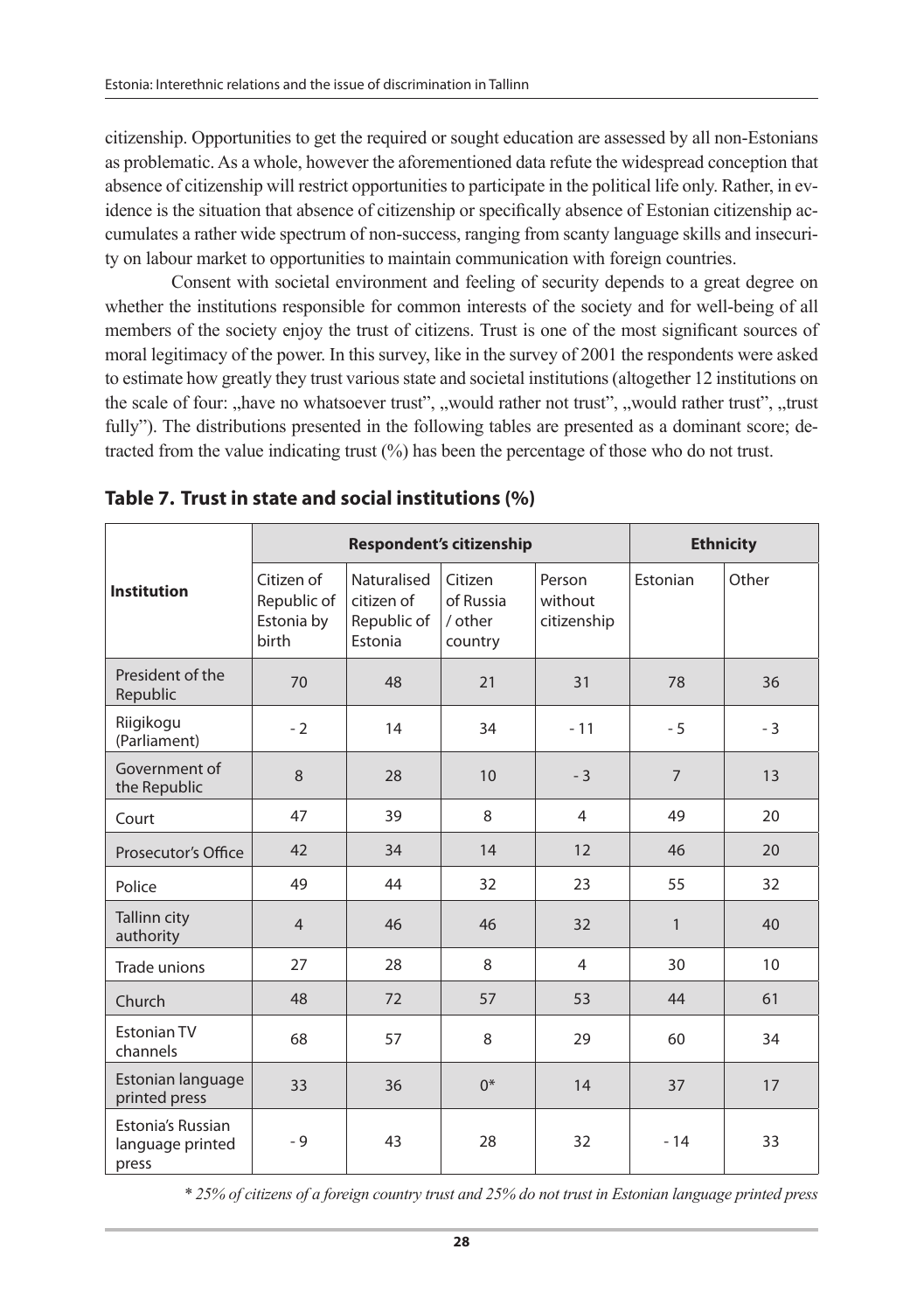citizenship. Opportunities to get the required or sought education are assessed by all non-Estonians as problematic. As a whole, however the aforementioned data refute the widespread conception that absence of citizenship will restrict opportunities to participate in the political life only. Rather, in evidence is the situation that absence of citizenship or specifically absence of Estonian citizenship accumulates a rather wide spectrum of non-success, ranging from scanty language skills and insecurity on labour market to opportunities to maintain communication with foreign countries.

Consent with societal environment and feeling of security depends to a great degree on whether the institutions responsible for common interests of the society and for well-being of all members of the society enjoy the trust of citizens. Trust is one of the most significant sources of moral legitimacy of the power. In this survey, like in the survey of 2001 the respondents were asked to estimate how greatly they trust various state and societal institutions (altogether 12 institutions on the scale of four: „have no whatsoever trust", „would rather not trust", „would rather trust", „trust fully"). The distributions presented in the following tables are presented as a dominant score; detracted from the value indicating trust (%) has been the percentage of those who do not trust.

## Table 7. Trust in state and social institutions (%)

| Institution | Respondent's citizenship | | | | Ethnicity | |
|---|---|---|---|---|---|---|
| | Citizen of Republic of Estonia by birth | Naturalised citizen of Republic of Estonia | Citizen of Russia / other country | Person without citizenship | Estonian | Other |
| President of the Republic | 70 | 48 | 21 | 31 | 78 | 36 |
| Riigikogu (Parliament) | - 2 | 14 | 34 | - 11 | - 5 | - 3 |
| Government of the Republic | 8 | 28 | 10 | - 3 | 7 | 13 |
| Court | 47 | 39 | 8 | 4 | 49 | 20 |
| Prosecutor's Office | 42 | 34 | 14 | 12 | 46 | 20 |
| Police | 49 | 44 | 32 | 23 | 55 | 32 |
| Tallinn city authority | 4 | 46 | 46 | 32 | 1 | 40 |
| Trade unions | 27 | 28 | 8 | 4 | 30 | 10 |
| Church | 48 | 72 | 57 | 53 | 44 | 61 |
| Estonian TV channels | 68 | 57 | 8 | 29 | 60 | 34 |
| Estonian language printed press | 33 | 36 | 0* | 14 | 37 | 17 |
| Estonia's Russian language printed press | - 9 | 43 | 28 | 32 | - 14 | 33 |

*\* 25% of citizens of a foreign country trust and 25% do not trust in Estonian language printed press*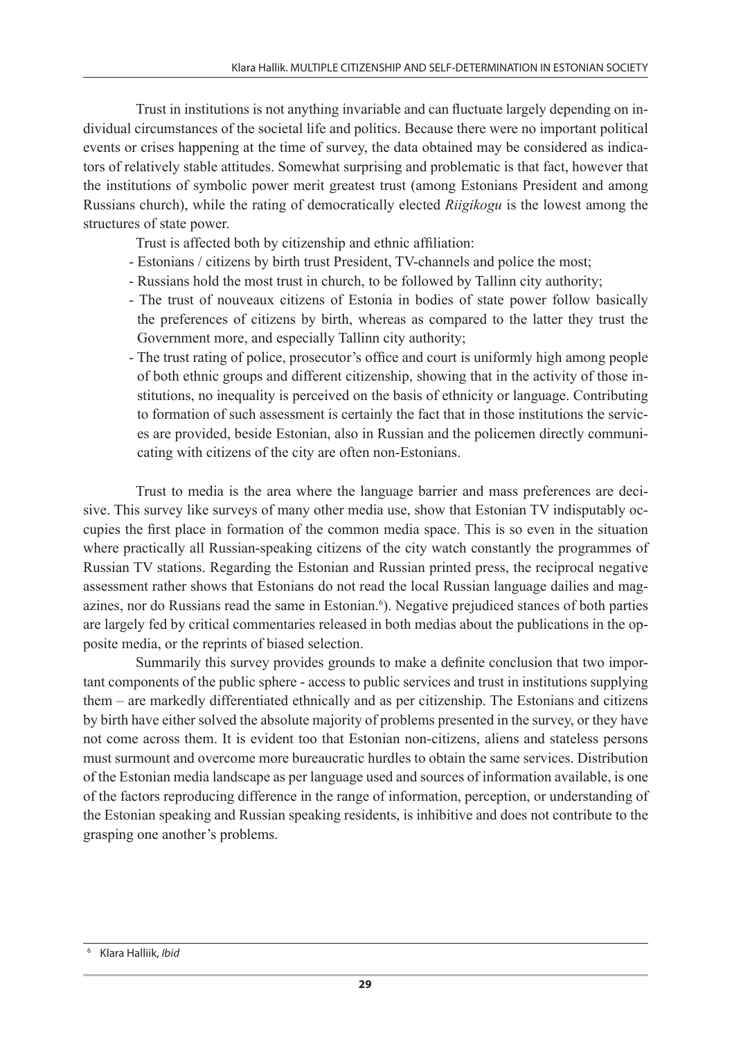Trust in institutions is not anything invariable and can fluctuate largely depending on individual circumstances of the societal life and politics. Because there were no important political events or crises happening at the time of survey, the data obtained may be considered as indicators of relatively stable attitudes. Somewhat surprising and problematic is that fact, however that the institutions of symbolic power merit greatest trust (among Estonians President and among Russians church), while the rating of democratically elected *Riigikogu* is the lowest among the structures of state power.

Trust is affected both by citizenship and ethnic affiliation:

- Estonians / citizens by birth trust President, TV-channels and police the most;
- Russians hold the most trust in church, to be followed by Tallinn city authority;
- The trust of nouveaux citizens of Estonia in bodies of state power follow basically the preferences of citizens by birth, whereas as compared to the latter they trust the Government more, and especially Tallinn city authority;
- The trust rating of police, prosecutor's office and court is uniformly high among people of both ethnic groups and different citizenship, showing that in the activity of those institutions, no inequality is perceived on the basis of ethnicity or language. Contributing to formation of such assessment is certainly the fact that in those institutions the services are provided, beside Estonian, also in Russian and the policemen directly communicating with citizens of the city are often non-Estonians.

Trust to media is the area where the language barrier and mass preferences are decisive. This survey like surveys of many other media use, show that Estonian TV indisputably occupies the first place in formation of the common media space. This is so even in the situation where practically all Russian-speaking citizens of the city watch constantly the programmes of Russian TV stations. Regarding the Estonian and Russian printed press, the reciprocal negative assessment rather shows that Estonians do not read the local Russian language dailies and magazines, nor do Russians read the same in Estonian.[6]). Negative prejudiced stances of both parties are largely fed by critical commentaries released in both medias about the publications in the opposite media, or the reprints of biased selection.

Summarily this survey provides grounds to make a definite conclusion that two important components of the public sphere - access to public services and trust in institutions supplying them – are markedly differentiated ethnically and as per citizenship. The Estonians and citizens by birth have either solved the absolute majority of problems presented in the survey, or they have not come across them. It is evident too that Estonian non-citizens, aliens and stateless persons must surmount and overcome more bureaucratic hurdles to obtain the same services. Distribution of the Estonian media landscape as per language used and sources of information available, is one of the factors reproducing difference in the range of information, perception, or understanding of the Estonian speaking and Russian speaking residents, is inhibitive and does not contribute to the grasping one another's problems.

[6] Klara Halliik, *Ibid*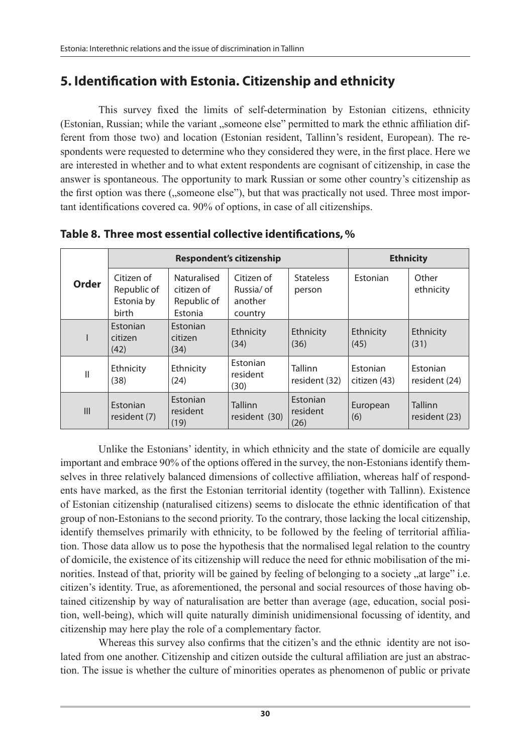## 5. Identification with Estonia. Citizenship and ethnicity

This survey fixed the limits of self-determination by Estonian citizens, ethnicity (Estonian, Russian; while the variant „someone else" permitted to mark the ethnic affiliation different from those two) and location (Estonian resident, Tallinn's resident, European). The respondents were requested to determine who they considered they were, in the first place. Here we are interested in whether and to what extent respondents are cognisant of citizenship, in case the answer is spontaneous. The opportunity to mark Russian or some other country's citizenship as the first option was there („someone else"), but that was practically not used. Three most important identifications covered ca. 90% of options, in case of all citizenships.

**Table 8. Three most essential collective identifications, %**

| Order | Respondent's citizenship | | | | Ethnicity | |
|---|---|---|---|---|---|---|
| | Citizen of Republic of Estonia by birth | Naturalised citizen of Republic of Estonia | Citizen of Russia/ of another country | Stateless person | Estonian | Other ethnicity |
| I | Estonian citizen (42) | Estonian citizen (34) | Ethnicity (34) | Ethnicity (36) | Ethnicity (45) | Ethnicity (31) |
| II | Ethnicity (38) | Ethnicity (24) | Estonian resident (30) | Tallinn resident (32) | Estonian citizen (43) | Estonian resident (24) |
| III | Estonian resident (7) | Estonian resident (19) | Tallinn resident (30) | Estonian resident (26) | European (6) | Tallinn resident (23) |

Unlike the Estonians' identity, in which ethnicity and the state of domicile are equally important and embrace 90% of the options offered in the survey, the non-Estonians identify themselves in three relatively balanced dimensions of collective affiliation, whereas half of respondents have marked, as the first the Estonian territorial identity (together with Tallinn). Existence of Estonian citizenship (naturalised citizens) seems to dislocate the ethnic identification of that group of non-Estonians to the second priority. To the contrary, those lacking the local citizenship, identify themselves primarily with ethnicity, to be followed by the feeling of territorial affiliation. Those data allow us to pose the hypothesis that the normalised legal relation to the country of domicile, the existence of its citizenship will reduce the need for ethnic mobilisation of the minorities. Instead of that, priority will be gained by feeling of belonging to a society „at large" i.e. citizen's identity. True, as aforementioned, the personal and social resources of those having obtained citizenship by way of naturalisation are better than average (age, education, social position, well-being), which will quite naturally diminish unidimensional focussing of identity, and citizenship may here play the role of a complementary factor.

Whereas this survey also confirms that the citizen's and the ethnic identity are not isolated from one another. Citizenship and citizen outside the cultural affiliation are just an abstraction. The issue is whether the culture of minorities operates as phenomenon of public or private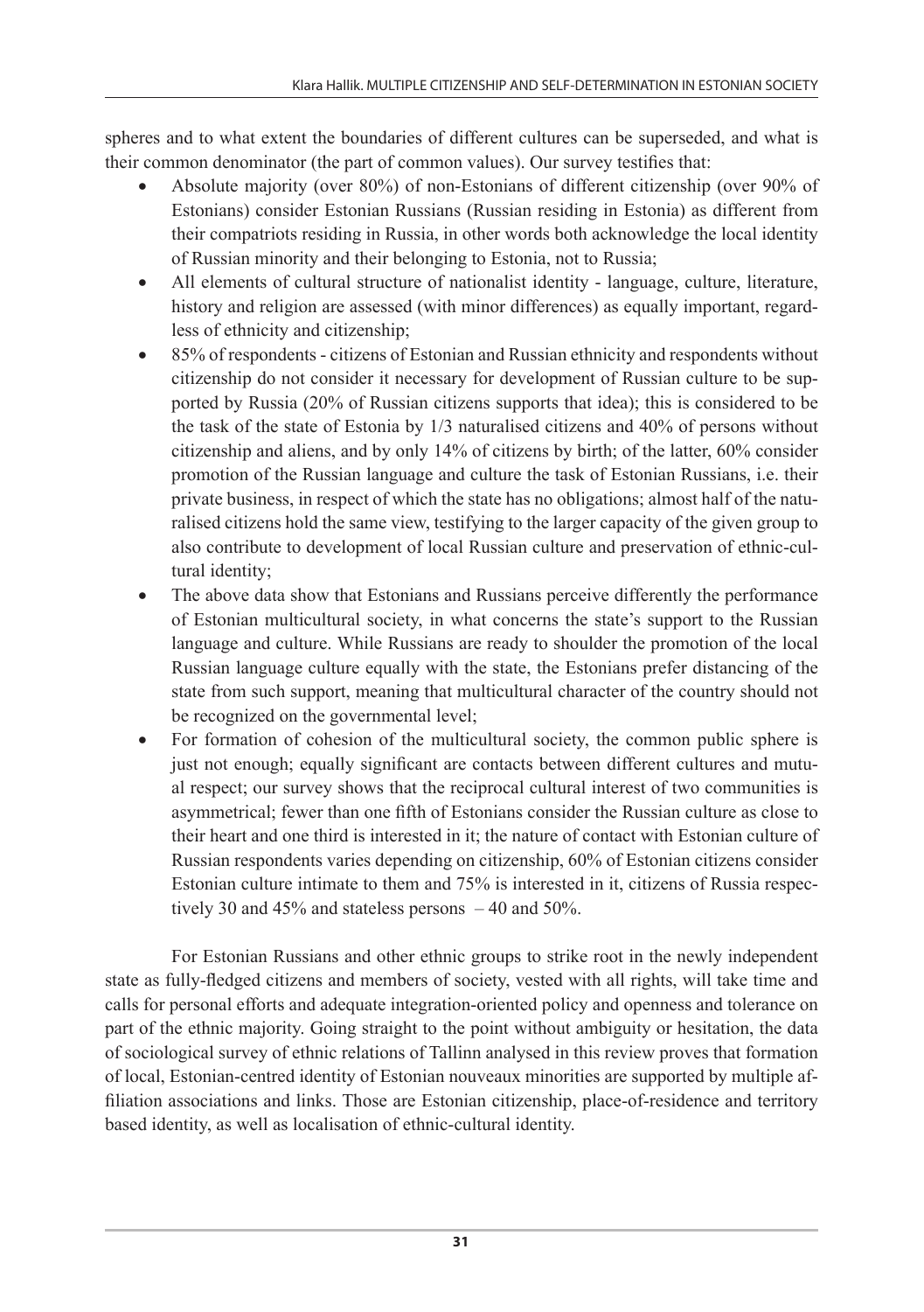spheres and to what extent the boundaries of different cultures can be superseded, and what is their common denominator (the part of common values). Our survey testifies that:

- Absolute majority (over 80%) of non-Estonians of different citizenship (over 90% of Estonians) consider Estonian Russians (Russian residing in Estonia) as different from their compatriots residing in Russia, in other words both acknowledge the local identity of Russian minority and their belonging to Estonia, not to Russia;
- All elements of cultural structure of nationalist identity - language, culture, literature, history and religion are assessed (with minor differences) as equally important, regardless of ethnicity and citizenship;
- 85% of respondents - citizens of Estonian and Russian ethnicity and respondents without citizenship do not consider it necessary for development of Russian culture to be supported by Russia (20% of Russian citizens supports that idea); this is considered to be the task of the state of Estonia by 1/3 naturalised citizens and 40% of persons without citizenship and aliens, and by only 14% of citizens by birth; of the latter, 60% consider promotion of the Russian language and culture the task of Estonian Russians, i.e. their private business, in respect of which the state has no obligations; almost half of the naturalised citizens hold the same view, testifying to the larger capacity of the given group to also contribute to development of local Russian culture and preservation of ethnic-cultural identity;
- The above data show that Estonians and Russians perceive differently the performance of Estonian multicultural society, in what concerns the state's support to the Russian language and culture. While Russians are ready to shoulder the promotion of the local Russian language culture equally with the state, the Estonians prefer distancing of the state from such support, meaning that multicultural character of the country should not be recognized on the governmental level;
- For formation of cohesion of the multicultural society, the common public sphere is just not enough; equally significant are contacts between different cultures and mutual respect; our survey shows that the reciprocal cultural interest of two communities is asymmetrical; fewer than one fifth of Estonians consider the Russian culture as close to their heart and one third is interested in it; the nature of contact with Estonian culture of Russian respondents varies depending on citizenship, 60% of Estonian citizens consider Estonian culture intimate to them and 75% is interested in it, citizens of Russia respectively 30 and 45% and stateless persons – 40 and 50%.

For Estonian Russians and other ethnic groups to strike root in the newly independent state as fully-fledged citizens and members of society, vested with all rights, will take time and calls for personal efforts and adequate integration-oriented policy and openness and tolerance on part of the ethnic majority. Going straight to the point without ambiguity or hesitation, the data of sociological survey of ethnic relations of Tallinn analysed in this review proves that formation of local, Estonian-centred identity of Estonian nouveaux minorities are supported by multiple affiliation associations and links. Those are Estonian citizenship, place-of-residence and territory based identity, as well as localisation of ethnic-cultural identity.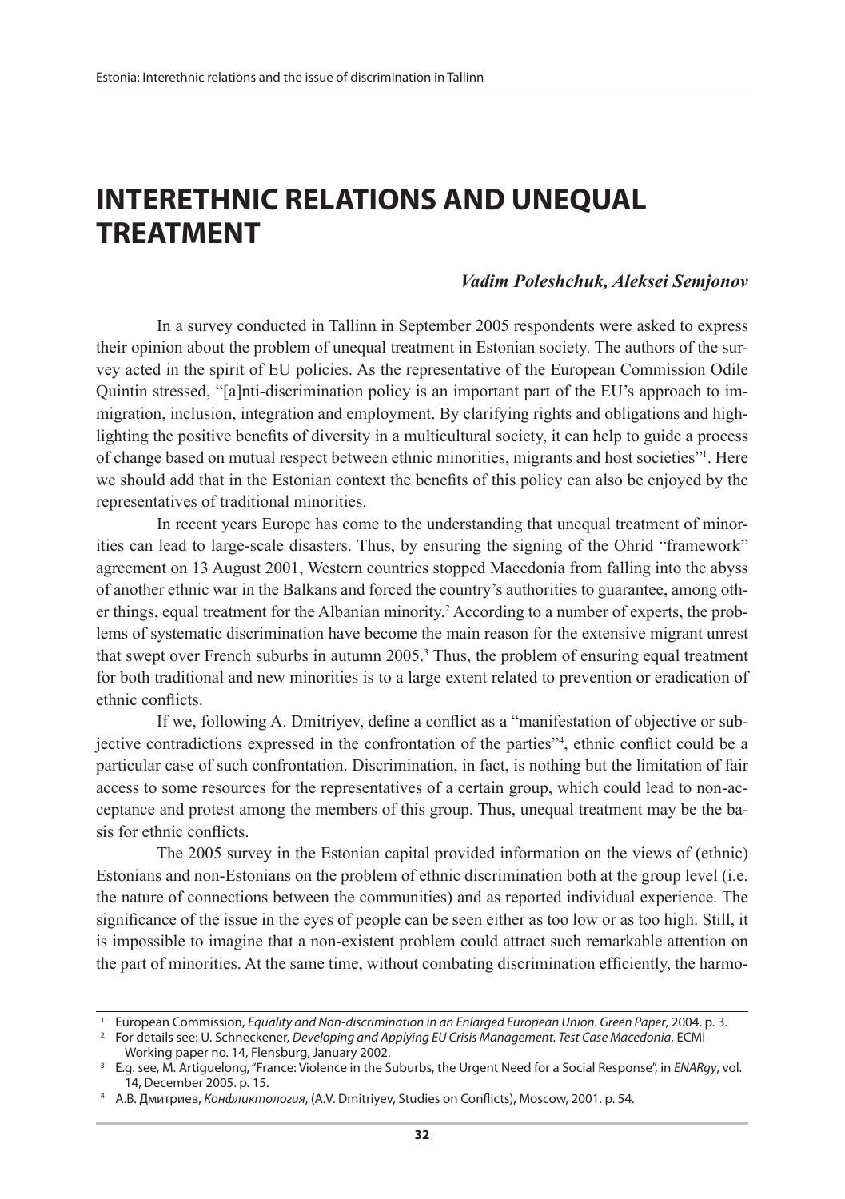# INTERETHNIC RELATIONS AND UNEQUAL TREATMENT

***Vadim Poleshchuk, Aleksei Semjonov***

In a survey conducted in Tallinn in September 2005 respondents were asked to express their opinion about the problem of unequal treatment in Estonian society. The authors of the survey acted in the spirit of EU policies. As the representative of the European Commission Odile Quintin stressed, "[a]nti-discrimination policy is an important part of the EU's approach to immigration, inclusion, integration and employment. By clarifying rights and obligations and highlighting the positive benefits of diversity in a multicultural society, it can help to guide a process of change based on mutual respect between ethnic minorities, migrants and host societies"[1]. Here we should add that in the Estonian context the benefits of this policy can also be enjoyed by the representatives of traditional minorities.

In recent years Europe has come to the understanding that unequal treatment of minorities can lead to large-scale disasters. Thus, by ensuring the signing of the Ohrid "framework" agreement on 13 August 2001, Western countries stopped Macedonia from falling into the abyss of another ethnic war in the Balkans and forced the country's authorities to guarantee, among other things, equal treatment for the Albanian minority.[2] According to a number of experts, the problems of systematic discrimination have become the main reason for the extensive migrant unrest that swept over French suburbs in autumn 2005.[3] Thus, the problem of ensuring equal treatment for both traditional and new minorities is to a large extent related to prevention or eradication of ethnic conflicts.

If we, following A. Dmitriyev, define a conflict as a "manifestation of objective or subjective contradictions expressed in the confrontation of the parties"[4], ethnic conflict could be a particular case of such confrontation. Discrimination, in fact, is nothing but the limitation of fair access to some resources for the representatives of a certain group, which could lead to non-acceptance and protest among the members of this group. Thus, unequal treatment may be the basis for ethnic conflicts.

The 2005 survey in the Estonian capital provided information on the views of (ethnic) Estonians and non-Estonians on the problem of ethnic discrimination both at the group level (i.e. the nature of connections between the communities) and as reported individual experience. The significance of the issue in the eyes of people can be seen either as too low or as too high. Still, it is impossible to imagine that a non-existent problem could attract such remarkable attention on the part of minorities. At the same time, without combating discrimination efficiently, the harmo-

---

[1] European Commission, *Equality and Non-discrimination in an Enlarged European Union. Green Paper*, 2004. p. 3.

[2] For details see: U. Schneckener, *Developing and Applying EU Crisis Management. Test Case Macedonia*, ECMI Working paper no. 14, Flensburg, January 2002.

[3] E.g. see, M. Artiguelong, "France: Violence in the Suburbs, the Urgent Need for a Social Response", in *ENARgy*, vol. 14, December 2005. p. 15.

[4] А.В. Дмитриев, *Конфликтология*, (A.V. Dmitriyev, Studies on Conflicts), Moscow, 2001. p. 54.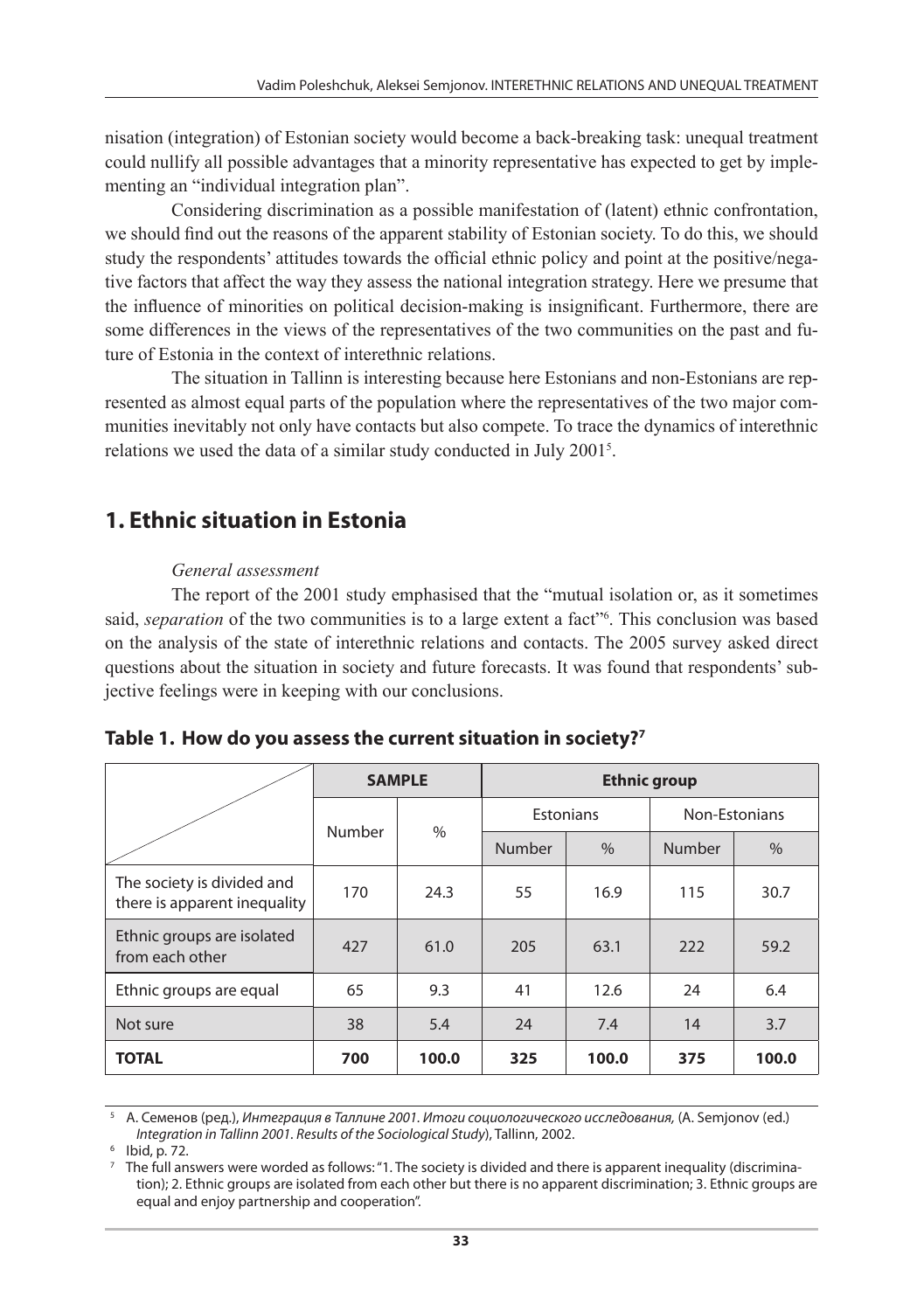nisation (integration) of Estonian society would become a back-breaking task: unequal treatment could nullify all possible advantages that a minority representative has expected to get by implementing an "individual integration plan".

Considering discrimination as a possible manifestation of (latent) ethnic confrontation, we should find out the reasons of the apparent stability of Estonian society. To do this, we should study the respondents' attitudes towards the official ethnic policy and point at the positive/negative factors that affect the way they assess the national integration strategy. Here we presume that the influence of minorities on political decision-making is insignificant. Furthermore, there are some differences in the views of the representatives of the two communities on the past and future of Estonia in the context of interethnic relations.

The situation in Tallinn is interesting because here Estonians and non-Estonians are represented as almost equal parts of the population where the representatives of the two major communities inevitably not only have contacts but also compete. To trace the dynamics of interethnic relations we used the data of a similar study conducted in July 2001[5].

## 1. Ethnic situation in Estonia

*General assessment*

The report of the 2001 study emphasised that the "mutual isolation or, as it sometimes said, *separation* of the two communities is to a large extent a fact"[6]. This conclusion was based on the analysis of the state of interethnic relations and contacts. The 2005 survey asked direct questions about the situation in society and future forecasts. It was found that respondents' subjective feelings were in keeping with our conclusions.

### Table 1. How do you assess the current situation in society?[7]

| | SAMPLE | | Ethnic group | | | |
|---|---|---|---|---|---|---|
| | | | Estonians | | Non-Estonians | |
| | Number | % | Number | % | Number | % |
| The society is divided and there is apparent inequality | 170 | 24.3 | 55 | 16.9 | 115 | 30.7 |
| Ethnic groups are isolated from each other | 427 | 61.0 | 205 | 63.1 | 222 | 59.2 |
| Ethnic groups are equal | 65 | 9.3 | 41 | 12.6 | 24 | 6.4 |
| Not sure | 38 | 5.4 | 24 | 7.4 | 14 | 3.7 |
| **TOTAL** | **700** | **100.0** | **325** | **100.0** | **375** | **100.0** |

[5] А. Семенов (ред.), *Интеграция в Таллине 2001. Итоги социологического исследования,* (A. Semjonov (ed.) *Integration in Tallinn 2001. Results of the Sociological Study*), Tallinn, 2002.

[6] Ibid, p. 72.

[7] The full answers were worded as follows: "1. The society is divided and there is apparent inequality (discrimination); 2. Ethnic groups are isolated from each other but there is no apparent discrimination; 3. Ethnic groups are equal and enjoy partnership and cooperation".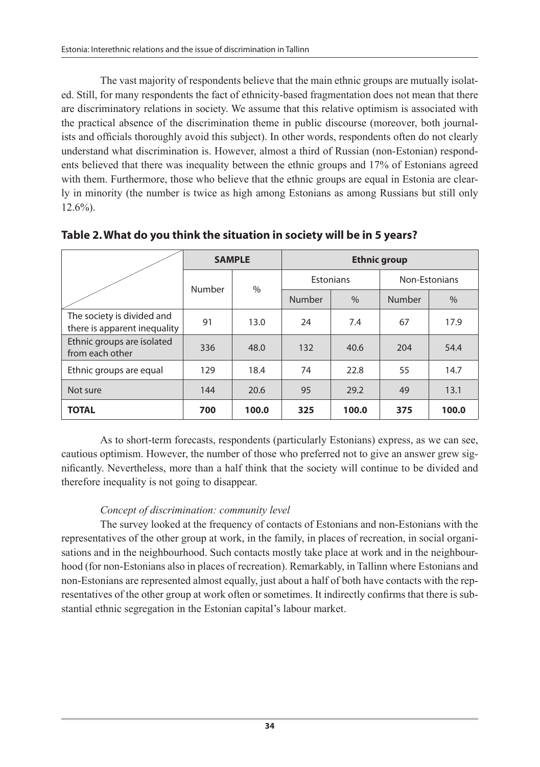The vast majority of respondents believe that the main ethnic groups are mutually isolated. Still, for many respondents the fact of ethnicity-based fragmentation does not mean that there are discriminatory relations in society. We assume that this relative optimism is associated with the practical absence of the discrimination theme in public discourse (moreover, both journalists and officials thoroughly avoid this subject). In other words, respondents often do not clearly understand what discrimination is. However, almost a third of Russian (non-Estonian) respondents believed that there was inequality between the ethnic groups and 17% of Estonians agreed with them. Furthermore, those who believe that the ethnic groups are equal in Estonia are clearly in minority (the number is twice as high among Estonians as among Russians but still only 12.6%).

### Table 2. What do you think the situation in society will be in 5 years?

| | SAMPLE | | Ethnic group | | | |
|---|---|---|---|---|---|---|
| | Number | % | Estonians | | Non-Estonians | |
| | | | Number | % | Number | % |
| The society is divided and there is apparent inequality | 91 | 13.0 | 24 | 7.4 | 67 | 17.9 |
| Ethnic groups are isolated from each other | 336 | 48.0 | 132 | 40.6 | 204 | 54.4 |
| Ethnic groups are equal | 129 | 18.4 | 74 | 22.8 | 55 | 14.7 |
| Not sure | 144 | 20.6 | 95 | 29.2 | 49 | 13.1 |
| **TOTAL** | **700** | **100.0** | **325** | **100.0** | **375** | **100.0** |

As to short-term forecasts, respondents (particularly Estonians) express, as we can see, cautious optimism. However, the number of those who preferred not to give an answer grew significantly. Nevertheless, more than a half think that the society will continue to be divided and therefore inequality is not going to disappear.

*Concept of discrimination: community level*

The survey looked at the frequency of contacts of Estonians and non-Estonians with the representatives of the other group at work, in the family, in places of recreation, in social organisations and in the neighbourhood. Such contacts mostly take place at work and in the neighbourhood (for non-Estonians also in places of recreation). Remarkably, in Tallinn where Estonians and non-Estonians are represented almost equally, just about a half of both have contacts with the representatives of the other group at work often or sometimes. It indirectly confirms that there is substantial ethnic segregation in the Estonian capital's labour market.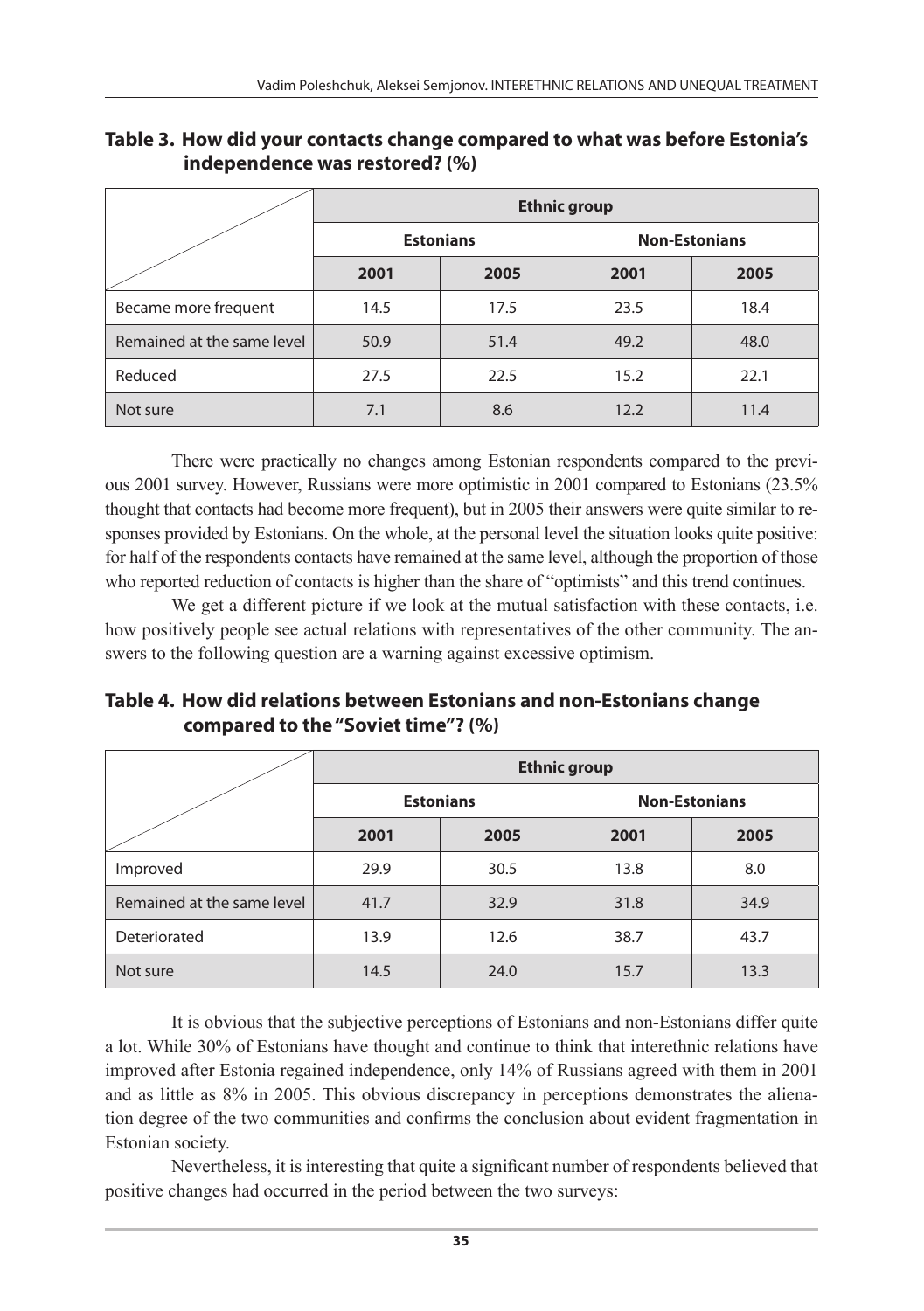**Table 3. How did your contacts change compared to what was before Estonia's independence was restored? (%)**

| | Ethnic group | | | |
|---|---|---|---|---|
| | Estonians | | Non-Estonians | |
| | 2001 | 2005 | 2001 | 2005 |
| Became more frequent | 14.5 | 17.5 | 23.5 | 18.4 |
| Remained at the same level | 50.9 | 51.4 | 49.2 | 48.0 |
| Reduced | 27.5 | 22.5 | 15.2 | 22.1 |
| Not sure | 7.1 | 8.6 | 12.2 | 11.4 |

There were practically no changes among Estonian respondents compared to the previous 2001 survey. However, Russians were more optimistic in 2001 compared to Estonians (23.5% thought that contacts had become more frequent), but in 2005 their answers were quite similar to responses provided by Estonians. On the whole, at the personal level the situation looks quite positive: for half of the respondents contacts have remained at the same level, although the proportion of those who reported reduction of contacts is higher than the share of "optimists" and this trend continues.

We get a different picture if we look at the mutual satisfaction with these contacts, i.e. how positively people see actual relations with representatives of the other community. The answers to the following question are a warning against excessive optimism.

**Table 4. How did relations between Estonians and non-Estonians change compared to the "Soviet time"? (%)**

| | Ethnic group | | | |
|---|---|---|---|---|
| | Estonians | | Non-Estonians | |
| | 2001 | 2005 | 2001 | 2005 |
| Improved | 29.9 | 30.5 | 13.8 | 8.0 |
| Remained at the same level | 41.7 | 32.9 | 31.8 | 34.9 |
| Deteriorated | 13.9 | 12.6 | 38.7 | 43.7 |
| Not sure | 14.5 | 24.0 | 15.7 | 13.3 |

It is obvious that the subjective perceptions of Estonians and non-Estonians differ quite a lot. While 30% of Estonians have thought and continue to think that interethnic relations have improved after Estonia regained independence, only 14% of Russians agreed with them in 2001 and as little as 8% in 2005. This obvious discrepancy in perceptions demonstrates the alienation degree of the two communities and confirms the conclusion about evident fragmentation in Estonian society.

Nevertheless, it is interesting that quite a significant number of respondents believed that positive changes had occurred in the period between the two surveys: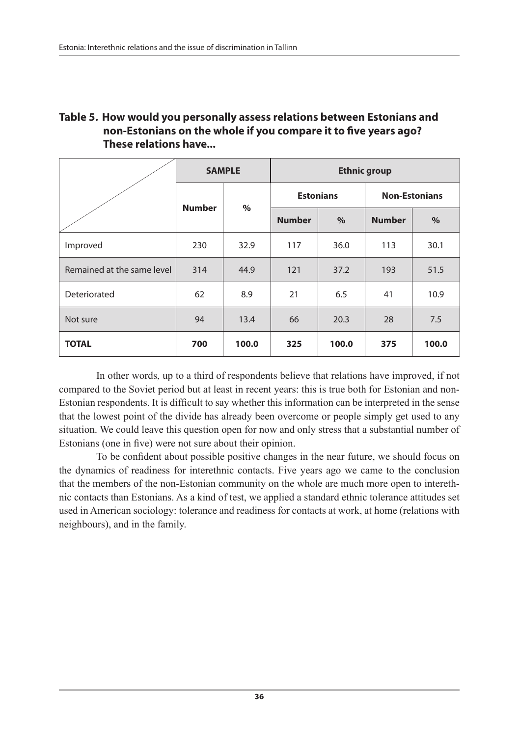**Table 5. How would you personally assess relations between Estonians and non-Estonians on the whole if you compare it to five years ago? These relations have...**

| | SAMPLE | | Ethnic group | | | |
|---|---|---|---|---|---|---|
| | | | Estonians | | Non-Estonians | |
| | Number | % | Number | % | Number | % |
| Improved | 230 | 32.9 | 117 | 36.0 | 113 | 30.1 |
| Remained at the same level | 314 | 44.9 | 121 | 37.2 | 193 | 51.5 |
| Deteriorated | 62 | 8.9 | 21 | 6.5 | 41 | 10.9 |
| Not sure | 94 | 13.4 | 66 | 20.3 | 28 | 7.5 |
| **TOTAL** | **700** | **100.0** | **325** | **100.0** | **375** | **100.0** |

In other words, up to a third of respondents believe that relations have improved, if not compared to the Soviet period but at least in recent years: this is true both for Estonian and non-Estonian respondents. It is difficult to say whether this information can be interpreted in the sense that the lowest point of the divide has already been overcome or people simply get used to any situation. We could leave this question open for now and only stress that a substantial number of Estonians (one in five) were not sure about their opinion.

To be confident about possible positive changes in the near future, we should focus on the dynamics of readiness for interethnic contacts. Five years ago we came to the conclusion that the members of the non-Estonian community on the whole are much more open to interethnic contacts than Estonians. As a kind of test, we applied a standard ethnic tolerance attitudes set used in American sociology: tolerance and readiness for contacts at work, at home (relations with neighbours), and in the family.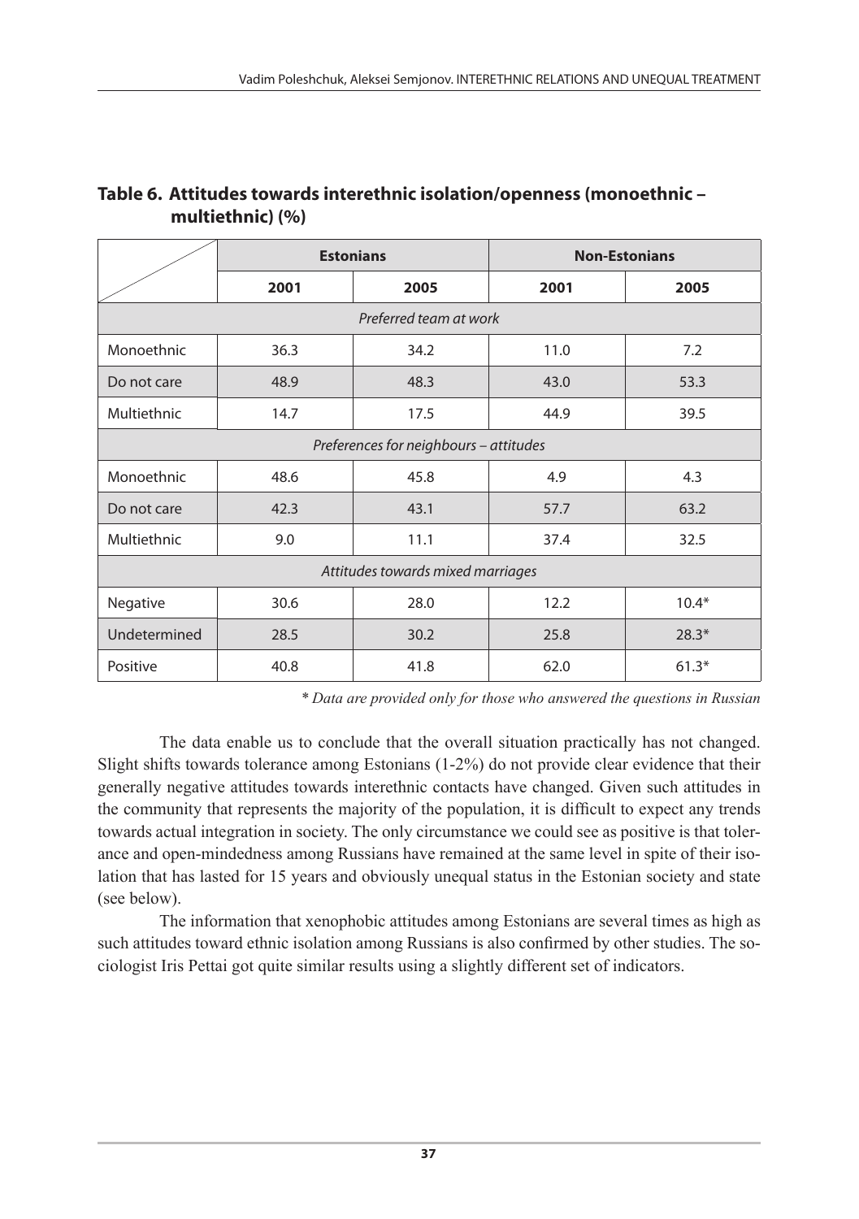**Table 6. Attitudes towards interethnic isolation/openness (monoethnic – multiethnic) (%)**

| | Estonians | | Non-Estonians | |
|---|---|---|---|---|
| | 2001 | 2005 | 2001 | 2005 |
| *Preferred team at work* | | | | |
| Monoethnic | 36.3 | 34.2 | 11.0 | 7.2 |
| Do not care | 48.9 | 48.3 | 43.0 | 53.3 |
| Multiethnic | 14.7 | 17.5 | 44.9 | 39.5 |
| *Preferences for neighbours – attitudes* | | | | |
| Monoethnic | 48.6 | 45.8 | 4.9 | 4.3 |
| Do not care | 42.3 | 43.1 | 57.7 | 63.2 |
| Multiethnic | 9.0 | 11.1 | 37.4 | 32.5 |
| *Attitudes towards mixed marriages* | | | | |
| Negative | 30.6 | 28.0 | 12.2 | 10.4* |
| Undetermined | 28.5 | 30.2 | 25.8 | 28.3* |
| Positive | 40.8 | 41.8 | 62.0 | 61.3* |

*\* Data are provided only for those who answered the questions in Russian*

The data enable us to conclude that the overall situation practically has not changed. Slight shifts towards tolerance among Estonians (1-2%) do not provide clear evidence that their generally negative attitudes towards interethnic contacts have changed. Given such attitudes in the community that represents the majority of the population, it is difficult to expect any trends towards actual integration in society. The only circumstance we could see as positive is that tolerance and open-mindedness among Russians have remained at the same level in spite of their isolation that has lasted for 15 years and obviously unequal status in the Estonian society and state (see below).

The information that xenophobic attitudes among Estonians are several times as high as such attitudes toward ethnic isolation among Russians is also confirmed by other studies. The sociologist Iris Pettai got quite similar results using a slightly different set of indicators.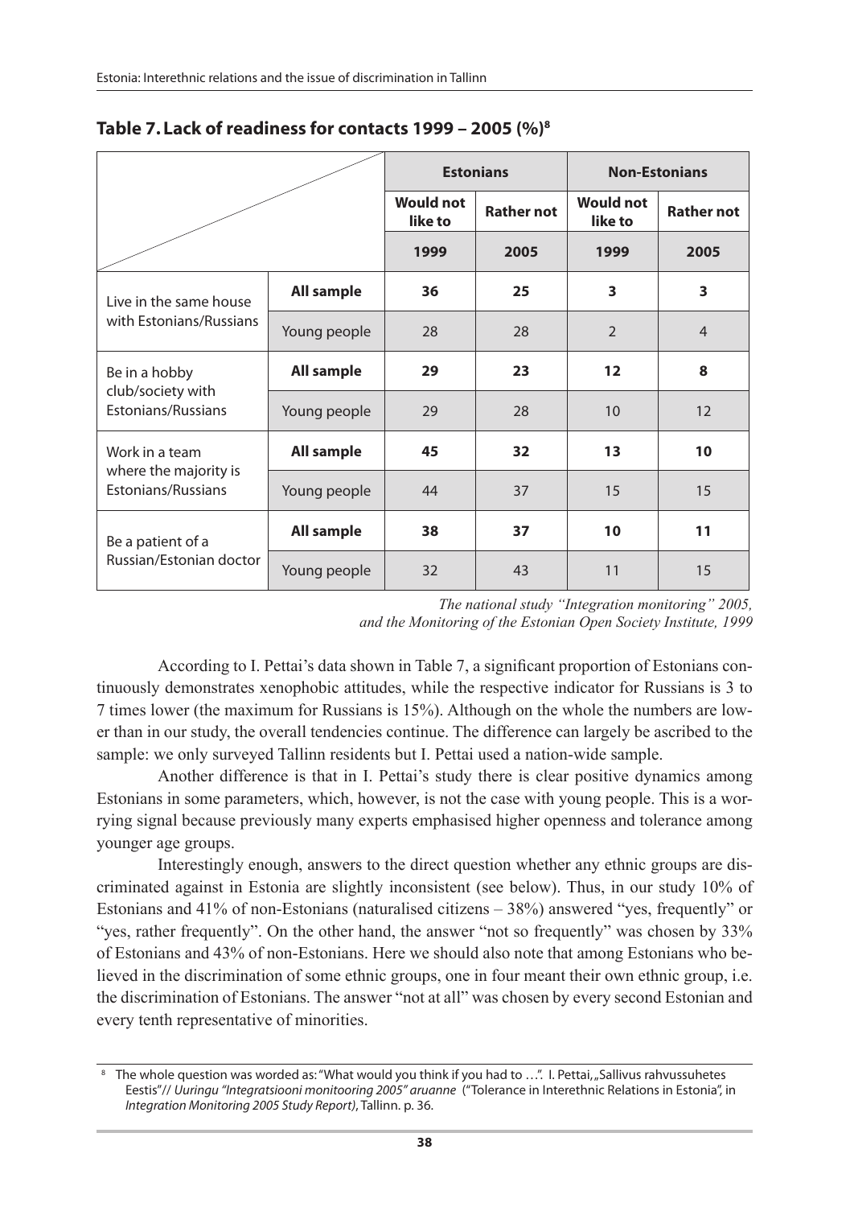## Table 7. Lack of readiness for contacts 1999 – 2005 (%)[8]

| | | Estonians | | Non-Estonians | |
|---|---|---|---|---|---|
| | | Would not like to | Rather not | Would not like to | Rather not |
| | | 1999 | 2005 | 1999 | 2005 |
| Live in the same house with Estonians/Russians | **All sample** | **36** | **25** | **3** | **3** |
| | Young people | 28 | 28 | 2 | 4 |
| Be in a hobby club/society with Estonians/Russians | **All sample** | **29** | **23** | **12** | **8** |
| | Young people | 29 | 28 | 10 | 12 |
| Work in a team where the majority is Estonians/Russians | **All sample** | **45** | **32** | **13** | **10** |
| | Young people | 44 | 37 | 15 | 15 |
| Be a patient of a Russian/Estonian doctor | **All sample** | **38** | **37** | **10** | **11** |
| | Young people | 32 | 43 | 11 | 15 |

*The national study "Integration monitoring" 2005, and the Monitoring of the Estonian Open Society Institute, 1999*

According to I. Pettai's data shown in Table 7, a significant proportion of Estonians continuously demonstrates xenophobic attitudes, while the respective indicator for Russians is 3 to 7 times lower (the maximum for Russians is 15%). Although on the whole the numbers are lower than in our study, the overall tendencies continue. The difference can largely be ascribed to the sample: we only surveyed Tallinn residents but I. Pettai used a nation-wide sample.

Another difference is that in I. Pettai's study there is clear positive dynamics among Estonians in some parameters, which, however, is not the case with young people. This is a worrying signal because previously many experts emphasised higher openness and tolerance among younger age groups.

Interestingly enough, answers to the direct question whether any ethnic groups are discriminated against in Estonia are slightly inconsistent (see below). Thus, in our study 10% of Estonians and 41% of non-Estonians (naturalised citizens – 38%) answered "yes, frequently" or "yes, rather frequently". On the other hand, the answer "not so frequently" was chosen by 33% of Estonians and 43% of non-Estonians. Here we should also note that among Estonians who believed in the discrimination of some ethnic groups, one in four meant their own ethnic group, i.e. the discrimination of Estonians. The answer "not at all" was chosen by every second Estonian and every tenth representative of minorities.

[8] The whole question was worded as: "What would you think if you had to …". I. Pettai, „Sallivus rahvussuhetes Eestis"// *Uuringu "Integratsiooni monitooring 2005" aruanne* ("Tolerance in Interethnic Relations in Estonia", in *Integration Monitoring 2005 Study Report*), Tallinn. p. 36.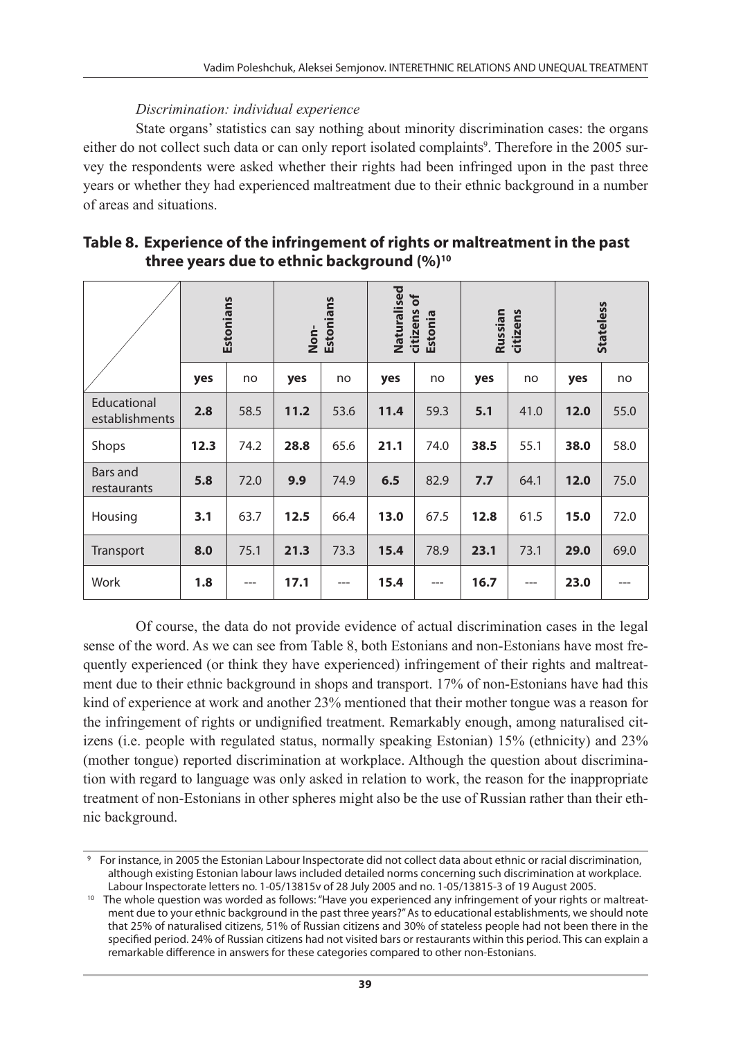*Discrimination: individual experience*

State organs' statistics can say nothing about minority discrimination cases: the organs either do not collect such data or can only report isolated complaints[9]. Therefore in the 2005 survey the respondents were asked whether their rights had been infringed upon in the past three years or whether they had experienced maltreatment due to their ethnic background in a number of areas and situations.

**Table 8. Experience of the infringement of rights or maltreatment in the past three years due to ethnic background (%)[10]**

| | **Estonians** | | **Non-Estonians** | | **Naturalised citizens of Estonia** | | **Russian citizens** | | **Stateless** | |
|---|---|---|---|---|---|---|---|---|---|---|
| | **yes** | no | **yes** | no | **yes** | no | **yes** | no | **yes** | no |
| Educational establishments | **2.8** | 58.5 | **11.2** | 53.6 | **11.4** | 59.3 | **5.1** | 41.0 | **12.0** | 55.0 |
| Shops | **12.3** | 74.2 | **28.8** | 65.6 | **21.1** | 74.0 | **38.5** | 55.1 | **38.0** | 58.0 |
| Bars and restaurants | **5.8** | 72.0 | **9.9** | 74.9 | **6.5** | 82.9 | **7.7** | 64.1 | **12.0** | 75.0 |
| Housing | **3.1** | 63.7 | **12.5** | 66.4 | **13.0** | 67.5 | **12.8** | 61.5 | **15.0** | 72.0 |
| Transport | **8.0** | 75.1 | **21.3** | 73.3 | **15.4** | 78.9 | **23.1** | 73.1 | **29.0** | 69.0 |
| Work | **1.8** | --- | **17.1** | --- | **15.4** | --- | **16.7** | --- | **23.0** | --- |

Of course, the data do not provide evidence of actual discrimination cases in the legal sense of the word. As we can see from Table 8, both Estonians and non-Estonians have most frequently experienced (or think they have experienced) infringement of their rights and maltreatment due to their ethnic background in shops and transport. 17% of non-Estonians have had this kind of experience at work and another 23% mentioned that their mother tongue was a reason for the infringement of rights or undignified treatment. Remarkably enough, among naturalised citizens (i.e. people with regulated status, normally speaking Estonian) 15% (ethnicity) and 23% (mother tongue) reported discrimination at workplace. Although the question about discrimination with regard to language was only asked in relation to work, the reason for the inappropriate treatment of non-Estonians in other spheres might also be the use of Russian rather than their ethnic background.

---

[9] For instance, in 2005 the Estonian Labour Inspectorate did not collect data about ethnic or racial discrimination, although existing Estonian labour laws included detailed norms concerning such discrimination at workplace. Labour Inspectorate letters no. 1-05/13815v of 28 July 2005 and no. 1-05/13815-3 of 19 August 2005.

[10] The whole question was worded as follows: "Have you experienced any infringement of your rights or maltreatment due to your ethnic background in the past three years?" As to educational establishments, we should note that 25% of naturalised citizens, 51% of Russian citizens and 30% of stateless people had not been there in the specified period. 24% of Russian citizens had not visited bars or restaurants within this period. This can explain a remarkable difference in answers for these categories compared to other non-Estonians.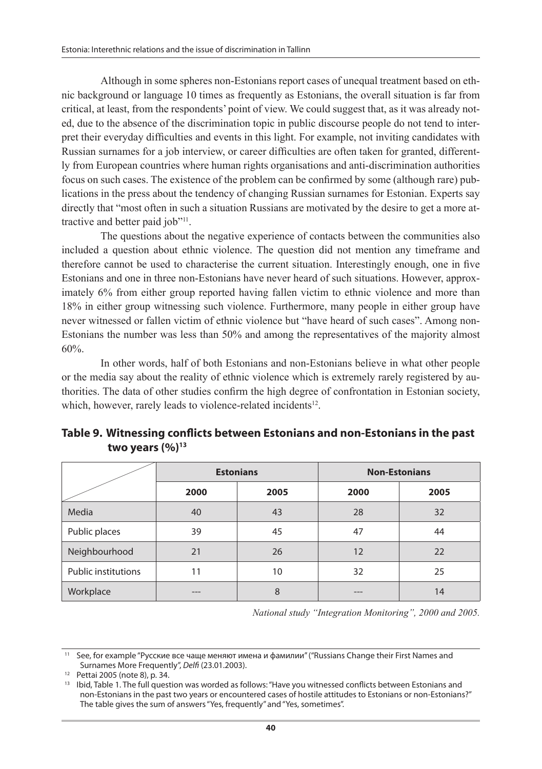Although in some spheres non-Estonians report cases of unequal treatment based on ethnic background or language 10 times as frequently as Estonians, the overall situation is far from critical, at least, from the respondents' point of view. We could suggest that, as it was already noted, due to the absence of the discrimination topic in public discourse people do not tend to interpret their everyday difficulties and events in this light. For example, not inviting candidates with Russian surnames for a job interview, or career difficulties are often taken for granted, differently from European countries where human rights organisations and anti-discrimination authorities focus on such cases. The existence of the problem can be confirmed by some (although rare) publications in the press about the tendency of changing Russian surnames for Estonian. Experts say directly that "most often in such a situation Russians are motivated by the desire to get a more attractive and better paid job"[11].

The questions about the negative experience of contacts between the communities also included a question about ethnic violence. The question did not mention any timeframe and therefore cannot be used to characterise the current situation. Interestingly enough, one in five Estonians and one in three non-Estonians have never heard of such situations. However, approximately 6% from either group reported having fallen victim to ethnic violence and more than 18% in either group witnessing such violence. Furthermore, many people in either group have never witnessed or fallen victim of ethnic violence but "have heard of such cases". Among non-Estonians the number was less than 50% and among the representatives of the majority almost 60%.

In other words, half of both Estonians and non-Estonians believe in what other people or the media say about the reality of ethnic violence which is extremely rarely registered by authorities. The data of other studies confirm the high degree of confrontation in Estonian society, which, however, rarely leads to violence-related incidents[12].

**Table 9. Witnessing conflicts between Estonians and non-Estonians in the past two years (%)[13]**

| | Estonians | | Non-Estonians | |
|---|---|---|---|---|
| | 2000 | 2005 | 2000 | 2005 |
| Media | 40 | 43 | 28 | 32 |
| Public places | 39 | 45 | 47 | 44 |
| Neighbourhood | 21 | 26 | 12 | 22 |
| Public institutions | 11 | 10 | 32 | 25 |
| Workplace | --- | 8 | --- | 14 |

*National study "Integration Monitoring", 2000 and 2005.*

---

[11] See, for example "Русские все чаще меняют имена и фамилии" ("Russians Change their First Names and Surnames More Frequently", *Delfi* (23.01.2003).

[12] Pettai 2005 (note 8), p. 34.

[13] Ibid, Table 1. The full question was worded as follows: "Have you witnessed conflicts between Estonians and non-Estonians in the past two years or encountered cases of hostile attitudes to Estonians or non-Estonians?" The table gives the sum of answers "Yes, frequently" and "Yes, sometimes".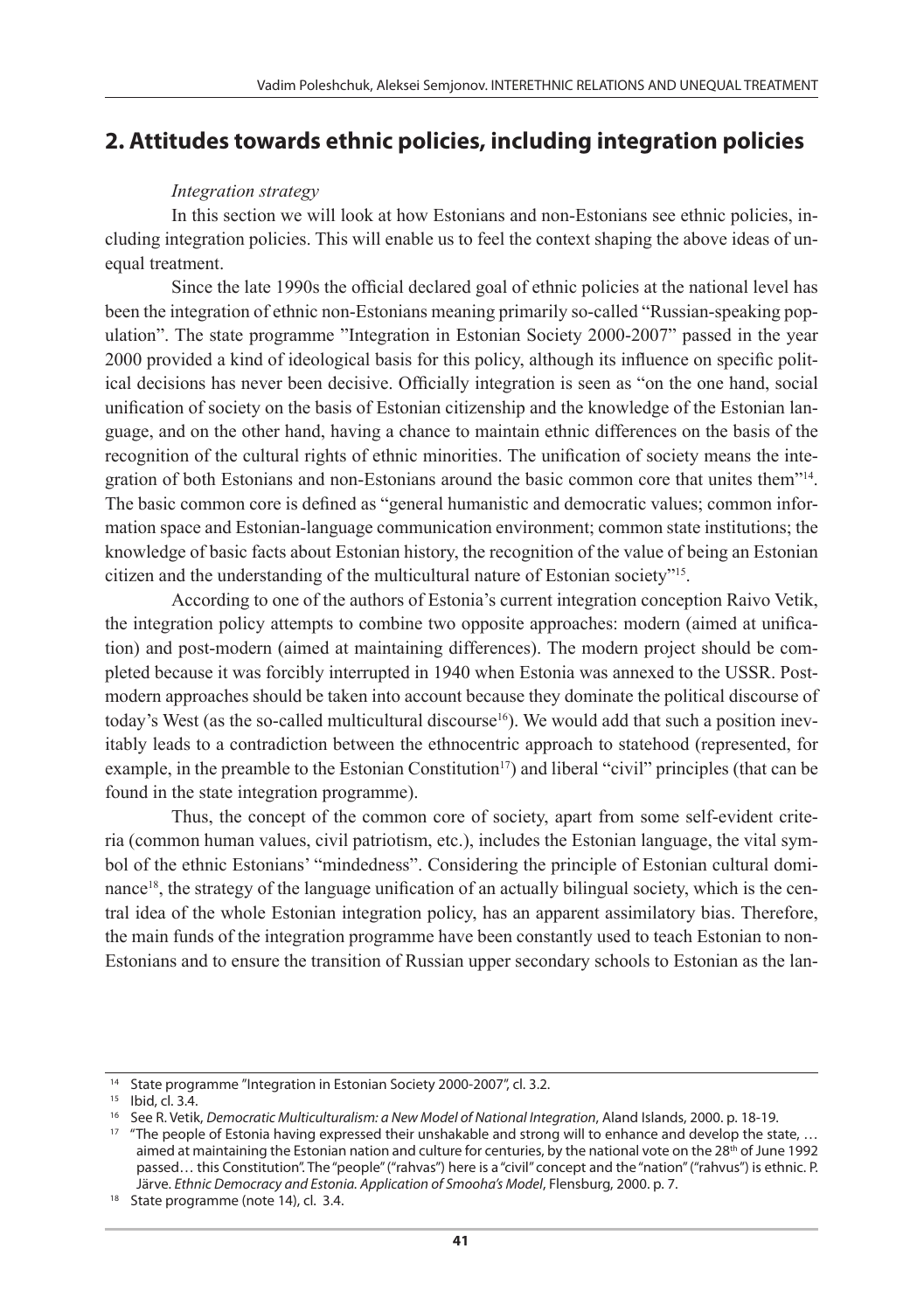## 2. Attitudes towards ethnic policies, including integration policies

*Integration strategy*

In this section we will look at how Estonians and non-Estonians see ethnic policies, including integration policies. This will enable us to feel the context shaping the above ideas of unequal treatment.

Since the late 1990s the official declared goal of ethnic policies at the national level has been the integration of ethnic non-Estonians meaning primarily so-called "Russian-speaking population". The state programme "Integration in Estonian Society 2000-2007" passed in the year 2000 provided a kind of ideological basis for this policy, although its influence on specific political decisions has never been decisive. Officially integration is seen as "on the one hand, social unification of society on the basis of Estonian citizenship and the knowledge of the Estonian language, and on the other hand, having a chance to maintain ethnic differences on the basis of the recognition of the cultural rights of ethnic minorities. The unification of society means the integration of both Estonians and non-Estonians around the basic common core that unites them"[14]. The basic common core is defined as "general humanistic and democratic values; common information space and Estonian-language communication environment; common state institutions; the knowledge of basic facts about Estonian history, the recognition of the value of being an Estonian citizen and the understanding of the multicultural nature of Estonian society"[15].

According to one of the authors of Estonia's current integration conception Raivo Vetik, the integration policy attempts to combine two opposite approaches: modern (aimed at unification) and post-modern (aimed at maintaining differences). The modern project should be completed because it was forcibly interrupted in 1940 when Estonia was annexed to the USSR. Post-modern approaches should be taken into account because they dominate the political discourse of today's West (as the so-called multicultural discourse[16]). We would add that such a position inevitably leads to a contradiction between the ethnocentric approach to statehood (represented, for example, in the preamble to the Estonian Constitution[17]) and liberal "civil" principles (that can be found in the state integration programme).

Thus, the concept of the common core of society, apart from some self-evident criteria (common human values, civil patriotism, etc.), includes the Estonian language, the vital symbol of the ethnic Estonians' "mindedness". Considering the principle of Estonian cultural dominance[18], the strategy of the language unification of an actually bilingual society, which is the central idea of the whole Estonian integration policy, has an apparent assimilatory bias. Therefore, the main funds of the integration programme have been constantly used to teach Estonian to non-Estonians and to ensure the transition of Russian upper secondary schools to Estonian as the lan-

---

[14] State programme "Integration in Estonian Society 2000-2007", cl. 3.2.

[15] Ibid, cl. 3.4.

[16] See R. Vetik, *Democratic Multiculturalism: a New Model of National Integration*, Aland Islands, 2000. p. 18-19.

[17] "The people of Estonia having expressed their unshakable and strong will to enhance and develop the state, … aimed at maintaining the Estonian nation and culture for centuries, by the national vote on the 28th of June 1992 passed… this Constitution". The "people" ("rahvas") here is a "civil" concept and the "nation" ("rahvus") is ethnic. P. Järve. *Ethnic Democracy and Estonia. Application of Smooha's Model*, Flensburg, 2000. p. 7.

[18] State programme (note 14), cl. 3.4.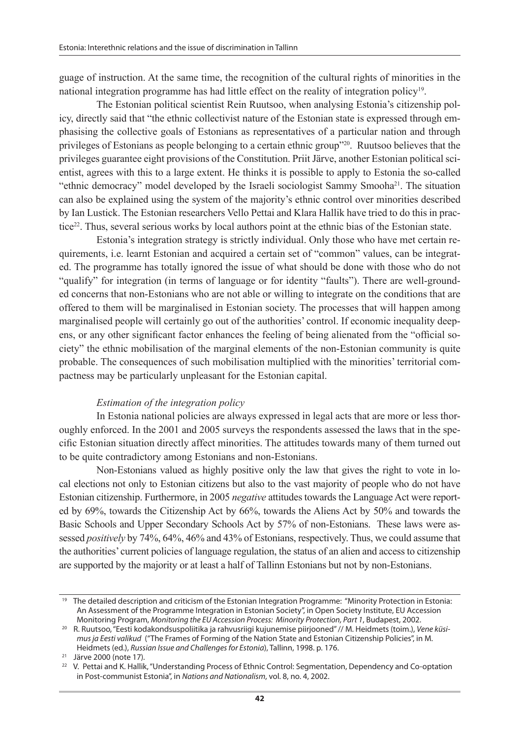guage of instruction. At the same time, the recognition of the cultural rights of minorities in the national integration programme has had little effect on the reality of integration policy[19].

The Estonian political scientist Rein Ruutsoo, when analysing Estonia's citizenship policy, directly said that "the ethnic collectivist nature of the Estonian state is expressed through emphasising the collective goals of Estonians as representatives of a particular nation and through privileges of Estonians as people belonging to a certain ethnic group"[20]. Ruutsoo believes that the privileges guarantee eight provisions of the Constitution. Priit Järve, another Estonian political scientist, agrees with this to a large extent. He thinks it is possible to apply to Estonia the so-called "ethnic democracy" model developed by the Israeli sociologist Sammy Smooha[21]. The situation can also be explained using the system of the majority's ethnic control over minorities described by Ian Lustick. The Estonian researchers Vello Pettai and Klara Hallik have tried to do this in practice[22]. Thus, several serious works by local authors point at the ethnic bias of the Estonian state.

Estonia's integration strategy is strictly individual. Only those who have met certain requirements, i.e. learnt Estonian and acquired a certain set of "common" values, can be integrated. The programme has totally ignored the issue of what should be done with those who do not "qualify" for integration (in terms of language or for identity "faults"). There are well-grounded concerns that non-Estonians who are not able or willing to integrate on the conditions that are offered to them will be marginalised in Estonian society. The processes that will happen among marginalised people will certainly go out of the authorities' control. If economic inequality deepens, or any other significant factor enhances the feeling of being alienated from the "official society" the ethnic mobilisation of the marginal elements of the non-Estonian community is quite probable. The consequences of such mobilisation multiplied with the minorities' territorial compactness may be particularly unpleasant for the Estonian capital.

*Estimation of the integration policy*

In Estonia national policies are always expressed in legal acts that are more or less thoroughly enforced. In the 2001 and 2005 surveys the respondents assessed the laws that in the specific Estonian situation directly affect minorities. The attitudes towards many of them turned out to be quite contradictory among Estonians and non-Estonians.

Non-Estonians valued as highly positive only the law that gives the right to vote in local elections not only to Estonian citizens but also to the vast majority of people who do not have Estonian citizenship. Furthermore, in 2005 *negative* attitudes towards the Language Act were reported by 69%, towards the Citizenship Act by 66%, towards the Aliens Act by 50% and towards the Basic Schools and Upper Secondary Schools Act by 57% of non-Estonians. These laws were assessed *positively* by 74%, 64%, 46% and 43% of Estonians, respectively. Thus, we could assume that the authorities' current policies of language regulation, the status of an alien and access to citizenship are supported by the majority or at least a half of Tallinn Estonians but not by non-Estonians.

---

[19] The detailed description and criticism of the Estonian Integration Programme: "Minority Protection in Estonia: An Assessment of the Programme Integration in Estonian Society", in Open Society Institute, EU Accession Monitoring Program, *Monitoring the EU Accession Process: Minority Protection, Part 1*, Budapest, 2002.

[20] R. Ruutsoo, "Eesti kodakondsuspoliitika ja rahvusriigi kujunemise piirjooned" // M. Heidmets (toim.), *Vene küsimus ja Eesti valikud* ("The Frames of Forming of the Nation State and Estonian Citizenship Policies", in M. Heidmets (ed.), *Russian Issue and Challenges for Estonia*), Tallinn, 1998. p. 176.

[21] Järve 2000 (note 17).

[22] V. Pettai and K. Hallik, "Understanding Process of Ethnic Control: Segmentation, Dependency and Co-optation in Post-communist Estonia", in *Nations and Nationalism*, vol. 8, no. 4, 2002.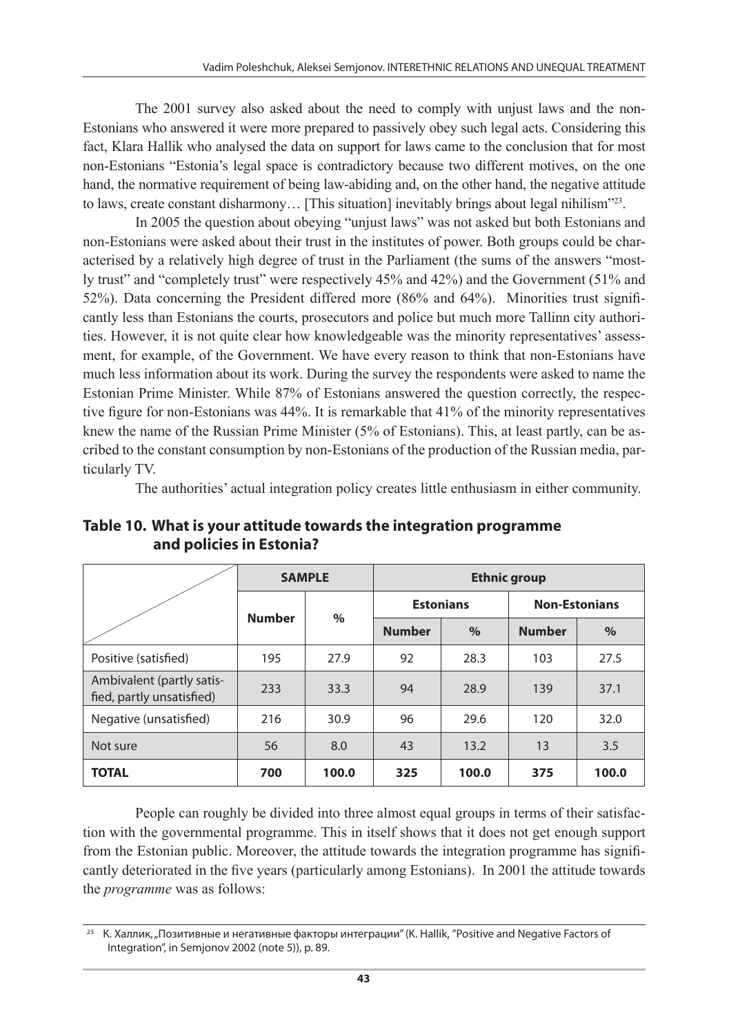The 2001 survey also asked about the need to comply with unjust laws and the non-Estonians who answered it were more prepared to passively obey such legal acts. Considering this fact, Klara Hallik who analysed the data on support for laws came to the conclusion that for most non-Estonians "Estonia's legal space is contradictory because two different motives, on the one hand, the normative requirement of being law-abiding and, on the other hand, the negative attitude to laws, create constant disharmony… [This situation] inevitably brings about legal nihilism"[23].

In 2005 the question about obeying "unjust laws" was not asked but both Estonians and non-Estonians were asked about their trust in the institutes of power. Both groups could be characterised by a relatively high degree of trust in the Parliament (the sums of the answers "mostly trust" and "completely trust" were respectively 45% and 42%) and the Government (51% and 52%). Data concerning the President differed more (86% and 64%). Minorities trust significantly less than Estonians the courts, prosecutors and police but much more Tallinn city authorities. However, it is not quite clear how knowledgeable was the minority representatives' assessment, for example, of the Government. We have every reason to think that non-Estonians have much less information about its work. During the survey the respondents were asked to name the Estonian Prime Minister. While 87% of Estonians answered the question correctly, the respective figure for non-Estonians was 44%. It is remarkable that 41% of the minority representatives knew the name of the Russian Prime Minister (5% of Estonians). This, at least partly, can be ascribed to the constant consumption by non-Estonians of the production of the Russian media, particularly TV.

The authorities' actual integration policy creates little enthusiasm in either community.

**Table 10. What is your attitude towards the integration programme and policies in Estonia?**

| | SAMPLE | | Ethnic group | | | |
|---|---|---|---|---|---|---|
| | | | Estonians | | Non-Estonians | |
| | Number | % | Number | % | Number | % |
| Positive (satisfied) | 195 | 27.9 | 92 | 28.3 | 103 | 27.5 |
| Ambivalent (partly satisfied, partly unsatisfied) | 233 | 33.3 | 94 | 28.9 | 139 | 37.1 |
| Negative (unsatisfied) | 216 | 30.9 | 96 | 29.6 | 120 | 32.0 |
| Not sure | 56 | 8.0 | 43 | 13.2 | 13 | 3.5 |
| **TOTAL** | **700** | **100.0** | **325** | **100.0** | **375** | **100.0** |

People can roughly be divided into three almost equal groups in terms of their satisfaction with the governmental programme. This in itself shows that it does not get enough support from the Estonian public. Moreover, the attitude towards the integration programme has significantly deteriorated in the five years (particularly among Estonians). In 2001 the attitude towards the *programme* was as follows:

[23] К. Халлик, „Позитивные и негативные факторы интеграции" (K. Hallik, "Positive and Negative Factors of Integration", in Semjonov 2002 (note 5)), p. 89.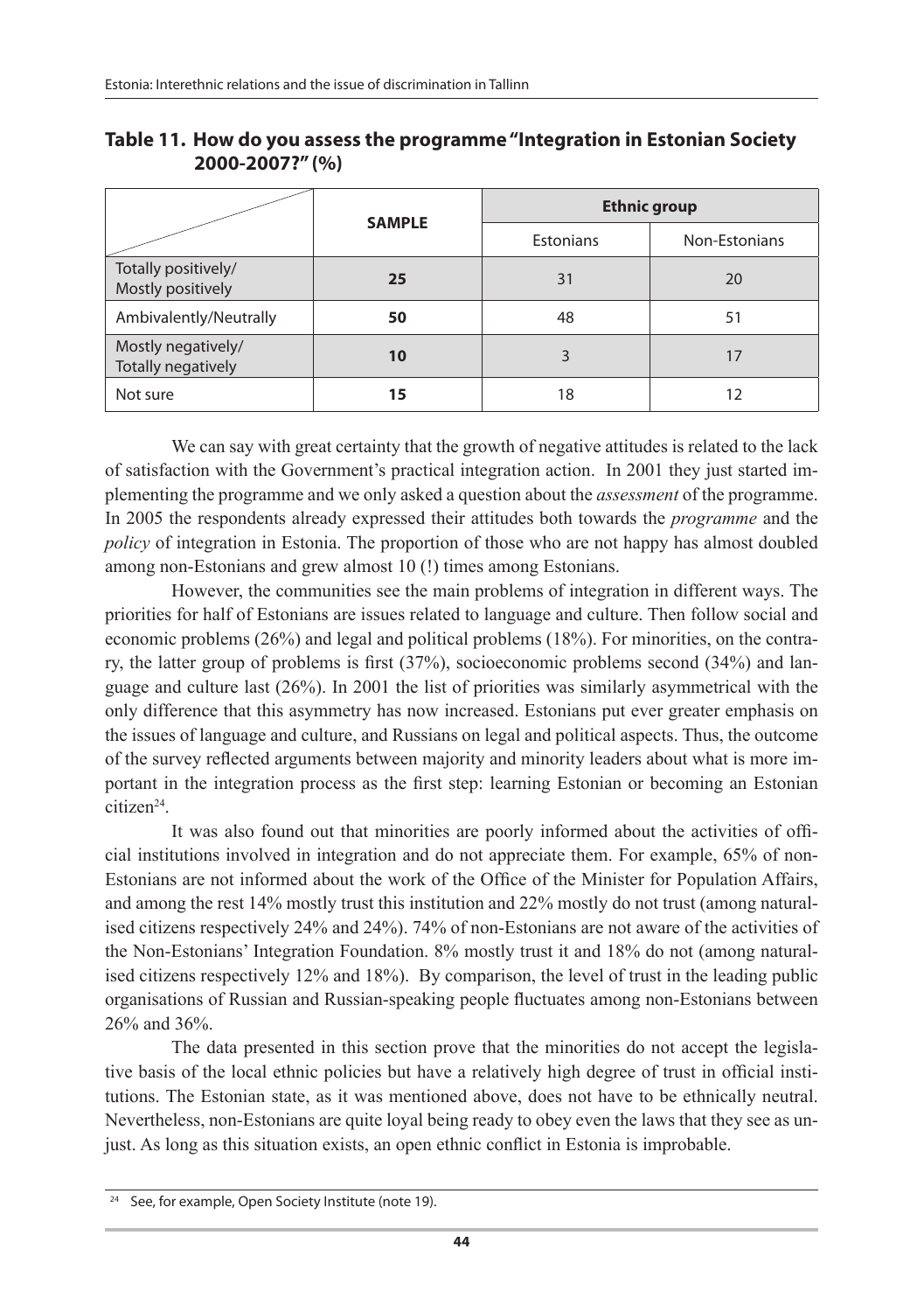**Table 11. How do you assess the programme "Integration in Estonian Society 2000-2007?" (%)**

| | SAMPLE | Ethnic group | |
|---|---|---|---|
| | | Estonians | Non-Estonians |
| Totally positively/ Mostly positively | **25** | 31 | 20 |
| Ambivalently/Neutrally | **50** | 48 | 51 |
| Mostly negatively/ Totally negatively | **10** | 3 | 17 |
| Not sure | **15** | 18 | 12 |

We can say with great certainty that the growth of negative attitudes is related to the lack of satisfaction with the Government's practical integration action. In 2001 they just started implementing the programme and we only asked a question about the *assessment* of the programme. In 2005 the respondents already expressed their attitudes both towards the *programme* and the *policy* of integration in Estonia. The proportion of those who are not happy has almost doubled among non-Estonians and grew almost 10 (!) times among Estonians.

However, the communities see the main problems of integration in different ways. The priorities for half of Estonians are issues related to language and culture. Then follow social and economic problems (26%) and legal and political problems (18%). For minorities, on the contrary, the latter group of problems is first (37%), socioeconomic problems second (34%) and language and culture last (26%). In 2001 the list of priorities was similarly asymmetrical with the only difference that this asymmetry has now increased. Estonians put ever greater emphasis on the issues of language and culture, and Russians on legal and political aspects. Thus, the outcome of the survey reflected arguments between majority and minority leaders about what is more important in the integration process as the first step: learning Estonian or becoming an Estonian citizen[24].

It was also found out that minorities are poorly informed about the activities of official institutions involved in integration and do not appreciate them. For example, 65% of non-Estonians are not informed about the work of the Office of the Minister for Population Affairs, and among the rest 14% mostly trust this institution and 22% mostly do not trust (among naturalised citizens respectively 24% and 24%). 74% of non-Estonians are not aware of the activities of the Non-Estonians' Integration Foundation. 8% mostly trust it and 18% do not (among naturalised citizens respectively 12% and 18%). By comparison, the level of trust in the leading public organisations of Russian and Russian-speaking people fluctuates among non-Estonians between 26% and 36%.

The data presented in this section prove that the minorities do not accept the legislative basis of the local ethnic policies but have a relatively high degree of trust in official institutions. The Estonian state, as it was mentioned above, does not have to be ethnically neutral. Nevertheless, non-Estonians are quite loyal being ready to obey even the laws that they see as unjust. As long as this situation exists, an open ethnic conflict in Estonia is improbable.

[24] See, for example, Open Society Institute (note 19).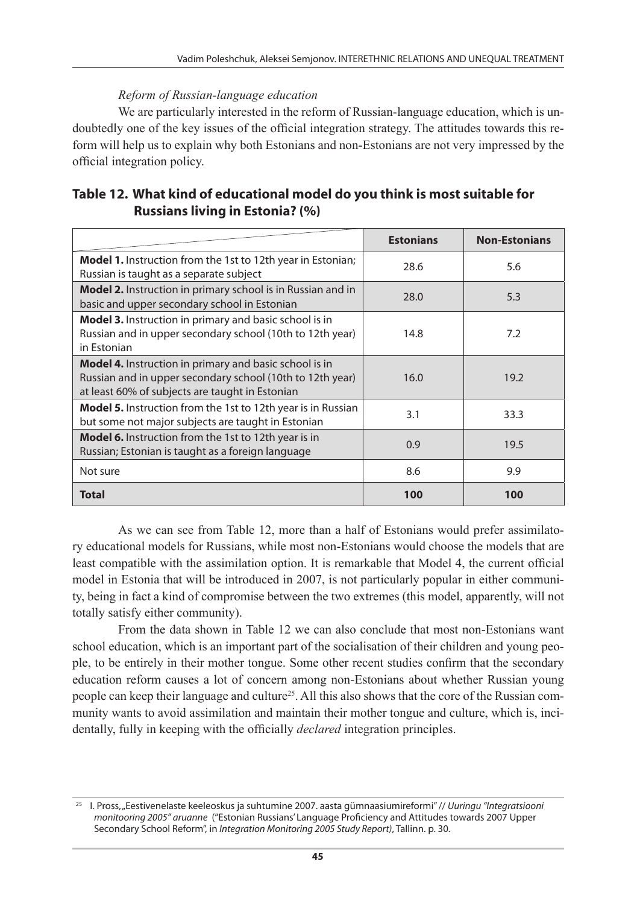*Reform of Russian-language education*

We are particularly interested in the reform of Russian-language education, which is undoubtedly one of the key issues of the official integration strategy. The attitudes towards this reform will help us to explain why both Estonians and non-Estonians are not very impressed by the official integration policy.

**Table 12. What kind of educational model do you think is most suitable for Russians living in Estonia? (%)**

| | **Estonians** | **Non-Estonians** |
|---|---|---|
| **Model 1.** Instruction from the 1st to 12th year in Estonian; Russian is taught as a separate subject | 28.6 | 5.6 |
| **Model 2.** Instruction in primary school is in Russian and in basic and upper secondary school in Estonian | 28.0 | 5.3 |
| **Model 3.** Instruction in primary and basic school is in Russian and in upper secondary school (10th to 12th year) in Estonian | 14.8 | 7.2 |
| **Model 4.** Instruction in primary and basic school is in Russian and in upper secondary school (10th to 12th year) at least 60% of subjects are taught in Estonian | 16.0 | 19.2 |
| **Model 5.** Instruction from the 1st to 12th year is in Russian but some not major subjects are taught in Estonian | 3.1 | 33.3 |
| **Model 6.** Instruction from the 1st to 12th year is in Russian; Estonian is taught as a foreign language | 0.9 | 19.5 |
| Not sure | 8.6 | 9.9 |
| **Total** | **100** | **100** |

As we can see from Table 12, more than a half of Estonians would prefer assimilatory educational models for Russians, while most non-Estonians would choose the models that are least compatible with the assimilation option. It is remarkable that Model 4, the current official model in Estonia that will be introduced in 2007, is not particularly popular in either community, being in fact a kind of compromise between the two extremes (this model, apparently, will not totally satisfy either community).

From the data shown in Table 12 we can also conclude that most non-Estonians want school education, which is an important part of the socialisation of their children and young people, to be entirely in their mother tongue. Some other recent studies confirm that the secondary education reform causes a lot of concern among non-Estonians about whether Russian young people can keep their language and culture[25]. All this also shows that the core of the Russian community wants to avoid assimilation and maintain their mother tongue and culture, which is, incidentally, fully in keeping with the officially *declared* integration principles.

[25] I. Pross, „Eestivenelaste keeleoskus ja suhtumine 2007. aasta gümnaasiumireformi" // *Uuringu "Integratsiooni monitooring 2005" aruanne* ("Estonian Russians' Language Proficiency and Attitudes towards 2007 Upper Secondary School Reform", in *Integration Monitoring 2005 Study Report)*, Tallinn. p. 30.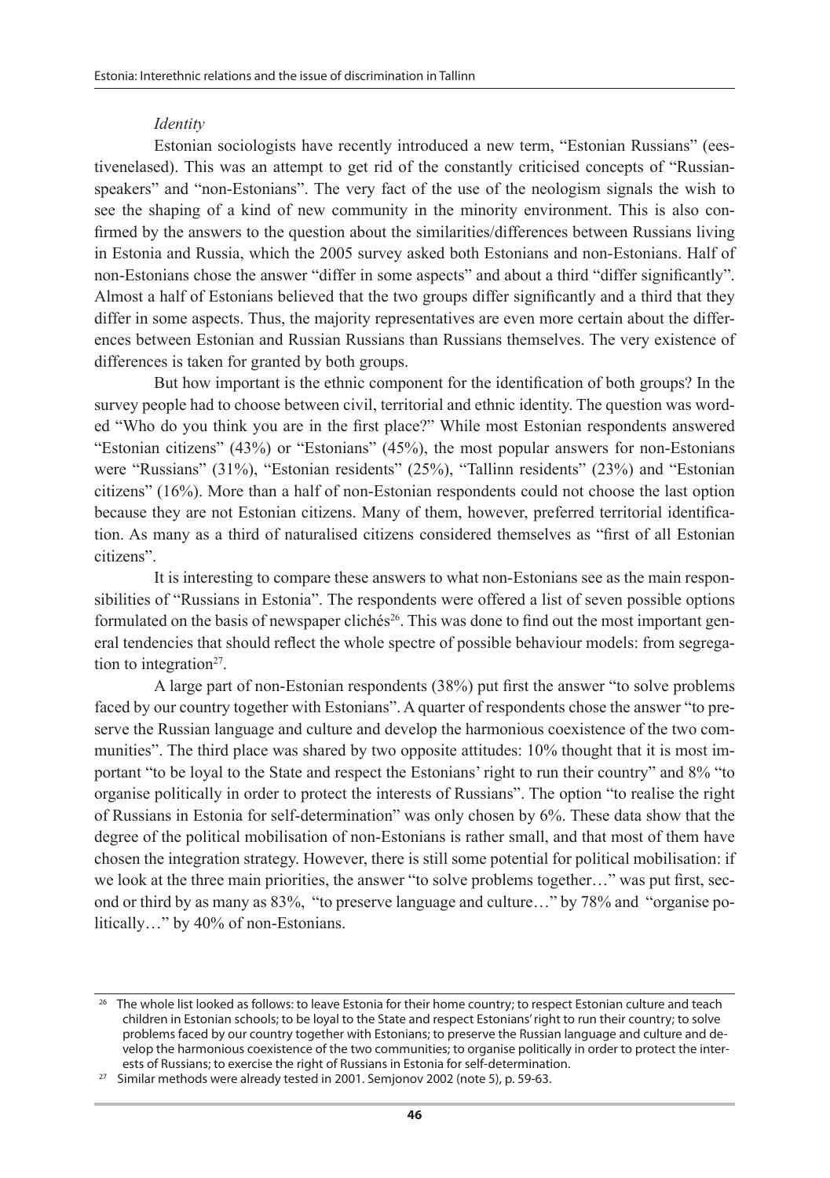*Identity*

Estonian sociologists have recently introduced a new term, "Estonian Russians" (eestivenelased). This was an attempt to get rid of the constantly criticised concepts of "Russian-speakers" and "non-Estonians". The very fact of the use of the neologism signals the wish to see the shaping of a kind of new community in the minority environment. This is also confirmed by the answers to the question about the similarities/differences between Russians living in Estonia and Russia, which the 2005 survey asked both Estonians and non-Estonians. Half of non-Estonians chose the answer "differ in some aspects" and about a third "differ significantly". Almost a half of Estonians believed that the two groups differ significantly and a third that they differ in some aspects. Thus, the majority representatives are even more certain about the differences between Estonian and Russian Russians than Russians themselves. The very existence of differences is taken for granted by both groups.

But how important is the ethnic component for the identification of both groups? In the survey people had to choose between civil, territorial and ethnic identity. The question was worded "Who do you think you are in the first place?" While most Estonian respondents answered "Estonian citizens" (43%) or "Estonians" (45%), the most popular answers for non-Estonians were "Russians" (31%), "Estonian residents" (25%), "Tallinn residents" (23%) and "Estonian citizens" (16%). More than a half of non-Estonian respondents could not choose the last option because they are not Estonian citizens. Many of them, however, preferred territorial identification. As many as a third of naturalised citizens considered themselves as "first of all Estonian citizens".

It is interesting to compare these answers to what non-Estonians see as the main responsibilities of "Russians in Estonia". The respondents were offered a list of seven possible options formulated on the basis of newspaper clichés[26]. This was done to find out the most important general tendencies that should reflect the whole spectre of possible behaviour models: from segregation to integration[27].

A large part of non-Estonian respondents (38%) put first the answer "to solve problems faced by our country together with Estonians". A quarter of respondents chose the answer "to preserve the Russian language and culture and develop the harmonious coexistence of the two communities". The third place was shared by two opposite attitudes: 10% thought that it is most important "to be loyal to the State and respect the Estonians' right to run their country" and 8% "to organise politically in order to protect the interests of Russians". The option "to realise the right of Russians in Estonia for self-determination" was only chosen by 6%. These data show that the degree of the political mobilisation of non-Estonians is rather small, and that most of them have chosen the integration strategy. However, there is still some potential for political mobilisation: if we look at the three main priorities, the answer "to solve problems together…" was put first, second or third by as many as 83%, "to preserve language and culture…" by 78% and "organise politically…" by 40% of non-Estonians.

---

[26] The whole list looked as follows: to leave Estonia for their home country; to respect Estonian culture and teach children in Estonian schools; to be loyal to the State and respect Estonians' right to run their country; to solve problems faced by our country together with Estonians; to preserve the Russian language and culture and develop the harmonious coexistence of the two communities; to organise politically in order to protect the interests of Russians; to exercise the right of Russians in Estonia for self-determination.

[27] Similar methods were already tested in 2001. Semjonov 2002 (note 5), p. 59-63.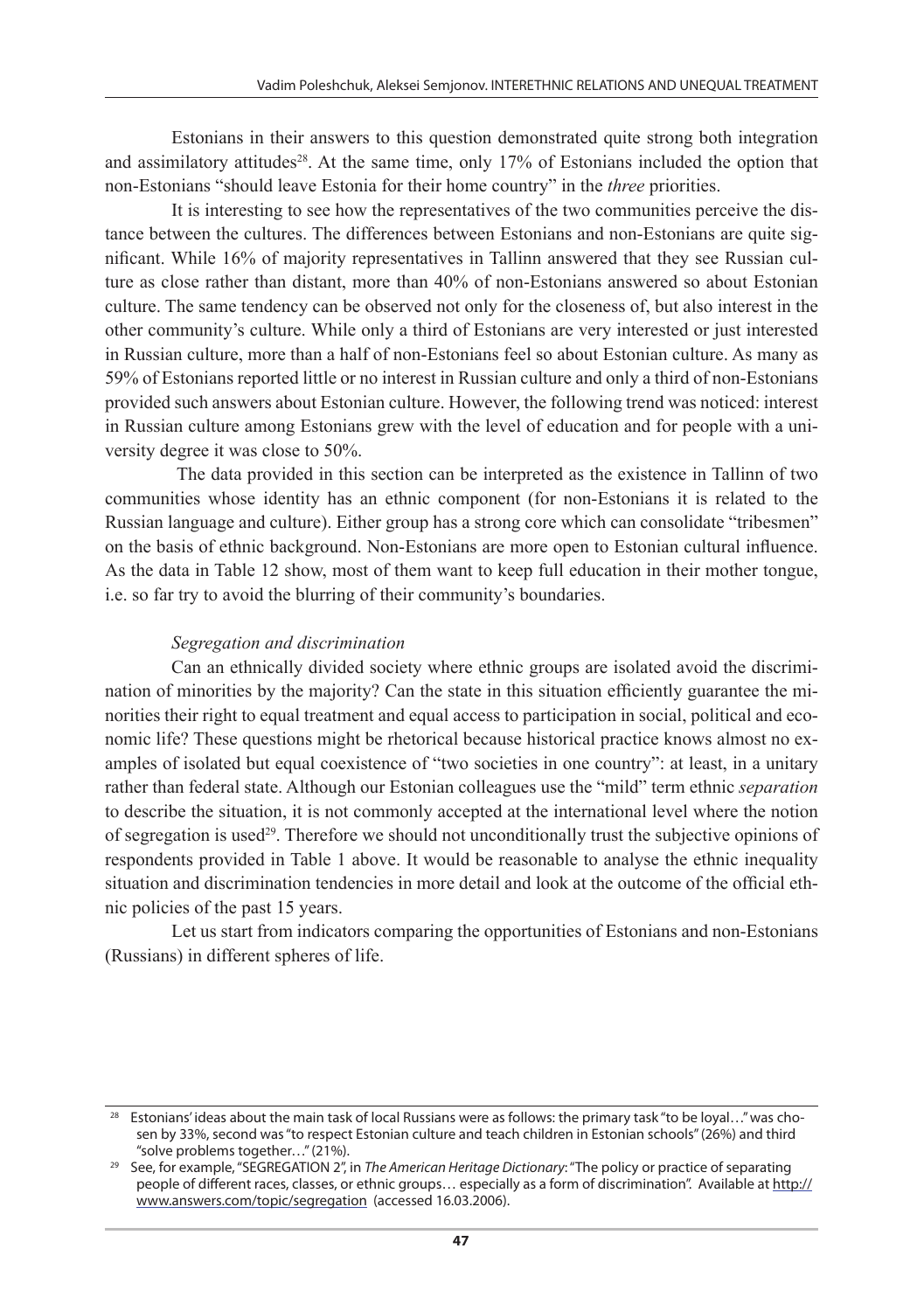Estonians in their answers to this question demonstrated quite strong both integration and assimilatory attitudes[28]. At the same time, only 17% of Estonians included the option that non-Estonians "should leave Estonia for their home country" in the *three* priorities.

It is interesting to see how the representatives of the two communities perceive the distance between the cultures. The differences between Estonians and non-Estonians are quite significant. While 16% of majority representatives in Tallinn answered that they see Russian culture as close rather than distant, more than 40% of non-Estonians answered so about Estonian culture. The same tendency can be observed not only for the closeness of, but also interest in the other community's culture. While only a third of Estonians are very interested or just interested in Russian culture, more than a half of non-Estonians feel so about Estonian culture. As many as 59% of Estonians reported little or no interest in Russian culture and only a third of non-Estonians provided such answers about Estonian culture. However, the following trend was noticed: interest in Russian culture among Estonians grew with the level of education and for people with a university degree it was close to 50%.

The data provided in this section can be interpreted as the existence in Tallinn of two communities whose identity has an ethnic component (for non-Estonians it is related to the Russian language and culture). Either group has a strong core which can consolidate "tribesmen" on the basis of ethnic background. Non-Estonians are more open to Estonian cultural influence. As the data in Table 12 show, most of them want to keep full education in their mother tongue, i.e. so far try to avoid the blurring of their community's boundaries.

### *Segregation and discrimination*

Can an ethnically divided society where ethnic groups are isolated avoid the discrimination of minorities by the majority? Can the state in this situation efficiently guarantee the minorities their right to equal treatment and equal access to participation in social, political and economic life? These questions might be rhetorical because historical practice knows almost no examples of isolated but equal coexistence of "two societies in one country": at least, in a unitary rather than federal state. Although our Estonian colleagues use the "mild" term ethnic *separation* to describe the situation, it is not commonly accepted at the international level where the notion of segregation is used[29]. Therefore we should not unconditionally trust the subjective opinions of respondents provided in Table 1 above. It would be reasonable to analyse the ethnic inequality situation and discrimination tendencies in more detail and look at the outcome of the official ethnic policies of the past 15 years.

Let us start from indicators comparing the opportunities of Estonians and non-Estonians (Russians) in different spheres of life.

---

[28] Estonians' ideas about the main task of local Russians were as follows: the primary task "to be loyal…" was chosen by 33%, second was "to respect Estonian culture and teach children in Estonian schools" (26%) and third "solve problems together…" (21%).

[29] See, for example, "SEGREGATION 2", in *The American Heritage Dictionary*: "The policy or practice of separating people of different races, classes, or ethnic groups… especially as a form of discrimination". Available at http://www.answers.com/topic/segregation (accessed 16.03.2006).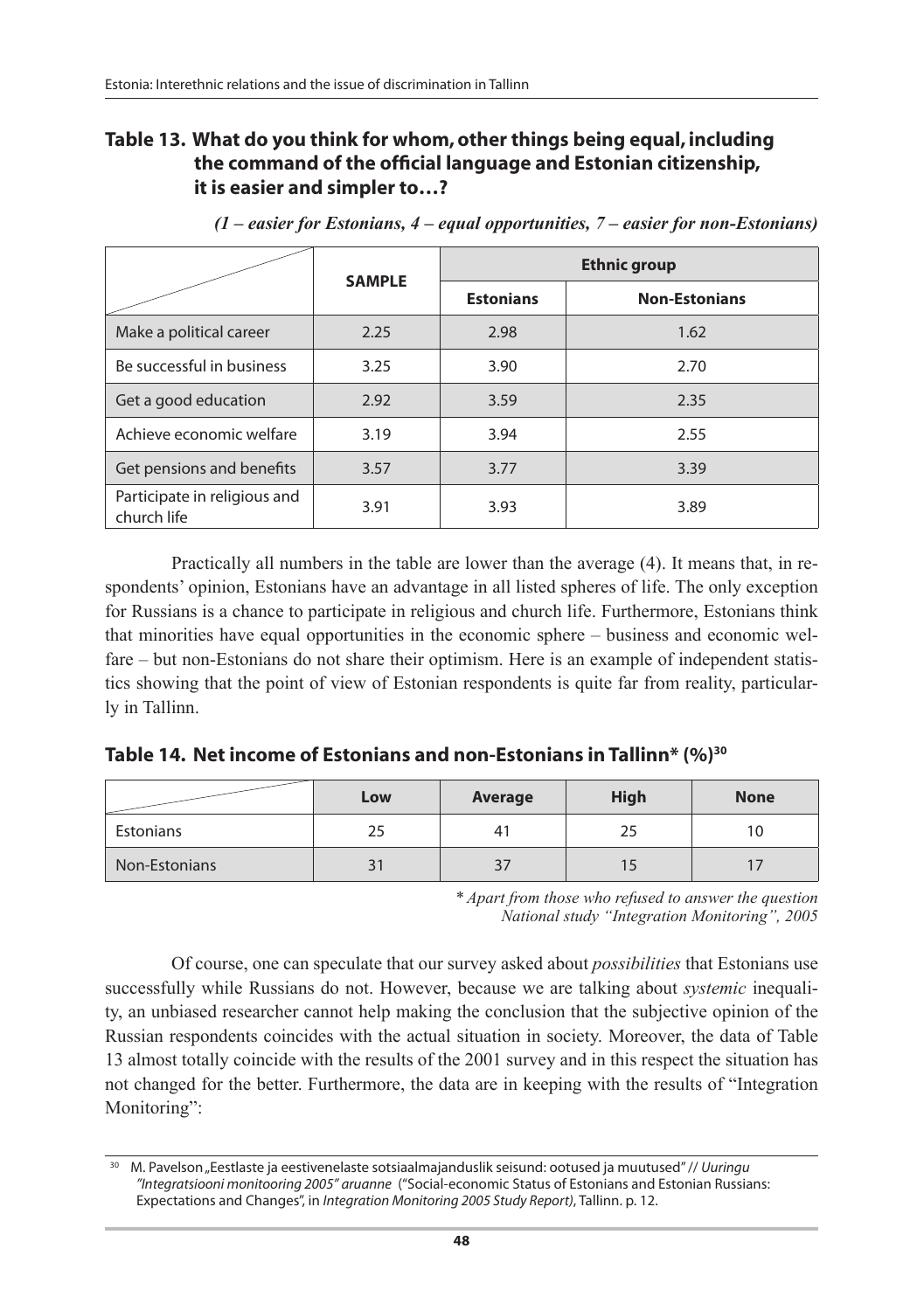## Table 13. What do you think for whom, other things being equal, including the command of the official language and Estonian citizenship, it is easier and simpler to…?

*(1 – easier for Estonians, 4 – equal opportunities, 7 – easier for non-Estonians)*

| | SAMPLE | Ethnic group | |
|---|---|---|---|
| | | Estonians | Non-Estonians |
| Make a political career | 2.25 | 2.98 | 1.62 |
| Be successful in business | 3.25 | 3.90 | 2.70 |
| Get a good education | 2.92 | 3.59 | 2.35 |
| Achieve economic welfare | 3.19 | 3.94 | 2.55 |
| Get pensions and benefits | 3.57 | 3.77 | 3.39 |
| Participate in religious and church life | 3.91 | 3.93 | 3.89 |

Practically all numbers in the table are lower than the average (4). It means that, in respondents' opinion, Estonians have an advantage in all listed spheres of life. The only exception for Russians is a chance to participate in religious and church life. Furthermore, Estonians think that minorities have equal opportunities in the economic sphere – business and economic welfare – but non-Estonians do not share their optimism. Here is an example of independent statistics showing that the point of view of Estonian respondents is quite far from reality, particularly in Tallinn.

## Table 14. Net income of Estonians and non-Estonians in Tallinn* (%)[30]

| | Low | Average | High | None |
|---|---|---|---|---|
| Estonians | 25 | 41 | 25 | 10 |
| Non-Estonians | 31 | 37 | 15 | 17 |

*\* Apart from those who refused to answer the question*
*National study "Integration Monitoring", 2005*

Of course, one can speculate that our survey asked about *possibilities* that Estonians use successfully while Russians do not. However, because we are talking about *systemic* inequality, an unbiased researcher cannot help making the conclusion that the subjective opinion of the Russian respondents coincides with the actual situation in society. Moreover, the data of Table 13 almost totally coincide with the results of the 2001 survey and in this respect the situation has not changed for the better. Furthermore, the data are in keeping with the results of "Integration Monitoring":

[30] M. Pavelson „Eestlaste ja eestivenelaste sotsiaalmajanduslik seisund: ootused ja muutused" // *Uuringu "Integratsiooni monitooring 2005" aruanne* ("Social-economic Status of Estonians and Estonian Russians: Expectations and Changes", in *Integration Monitoring 2005 Study Report)*, Tallinn. p. 12.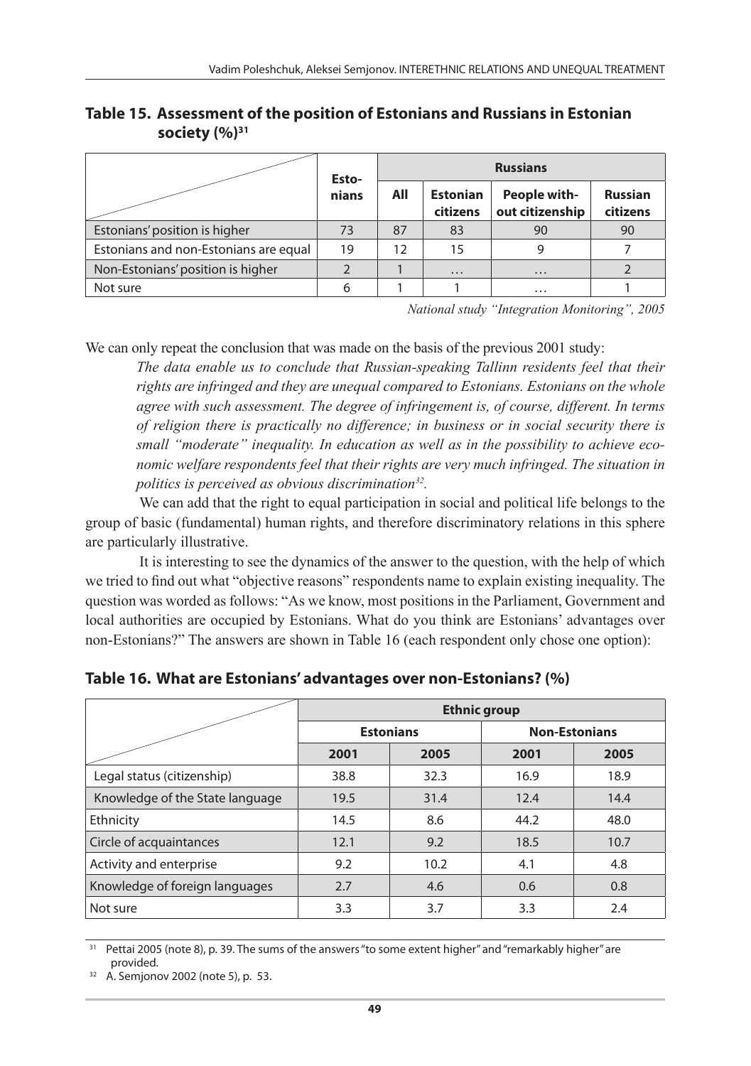**Table 15. Assessment of the position of Estonians and Russians in Estonian society (%)[31]**

| | Estonians | Russians | | | |
|---|---|---|---|---|---|
| | | All | Estonian citizens | People without citizenship | Russian citizens |
| Estonians' position is higher | 73 | 87 | 83 | 90 | 90 |
| Estonians and non-Estonians are equal | 19 | 12 | 15 | 9 | 7 |
| Non-Estonians' position is higher | 2 | 1 | … | … | 2 |
| Not sure | 6 | 1 | 1 | … | 1 |

*National study "Integration Monitoring", 2005*

We can only repeat the conclusion that was made on the basis of the previous 2001 study:

> *The data enable us to conclude that Russian-speaking Tallinn residents feel that their rights are infringed and they are unequal compared to Estonians. Estonians on the whole agree with such assessment. The degree of infringement is, of course, different. In terms of religion there is practically no difference; in business or in social security there is small "moderate" inequality. In education as well as in the possibility to achieve economic welfare respondents feel that their rights are very much infringed. The situation in politics is perceived as obvious discrimination[32].*

We can add that the right to equal participation in social and political life belongs to the group of basic (fundamental) human rights, and therefore discriminatory relations in this sphere are particularly illustrative.

It is interesting to see the dynamics of the answer to the question, with the help of which we tried to find out what "objective reasons" respondents name to explain existing inequality. The question was worded as follows: "As we know, most positions in the Parliament, Government and local authorities are occupied by Estonians. What do you think are Estonians' advantages over non-Estonians?" The answers are shown in Table 16 (each respondent only chose one option):

**Table 16. What are Estonians' advantages over non-Estonians? (%)**

| | Ethnic group | | | |
|---|---|---|---|---|
| | Estonians | | Non-Estonians | |
| | 2001 | 2005 | 2001 | 2005 |
| Legal status (citizenship) | 38.8 | 32.3 | 16.9 | 18.9 |
| Knowledge of the State language | 19.5 | 31.4 | 12.4 | 14.4 |
| Ethnicity | 14.5 | 8.6 | 44.2 | 48.0 |
| Circle of acquaintances | 12.1 | 9.2 | 18.5 | 10.7 |
| Activity and enterprise | 9.2 | 10.2 | 4.1 | 4.8 |
| Knowledge of foreign languages | 2.7 | 4.6 | 0.6 | 0.8 |
| Not sure | 3.3 | 3.7 | 3.3 | 2.4 |

[31] Pettai 2005 (note 8), p. 39. The sums of the answers "to some extent higher" and "remarkably higher" are provided.

[32] A. Semjonov 2002 (note 5), p. 53.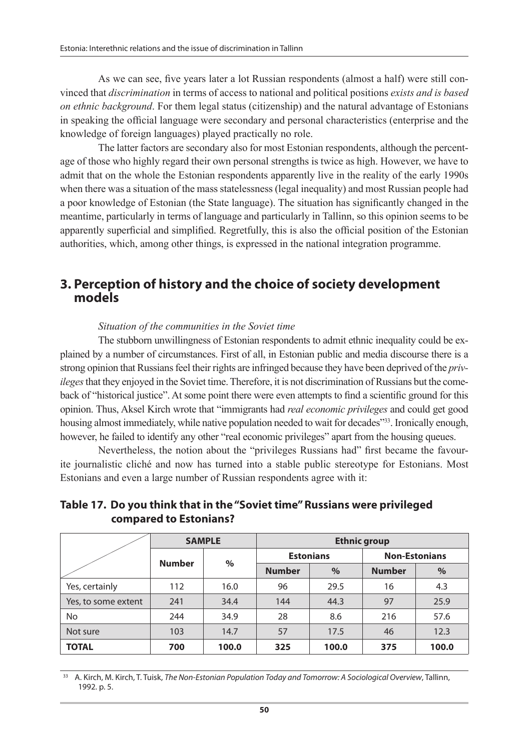As we can see, five years later a lot Russian respondents (almost a half) were still convinced that *discrimination* in terms of access to national and political positions *exists and is based on ethnic background*. For them legal status (citizenship) and the natural advantage of Estonians in speaking the official language were secondary and personal characteristics (enterprise and the knowledge of foreign languages) played practically no role.

The latter factors are secondary also for most Estonian respondents, although the percentage of those who highly regard their own personal strengths is twice as high. However, we have to admit that on the whole the Estonian respondents apparently live in the reality of the early 1990s when there was a situation of the mass statelessness (legal inequality) and most Russian people had a poor knowledge of Estonian (the State language). The situation has significantly changed in the meantime, particularly in terms of language and particularly in Tallinn, so this opinion seems to be apparently superficial and simplified. Regretfully, this is also the official position of the Estonian authorities, which, among other things, is expressed in the national integration programme.

## 3. Perception of history and the choice of society development models

*Situation of the communities in the Soviet time*

The stubborn unwillingness of Estonian respondents to admit ethnic inequality could be explained by a number of circumstances. First of all, in Estonian public and media discourse there is a strong opinion that Russians feel their rights are infringed because they have been deprived of the *privileges* that they enjoyed in the Soviet time. Therefore, it is not discrimination of Russians but the comeback of "historical justice". At some point there were even attempts to find a scientific ground for this opinion. Thus, Aksel Kirch wrote that "immigrants had *real economic privileges* and could get good housing almost immediately, while native population needed to wait for decades"[33]. Ironically enough, however, he failed to identify any other "real economic privileges" apart from the housing queues.

Nevertheless, the notion about the "privileges Russians had" first became the favourite journalistic cliché and now has turned into a stable public stereotype for Estonians. Most Estonians and even a large number of Russian respondents agree with it:

**Table 17. Do you think that in the "Soviet time" Russians were privileged compared to Estonians?**

| | SAMPLE | | Ethnic group | | | |
|---|---|---|---|---|---|---|
| | | | Estonians | | Non-Estonians | |
| | Number | % | Number | % | Number | % |
| Yes, certainly | 112 | 16.0 | 96 | 29.5 | 16 | 4.3 |
| Yes, to some extent | 241 | 34.4 | 144 | 44.3 | 97 | 25.9 |
| No | 244 | 34.9 | 28 | 8.6 | 216 | 57.6 |
| Not sure | 103 | 14.7 | 57 | 17.5 | 46 | 12.3 |
| **TOTAL** | **700** | **100.0** | **325** | **100.0** | **375** | **100.0** |

[33] A. Kirch, M. Kirch, T. Tuisk, *The Non-Estonian Population Today and Tomorrow: A Sociological Overview*, Tallinn, 1992. p. 5.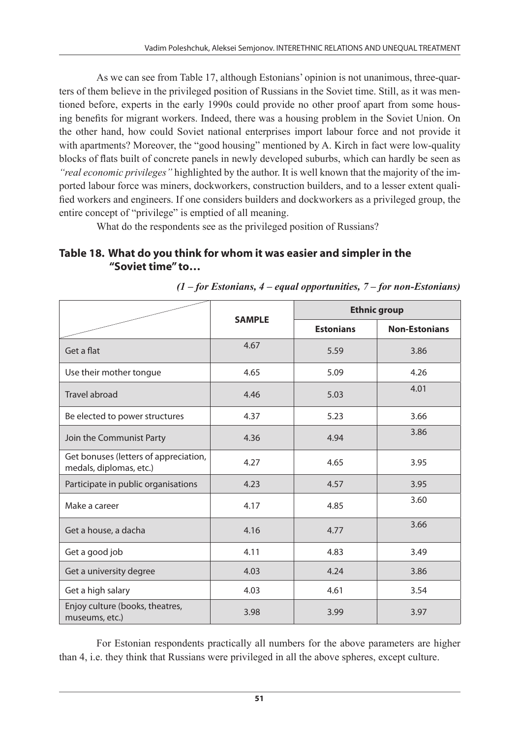As we can see from Table 17, although Estonians' opinion is not unanimous, three-quarters of them believe in the privileged position of Russians in the Soviet time. Still, as it was mentioned before, experts in the early 1990s could provide no other proof apart from some housing benefits for migrant workers. Indeed, there was a housing problem in the Soviet Union. On the other hand, how could Soviet national enterprises import labour force and not provide it with apartments? Moreover, the "good housing" mentioned by A. Kirch in fact were low-quality blocks of flats built of concrete panels in newly developed suburbs, which can hardly be seen as *"real economic privileges"* highlighted by the author. It is well known that the majority of the imported labour force was miners, dockworkers, construction builders, and to a lesser extent qualified workers and engineers. If one considers builders and dockworkers as a privileged group, the entire concept of "privilege" is emptied of all meaning.

What do the respondents see as the privileged position of Russians?

## Table 18. What do you think for whom it was easier and simpler in the "Soviet time" to…

***(1 – for Estonians, 4 – equal opportunities, 7 – for non-Estonians)***

| | SAMPLE | Ethnic group | |
|---|---|---|---|
| | | **Estonians** | **Non-Estonians** |
| Get a flat | 4.67 | 5.59 | 3.86 |
| Use their mother tongue | 4.65 | 5.09 | 4.26 |
| Travel abroad | 4.46 | 5.03 | 4.01 |
| Be elected to power structures | 4.37 | 5.23 | 3.66 |
| Join the Communist Party | 4.36 | 4.94 | 3.86 |
| Get bonuses (letters of appreciation, medals, diplomas, etc.) | 4.27 | 4.65 | 3.95 |
| Participate in public organisations | 4.23 | 4.57 | 3.95 |
| Make a career | 4.17 | 4.85 | 3.60 |
| Get a house, a dacha | 4.16 | 4.77 | 3.66 |
| Get a good job | 4.11 | 4.83 | 3.49 |
| Get a university degree | 4.03 | 4.24 | 3.86 |
| Get a high salary | 4.03 | 4.61 | 3.54 |
| Enjoy culture (books, theatres, museums, etc.) | 3.98 | 3.99 | 3.97 |

For Estonian respondents practically all numbers for the above parameters are higher than 4, i.e. they think that Russians were privileged in all the above spheres, except culture.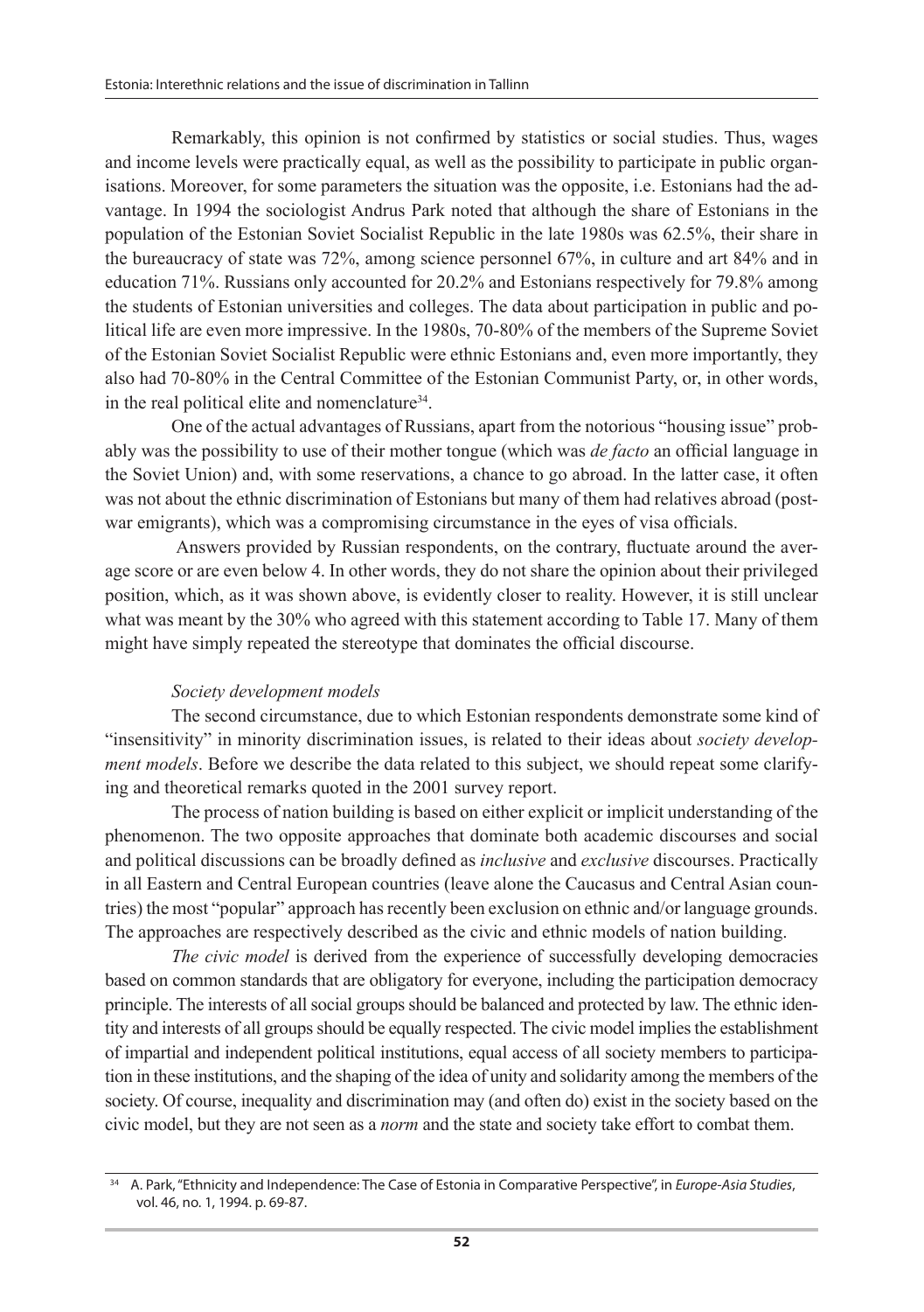Remarkably, this opinion is not confirmed by statistics or social studies. Thus, wages and income levels were practically equal, as well as the possibility to participate in public organisations. Moreover, for some parameters the situation was the opposite, i.e. Estonians had the advantage. In 1994 the sociologist Andrus Park noted that although the share of Estonians in the population of the Estonian Soviet Socialist Republic in the late 1980s was 62.5%, their share in the bureaucracy of state was 72%, among science personnel 67%, in culture and art 84% and in education 71%. Russians only accounted for 20.2% and Estonians respectively for 79.8% among the students of Estonian universities and colleges. The data about participation in public and political life are even more impressive. In the 1980s, 70-80% of the members of the Supreme Soviet of the Estonian Soviet Socialist Republic were ethnic Estonians and, even more importantly, they also had 70-80% in the Central Committee of the Estonian Communist Party, or, in other words, in the real political elite and nomenclature[34].

One of the actual advantages of Russians, apart from the notorious "housing issue" probably was the possibility to use of their mother tongue (which was *de facto* an official language in the Soviet Union) and, with some reservations, a chance to go abroad. In the latter case, it often was not about the ethnic discrimination of Estonians but many of them had relatives abroad (post-war emigrants), which was a compromising circumstance in the eyes of visa officials.

Answers provided by Russian respondents, on the contrary, fluctuate around the average score or are even below 4. In other words, they do not share the opinion about their privileged position, which, as it was shown above, is evidently closer to reality. However, it is still unclear what was meant by the 30% who agreed with this statement according to Table 17. Many of them might have simply repeated the stereotype that dominates the official discourse.

*Society development models*

The second circumstance, due to which Estonian respondents demonstrate some kind of "insensitivity" in minority discrimination issues, is related to their ideas about *society development models*. Before we describe the data related to this subject, we should repeat some clarifying and theoretical remarks quoted in the 2001 survey report.

The process of nation building is based on either explicit or implicit understanding of the phenomenon. The two opposite approaches that dominate both academic discourses and social and political discussions can be broadly defined as *inclusive* and *exclusive* discourses. Practically in all Eastern and Central European countries (leave alone the Caucasus and Central Asian countries) the most "popular" approach has recently been exclusion on ethnic and/or language grounds. The approaches are respectively described as the civic and ethnic models of nation building.

*The civic model* is derived from the experience of successfully developing democracies based on common standards that are obligatory for everyone, including the participation democracy principle. The interests of all social groups should be balanced and protected by law. The ethnic identity and interests of all groups should be equally respected. The civic model implies the establishment of impartial and independent political institutions, equal access of all society members to participation in these institutions, and the shaping of the idea of unity and solidarity among the members of the society. Of course, inequality and discrimination may (and often do) exist in the society based on the civic model, but they are not seen as a *norm* and the state and society take effort to combat them.

---

[34] A. Park, "Ethnicity and Independence: The Case of Estonia in Comparative Perspective", in *Europe-Asia Studies*, vol. 46, no. 1, 1994. p. 69-87.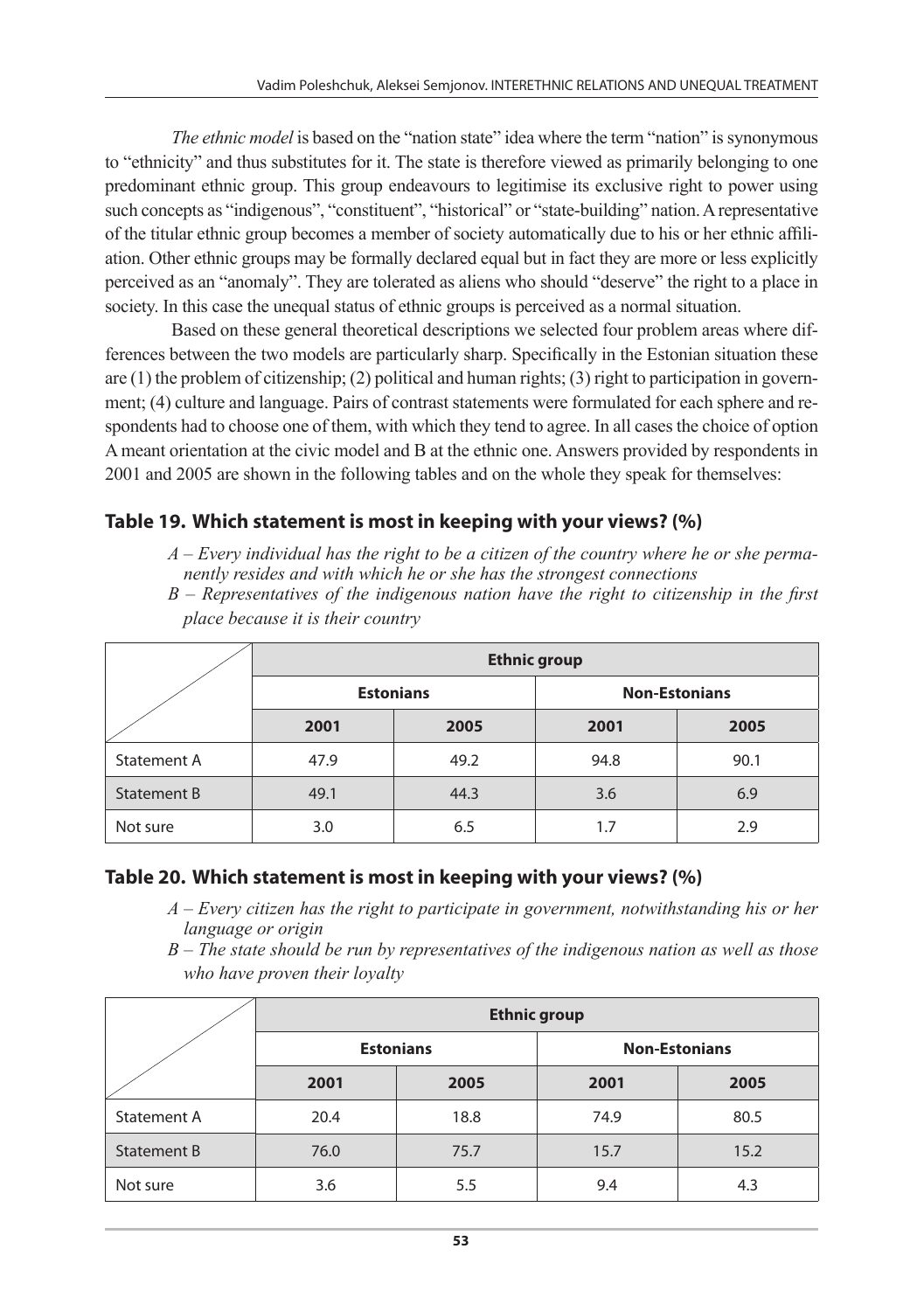*The ethnic model* is based on the "nation state" idea where the term "nation" is synonymous to "ethnicity" and thus substitutes for it. The state is therefore viewed as primarily belonging to one predominant ethnic group. This group endeavours to legitimise its exclusive right to power using such concepts as "indigenous", "constituent", "historical" or "state-building" nation. A representative of the titular ethnic group becomes a member of society automatically due to his or her ethnic affiliation. Other ethnic groups may be formally declared equal but in fact they are more or less explicitly perceived as an "anomaly". They are tolerated as aliens who should "deserve" the right to a place in society. In this case the unequal status of ethnic groups is perceived as a normal situation.

Based on these general theoretical descriptions we selected four problem areas where differences between the two models are particularly sharp. Specifically in the Estonian situation these are (1) the problem of citizenship; (2) political and human rights; (3) right to participation in government; (4) culture and language. Pairs of contrast statements were formulated for each sphere and respondents had to choose one of them, with which they tend to agree. In all cases the choice of option A meant orientation at the civic model and B at the ethnic one. Answers provided by respondents in 2001 and 2005 are shown in the following tables and on the whole they speak for themselves:

## Table 19. Which statement is most in keeping with your views? (%)

*A – Every individual has the right to be a citizen of the country where he or she permanently resides and with which he or she has the strongest connections*

*B – Representatives of the indigenous nation have the right to citizenship in the first place because it is their country*

| | Ethnic group | | | |
|---|---|---|---|---|
| | Estonians | | Non-Estonians | |
| | 2001 | 2005 | 2001 | 2005 |
| Statement A | 47.9 | 49.2 | 94.8 | 90.1 |
| Statement B | 49.1 | 44.3 | 3.6 | 6.9 |
| Not sure | 3.0 | 6.5 | 1.7 | 2.9 |

## Table 20. Which statement is most in keeping with your views? (%)

*A – Every citizen has the right to participate in government, notwithstanding his or her language or origin*

*B – The state should be run by representatives of the indigenous nation as well as those who have proven their loyalty*

| | Ethnic group | | | |
|---|---|---|---|---|
| | Estonians | | Non-Estonians | |
| | 2001 | 2005 | 2001 | 2005 |
| Statement A | 20.4 | 18.8 | 74.9 | 80.5 |
| Statement B | 76.0 | 75.7 | 15.7 | 15.2 |
| Not sure | 3.6 | 5.5 | 9.4 | 4.3 |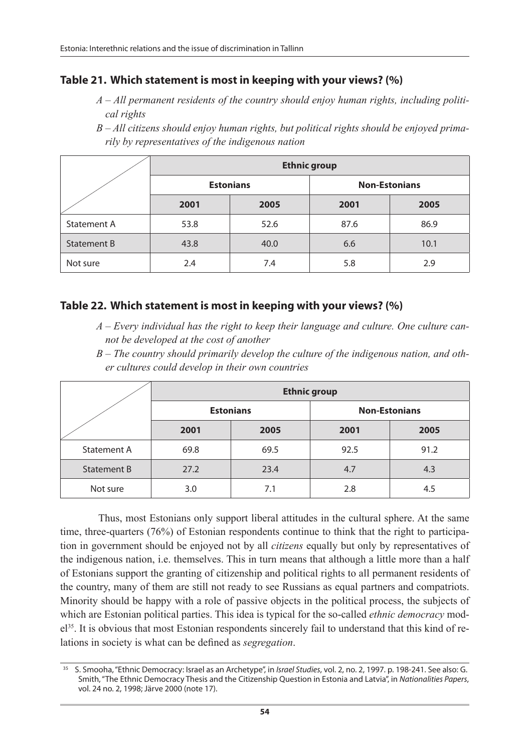## Table 21. Which statement is most in keeping with your views? (%)

*A – All permanent residents of the country should enjoy human rights, including political rights*

*B – All citizens should enjoy human rights, but political rights should be enjoyed primarily by representatives of the indigenous nation*

| | Ethnic group | | | |
|---|---|---|---|---|
| | Estonians | | Non-Estonians | |
| | 2001 | 2005 | 2001 | 2005 |
| Statement A | 53.8 | 52.6 | 87.6 | 86.9 |
| Statement B | 43.8 | 40.0 | 6.6 | 10.1 |
| Not sure | 2.4 | 7.4 | 5.8 | 2.9 |

## Table 22. Which statement is most in keeping with your views? (%)

*A – Every individual has the right to keep their language and culture. One culture cannot be developed at the cost of another*

*B – The country should primarily develop the culture of the indigenous nation, and other cultures could develop in their own countries*

| | Ethnic group | | | |
|---|---|---|---|---|
| | Estonians | | Non-Estonians | |
| | 2001 | 2005 | 2001 | 2005 |
| Statement A | 69.8 | 69.5 | 92.5 | 91.2 |
| Statement B | 27.2 | 23.4 | 4.7 | 4.3 |
| Not sure | 3.0 | 7.1 | 2.8 | 4.5 |

Thus, most Estonians only support liberal attitudes in the cultural sphere. At the same time, three-quarters (76%) of Estonian respondents continue to think that the right to participation in government should be enjoyed not by all *citizens* equally but only by representatives of the indigenous nation, i.e. themselves. This in turn means that although a little more than a half of Estonians support the granting of citizenship and political rights to all permanent residents of the country, many of them are still not ready to see Russians as equal partners and compatriots. Minority should be happy with a role of passive objects in the political process, the subjects of which are Estonian political parties. This idea is typical for the so-called *ethnic democracy* model[35]. It is obvious that most Estonian respondents sincerely fail to understand that this kind of relations in society is what can be defined as *segregation*.

[35] S. Smooha, "Ethnic Democracy: Israel as an Archetype", in *Israel Studies*, vol. 2, no. 2, 1997. p. 198-241. See also: G. Smith, "The Ethnic Democracy Thesis and the Citizenship Question in Estonia and Latvia", in *Nationalities Papers*, vol. 24 no. 2, 1998; Järve 2000 (note 17).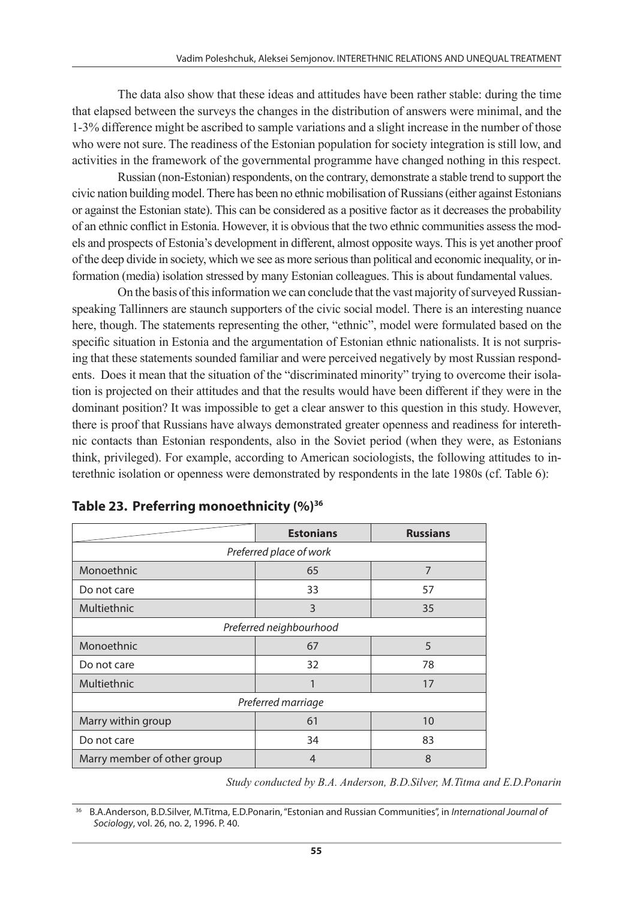The data also show that these ideas and attitudes have been rather stable: during the time that elapsed between the surveys the changes in the distribution of answers were minimal, and the 1-3% difference might be ascribed to sample variations and a slight increase in the number of those who were not sure. The readiness of the Estonian population for society integration is still low, and activities in the framework of the governmental programme have changed nothing in this respect.

Russian (non-Estonian) respondents, on the contrary, demonstrate a stable trend to support the civic nation building model. There has been no ethnic mobilisation of Russians (either against Estonians or against the Estonian state). This can be considered as a positive factor as it decreases the probability of an ethnic conflict in Estonia. However, it is obvious that the two ethnic communities assess the models and prospects of Estonia's development in different, almost opposite ways. This is yet another proof of the deep divide in society, which we see as more serious than political and economic inequality, or information (media) isolation stressed by many Estonian colleagues. This is about fundamental values.

On the basis of this information we can conclude that the vast majority of surveyed Russian-speaking Tallinners are staunch supporters of the civic social model. There is an interesting nuance here, though. The statements representing the other, "ethnic", model were formulated based on the specific situation in Estonia and the argumentation of Estonian ethnic nationalists. It is not surprising that these statements sounded familiar and were perceived negatively by most Russian respondents. Does it mean that the situation of the "discriminated minority" trying to overcome their isolation is projected on their attitudes and that the results would have been different if they were in the dominant position? It was impossible to get a clear answer to this question in this study. However, there is proof that Russians have always demonstrated greater openness and readiness for interethnic contacts than Estonian respondents, also in the Soviet period (when they were, as Estonians think, privileged). For example, according to American sociologists, the following attitudes to interethnic isolation or openness were demonstrated by respondents in the late 1980s (cf. Table 6):

**Table 23. Preferring monoethnicity (%)[36]**

| | Estonians | Russians |
|---|---|---|
| *Preferred place of work* | | |
| Monoethnic | 65 | 7 |
| Do not care | 33 | 57 |
| Multiethnic | 3 | 35 |
| *Preferred neighbourhood* | | |
| Monoethnic | 67 | 5 |
| Do not care | 32 | 78 |
| Multiethnic | 1 | 17 |
| *Preferred marriage* | | |
| Marry within group | 61 | 10 |
| Do not care | 34 | 83 |
| Marry member of other group | 4 | 8 |

*Study conducted by B.A. Anderson, B.D.Silver, M.Titma and E.D.Ponarin*

[36] B.A.Anderson, B.D.Silver, M.Titma, E.D.Ponarin, "Estonian and Russian Communities", in *International Journal of Sociology*, vol. 26, no. 2, 1996. P. 40.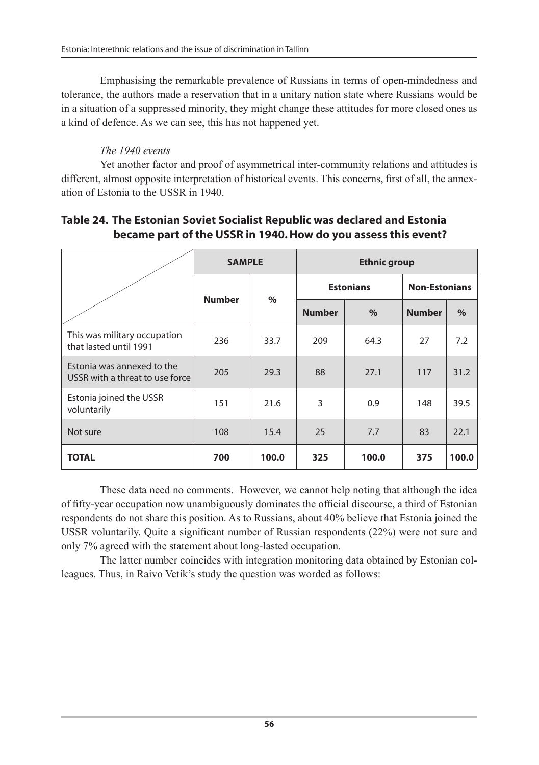Emphasising the remarkable prevalence of Russians in terms of open-mindedness and tolerance, the authors made a reservation that in a unitary nation state where Russians would be in a situation of a suppressed minority, they might change these attitudes for more closed ones as a kind of defence. As we can see, this has not happened yet.

*The 1940 events*

Yet another factor and proof of asymmetrical inter-community relations and attitudes is different, almost opposite interpretation of historical events. This concerns, first of all, the annexation of Estonia to the USSR in 1940.

**Table 24. The Estonian Soviet Socialist Republic was declared and Estonia became part of the USSR in 1940. How do you assess this event?**

| | SAMPLE | | Ethnic group | | | |
|---|---|---|---|---|---|---|
| | | | Estonians | | Non-Estonians | |
| | Number | % | Number | % | Number | % |
| This was military occupation that lasted until 1991 | 236 | 33.7 | 209 | 64.3 | 27 | 7.2 |
| Estonia was annexed to the USSR with a threat to use force | 205 | 29.3 | 88 | 27.1 | 117 | 31.2 |
| Estonia joined the USSR voluntarily | 151 | 21.6 | 3 | 0.9 | 148 | 39.5 |
| Not sure | 108 | 15.4 | 25 | 7.7 | 83 | 22.1 |
| **TOTAL** | **700** | **100.0** | **325** | **100.0** | **375** | **100.0** |

These data need no comments. However, we cannot help noting that although the idea of fifty-year occupation now unambiguously dominates the official discourse, a third of Estonian respondents do not share this position. As to Russians, about 40% believe that Estonia joined the USSR voluntarily. Quite a significant number of Russian respondents (22%) were not sure and only 7% agreed with the statement about long-lasted occupation.

The latter number coincides with integration monitoring data obtained by Estonian colleagues. Thus, in Raivo Vetik's study the question was worded as follows: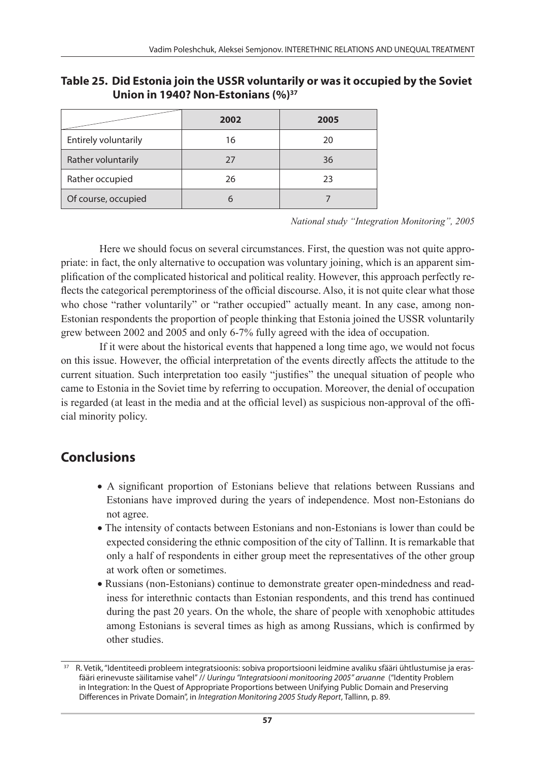**Table 25. Did Estonia join the USSR voluntarily or was it occupied by the Soviet Union in 1940? Non-Estonians (%)[37]**

| | 2002 | 2005 |
|---|---|---|
| Entirely voluntarily | 16 | 20 |
| Rather voluntarily | 27 | 36 |
| Rather occupied | 26 | 23 |
| Of course, occupied | 6 | 7 |

*National study "Integration Monitoring", 2005*

Here we should focus on several circumstances. First, the question was not quite appropriate: in fact, the only alternative to occupation was voluntary joining, which is an apparent simplification of the complicated historical and political reality. However, this approach perfectly reflects the categorical peremptoriness of the official discourse. Also, it is not quite clear what those who chose "rather voluntarily" or "rather occupied" actually meant. In any case, among non-Estonian respondents the proportion of people thinking that Estonia joined the USSR voluntarily grew between 2002 and 2005 and only 6-7% fully agreed with the idea of occupation.

If it were about the historical events that happened a long time ago, we would not focus on this issue. However, the official interpretation of the events directly affects the attitude to the current situation. Such interpretation too easily "justifies" the unequal situation of people who came to Estonia in the Soviet time by referring to occupation. Moreover, the denial of occupation is regarded (at least in the media and at the official level) as suspicious non-approval of the official minority policy.

## Conclusions

- A significant proportion of Estonians believe that relations between Russians and Estonians have improved during the years of independence. Most non-Estonians do not agree.
- The intensity of contacts between Estonians and non-Estonians is lower than could be expected considering the ethnic composition of the city of Tallinn. It is remarkable that only a half of respondents in either group meet the representatives of the other group at work often or sometimes.
- Russians (non-Estonians) continue to demonstrate greater open-mindedness and readiness for interethnic contacts than Estonian respondents, and this trend has continued during the past 20 years. On the whole, the share of people with xenophobic attitudes among Estonians is several times as high as among Russians, which is confirmed by other studies.

[37] R. Vetik, "Identiteedi probleem integratsioonis: sobiva proportsiooni leidmine avaliku sfääri ühtlustumise ja erasfääri erinevuste säilitamise vahel" // *Uuringu "Integratsiooni monitooring 2005" aruanne* ("Identity Problem in Integration: In the Quest of Appropriate Proportions between Unifying Public Domain and Preserving Differences in Private Domain", in *Integration Monitoring 2005 Study Report*, Tallinn, p. 89.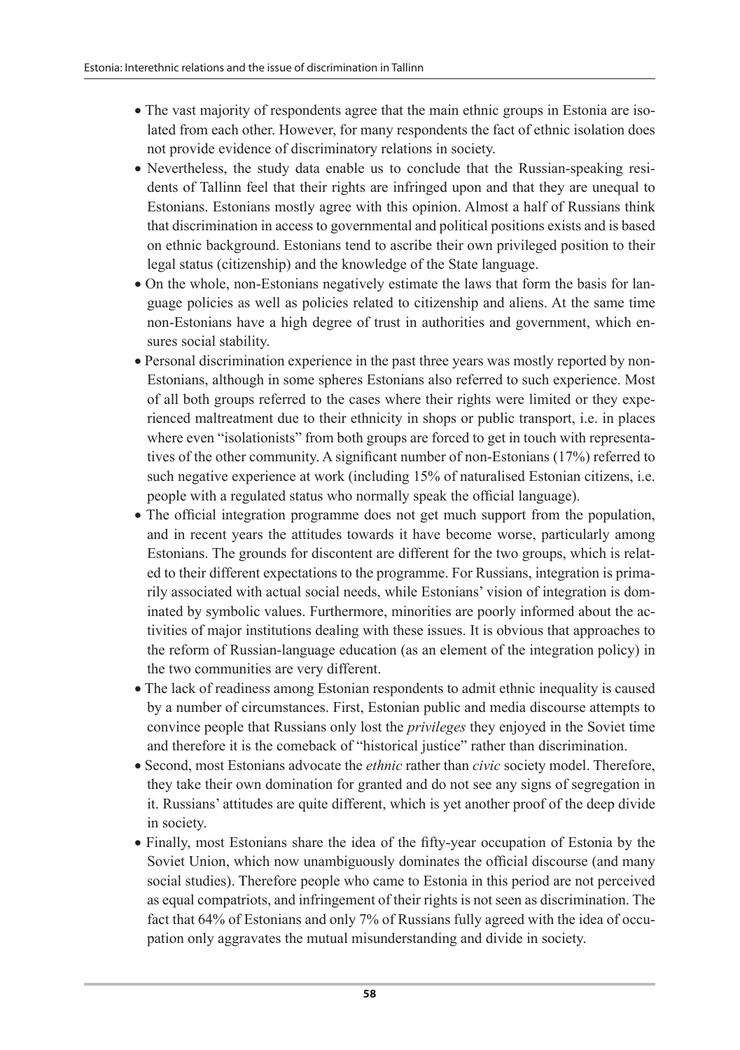- The vast majority of respondents agree that the main ethnic groups in Estonia are isolated from each other. However, for many respondents the fact of ethnic isolation does not provide evidence of discriminatory relations in society.
- Nevertheless, the study data enable us to conclude that the Russian-speaking residents of Tallinn feel that their rights are infringed upon and that they are unequal to Estonians. Estonians mostly agree with this opinion. Almost a half of Russians think that discrimination in access to governmental and political positions exists and is based on ethnic background. Estonians tend to ascribe their own privileged position to their legal status (citizenship) and the knowledge of the State language.
- On the whole, non-Estonians negatively estimate the laws that form the basis for language policies as well as policies related to citizenship and aliens. At the same time non-Estonians have a high degree of trust in authorities and government, which ensures social stability.
- Personal discrimination experience in the past three years was mostly reported by non-Estonians, although in some spheres Estonians also referred to such experience. Most of all both groups referred to the cases where their rights were limited or they experienced maltreatment due to their ethnicity in shops or public transport, i.e. in places where even "isolationists" from both groups are forced to get in touch with representatives of the other community. A significant number of non-Estonians (17%) referred to such negative experience at work (including 15% of naturalised Estonian citizens, i.e. people with a regulated status who normally speak the official language).
- The official integration programme does not get much support from the population, and in recent years the attitudes towards it have become worse, particularly among Estonians. The grounds for discontent are different for the two groups, which is related to their different expectations to the programme. For Russians, integration is primarily associated with actual social needs, while Estonians' vision of integration is dominated by symbolic values. Furthermore, minorities are poorly informed about the activities of major institutions dealing with these issues. It is obvious that approaches to the reform of Russian-language education (as an element of the integration policy) in the two communities are very different.
- The lack of readiness among Estonian respondents to admit ethnic inequality is caused by a number of circumstances. First, Estonian public and media discourse attempts to convince people that Russians only lost the *privileges* they enjoyed in the Soviet time and therefore it is the comeback of "historical justice" rather than discrimination.
- Second, most Estonians advocate the *ethnic* rather than *civic* society model. Therefore, they take their own domination for granted and do not see any signs of segregation in it. Russians' attitudes are quite different, which is yet another proof of the deep divide in society.
- Finally, most Estonians share the idea of the fifty-year occupation of Estonia by the Soviet Union, which now unambiguously dominates the official discourse (and many social studies). Therefore people who came to Estonia in this period are not perceived as equal compatriots, and infringement of their rights is not seen as discrimination. The fact that 64% of Estonians and only 7% of Russians fully agreed with the idea of occupation only aggravates the mutual misunderstanding and divide in society.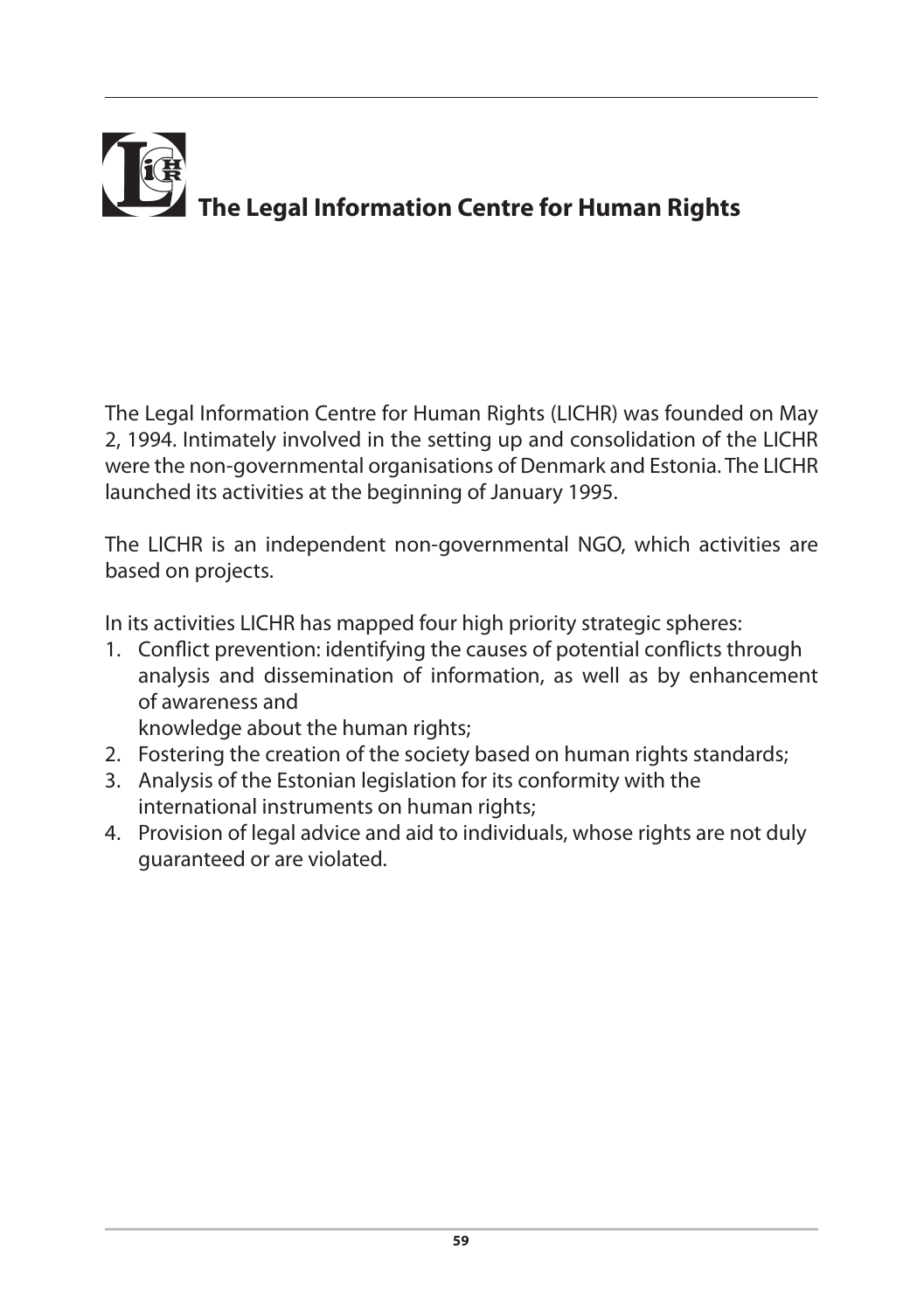# The Legal Information Centre for Human Rights

The Legal Information Centre for Human Rights (LICHR) was founded on May 2, 1994. Intimately involved in the setting up and consolidation of the LICHR were the non-governmental organisations of Denmark and Estonia. The LICHR launched its activities at the beginning of January 1995.

The LICHR is an independent non-governmental NGO, which activities are based on projects.

In its activities LICHR has mapped four high priority strategic spheres:

1. Conflict prevention: identifying the causes of potential conflicts through analysis and dissemination of information, as well as by enhancement of awareness and knowledge about the human rights;
2. Fostering the creation of the society based on human rights standards;
3. Analysis of the Estonian legislation for its conformity with the international instruments on human rights;
4. Provision of legal advice and aid to individuals, whose rights are not duly guaranteed or are violated.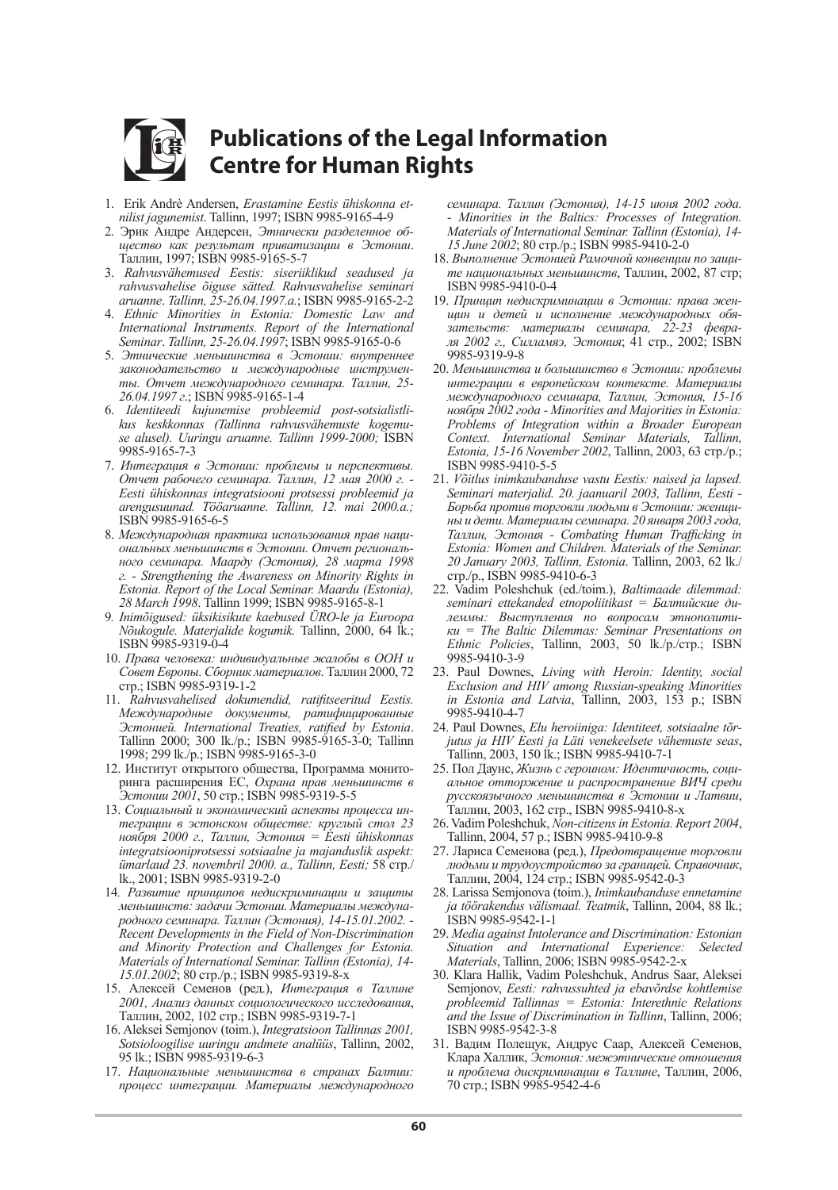# Publications of the Legal Information Centre for Human Rights

1. Erik Andrè Andersen, *Erastamine Eestis ühiskonna etnilist jagunemist*. Tallinn, 1997; ISBN 9985-9165-4-9
2. Эрик Андре Андерсен, *Этнически разделенное общество как результат приватизации в Эстонии*. Таллин, 1997; ISBN 9985-9165-5-7
3. *Rahvusvähemused Eestis: siseriiklikud seadused ja rahvusvahelise õiguse sätted. Rahvusvahelise seminari aruanne*. *Tallinn, 25-26.04.1997.a.*; ISBN 9985-9165-2-2
4. *Ethnic Minorities in Estonia: Domestic Law and International Instruments. Report of the International Seminar*. *Tallinn, 25-26.04.1997*; ISBN 9985-9165-0-6
5. *Этнические меньшинства в Эстонии: внутреннее законодательство и международные инструменты. Отчет международного семинара. Таллин, 25-26.04.1997 г.*; ISBN 9985-9165-1-4
6. *Identiteedi kujunemise probleemid post-sotsialistlikus keskkonnas (Tallinna rahvusvähemuste kogemuse alusel). Uuringu aruanne. Tallinn 1999-2000;* ISBN 9985-9165-7-3
7. *Интеграция в Эстонии: проблемы и перспективы. Отчет рабочего семинара. Таллин, 12 мая 2000 г. - Eesti ühiskonnas integratsiooni protsessi probleemid ja arengusuunad. Tööaruanne. Tallinn, 12. mai 2000.a.;* ISBN 9985-9165-6-5
8. *Международная практика использования прав национальных меньшинств в Эстонии. Отчет регионального семинара. Маарду (Эстония), 28 марта 1998 г. - Strengthening the Awareness on Minority Rights in Estonia. Report of the Local Seminar. Maardu (Estonia), 28 March 1998*. Tallinn 1999; ISBN 9985-9165-8-1
9. *Inimõigused: üksikisikute kaebused ÜRO-le ja Euroopa Nõukogule. Materjalide kogumik.* Tallinn, 2000, 64 lk.; ISBN 9985-9319-0-4
10. *Права человека: индивидуальные жалобы в ООН и Совет Европы. Сборник материалов*. Таллин 2000, 72 стр.; ISBN 9985-9319-1-2
11. *Rahvusvahelised dokumendid, ratifitseeritud Eestis. Международные документы, ратифицированные Эстонией. International Treaties, ratified by Estonia*. Tallinn 2000; 300 lk./p.; ISBN 9985-9165-3-0; Tallinn 1998; 299 lk./p.; ISBN 9985-9165-3-0
12. Институт открытого общества, Программа мониторинга расширения ЕС, *Охрана прав меньшинств в Эстонии 2001*, 50 стр.; ISBN 9985-9319-5-5
13. *Социальный и экономический аспекты процесса интеграции в эстонском обществе: круглый стол 23 ноября 2000 г., Таллин, Эстония = Eesti ühiskonnas integratsiooniprotsessi sotsiaalne ja majanduslik aspekt: ümarlaud 23. novembril 2000. a., Tallinn, Eesti;* 58 стр./lk., 2001; ISBN 9985-9319-2-0
14. *Развитие принципов недискриминации и защиты меньшинств: задачи Эстонии. Материалы международного семинара. Таллин (Эстония), 14-15.01.2002. - Recent Developments in the Field of Non-Discrimination and Minority Protection and Challenges for Estonia. Materials of International Seminar. Tallinn (Estonia), 14-15.01.2002*; 80 стр./p.; ISBN 9985-9319-8-x
15. Алексей Семенов (ред.), *Интеграция в Таллине 2001, Анализ данных социологического исследования*, Таллин, 2002, 102 стр.; ISBN 9985-9319-7-1
16. Aleksei Semjonov (toim.), *Integratsioon Tallinnas 2001, Sotsioloogilise uuringu andmete analüüs*, Tallinn, 2002, 95 lk.; ISBN 9985-9319-6-3
17. *Национальные меньшинства в странах Балтии: процесс интеграции. Материалы международного семинара. Таллин (Эстония), 14-15 июня 2002 года. - Minorities in the Baltics: Processes of Integration. Materials of International Seminar. Tallinn (Estonia), 14-15 June 2002*; 80 стр./p.; ISBN 9985-9410-2-0
18. *Выполнение Эстонией Рамочной конвенции по защите национальных меньшинств*, Таллин, 2002, 87 стр; ISBN 9985-9410-0-4
19. *Принцип недискриминации в Эстонии: права женщин и детей и исполнение международных обязательств: материалы семинара, 22-23 февраля 2002 г., Силламяэ, Эстония*; 41 стр., 2002; ISBN 9985-9319-9-8
20. *Меньшинства и большинство в Эстонии: проблемы интеграции в европейском контексте. Материалы международного семинара, Таллин, Эстония, 15-16 ноября 2002 года - Minorities and Majorities in Estonia: Problems of Integration within a Broader European Context. International Seminar Materials, Tallinn, Estonia, 15-16 November 2002*, Tallinn, 2003, 63 стр./p.; ISBN 9985-9410-5-5
21. *Võitlus inimkaubanduse vastu Eestis: naised ja lapsed. Seminari materjalid. 20. jaanuaril 2003, Tallinn, Eesti - Борьба против торговли людьми в Эстонии: женщины и дети. Материалы семинара. 20 января 2003 года, Таллин, Эстония - Combating Human Trafficking in Estonia: Women and Children. Materials of the Seminar. 20 January 2003, Tallinn, Estonia*. Tallinn, 2003, 62 lk./стр./p., ISBN 9985-9410-6-3
22. Vadim Poleshchuk (ed./toim.), *Baltimaade dilemmad: seminari ettekanded etnopoliitikast = Балтийские дилеммы: Выступления по вопросам этнополитики = The Baltic Dilemmas: Seminar Presentations on Ethnic Policies*, Tallinn, 2003, 50 lk./p./стр.; ISBN 9985-9410-3-9
23. Paul Downes, *Living with Heroin: Identity, social Exclusion and HIV among Russian-speaking Minorities in Estonia and Latvia*, Tallinn, 2003, 153 p.; ISBN 9985-9410-4-7
24. Paul Downes, *Elu heroiiniga: Identiteet, sotsiaalne tõrjutus ja HIV Eesti ja Läti venekeelsete vähemuste seas*, Tallinn, 2003, 150 lk.; ISBN 9985-9410-7-1
25. Пол Даунс, *Жизнь с героином: Идентичность, социальное отторжение и распространение ВИЧ среди русскоязычного меньшинства в Эстонии и Латвии*, Таллин, 2003, 162 стр., ISBN 9985-9410-8-x
26. Vadim Poleshchuk, *Non-citizens in Estonia. Report 2004*, Tallinn, 2004, 57 p.; ISBN 9985-9410-9-8
27. Лариса Семенова (ред.), *Предотвращение торговли людьми и трудоустройство за границей. Справочник*, Таллин, 2004, 124 стр.; ISBN 9985-9542-0-3
28. Larissa Semjonova (toim.), *Inimkaubanduse ennetamine ja töörakendus välismaal. Teatmik*, Tallinn, 2004, 88 lk.; ISBN 9985-9542-1-1
29. *Media against Intolerance and Discrimination: Estonian Situation and International Experience: Selected Materials*, Tallinn, 2006; ISBN 9985-9542-2-x
30. Klara Hallik, Vadim Poleshchuk, Andrus Saar, Aleksei Semjonov, *Eesti: rahvussuhted ja ebavõrdse kohtlemise probleemid Tallinnas = Estonia: Interethnic Relations and the Issue of Discrimination in Tallinn*, Tallinn, 2006; ISBN 9985-9542-3-8
31. Вадим Полещук, Андрус Саар, Алексей Семенов, Клара Халлик, *Эстония: межэтнические отношения и проблема дискриминации в Таллине*, Таллин, 2006, 70 стр.; ISBN 9985-9542-4-6